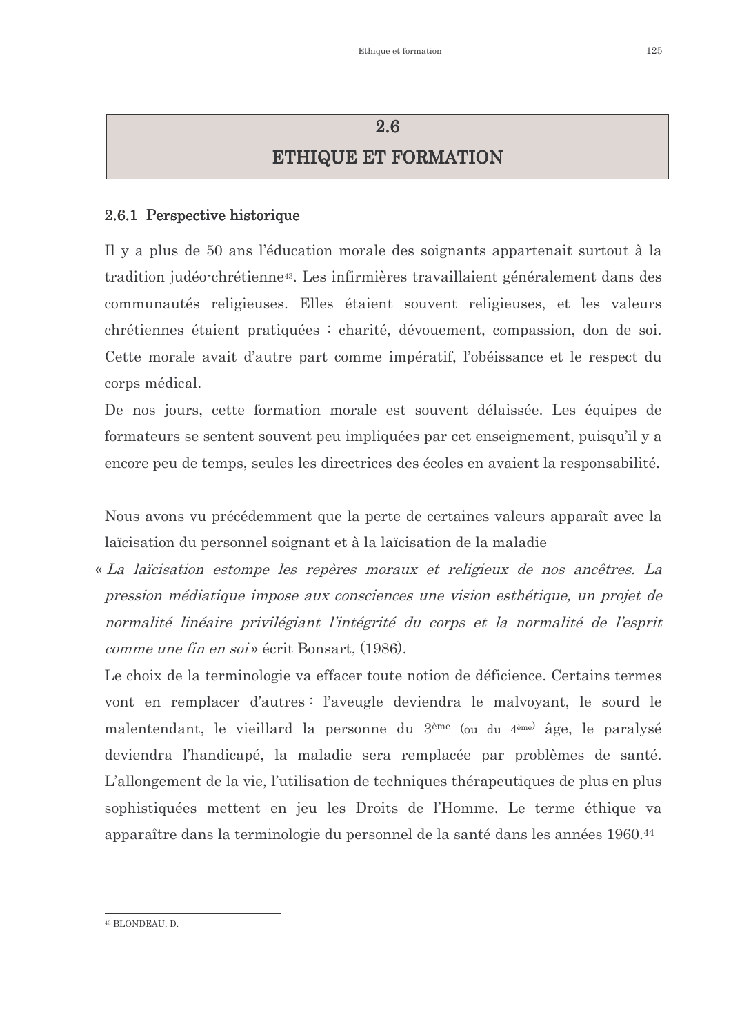# 2.6 ETHIQUE ET FORMATION

## 2.6.1 Perspective historique

Il y a plus de 50 ans l'éducation morale des soignants appartenait surtout à la tradition judéo-chrétienne[43]. Les infirmières travaillaient généralement dans des communautés religieuses. Elles étaient souvent religieuses, et les valeurs chrétiennes étaient pratiquées : charité, dévouement, compassion, don de soi. Cette morale avait d'autre part comme impératif, l'obéissance et le respect du corps médical.

De nos jours, cette formation morale est souvent délaissée. Les équipes de formateurs se sentent souvent peu impliquées par cet enseignement, puisqu'il y a encore peu de temps, seules les directrices des écoles en avaient la responsabilité.

Nous avons vu précédemment que la perte de certaines valeurs apparaît avec la laïcisation du personnel soignant et à la laïcisation de la maladie

« *La laïcisation estompe les repères moraux et religieux de nos ancêtres. La pression médiatique impose aux consciences une vision esthétique, un projet de normalité linéaire privilégiant l'intégrité du corps et la normalité de l'esprit comme une fin en soi* » écrit Bonsart, (1986).

Le choix de la terminologie va effacer toute notion de déficience. Certains termes vont en remplacer d'autres : l'aveugle deviendra le malvoyant, le sourd le malentendant, le vieillard la personne du 3ème (ou du 4ème) âge, le paralysé deviendra l'handicapé, la maladie sera remplacée par problèmes de santé. L'allongement de la vie, l'utilisation de techniques thérapeutiques de plus en plus sophistiquées mettent en jeu les Droits de l'Homme. Le terme éthique va apparaître dans la terminologie du personnel de la santé dans les années 1960.[44]

---

[43] BLONDEAU, D.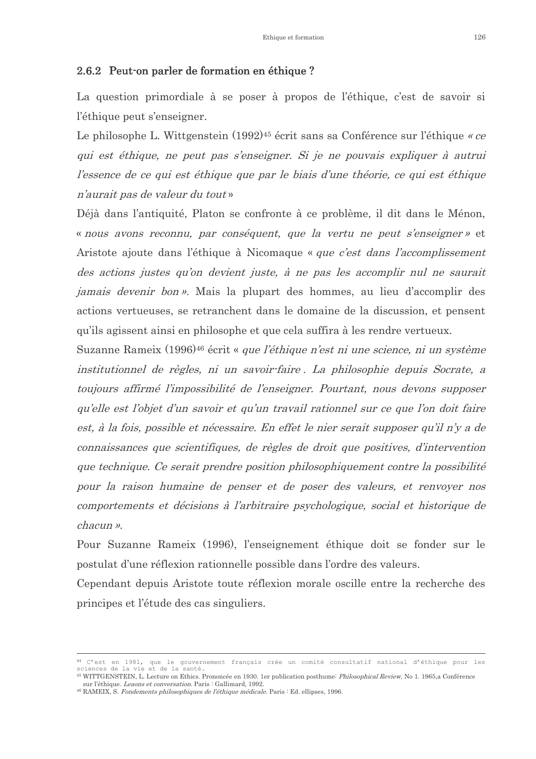### 2.6.2 Peut-on parler de formation en éthique ?

La question primordiale à se poser à propos de l'éthique, c'est de savoir si l'éthique peut s'enseigner.

Le philosophe L. Wittgenstein (1992)[45] écrit sans sa Conférence sur l'éthique *« ce qui est éthique, ne peut pas s'enseigner. Si je ne pouvais expliquer à autrui l'essence de ce qui est éthique que par le biais d'une théorie, ce qui est éthique n'aurait pas de valeur du tout »*

Déjà dans l'antiquité, Platon se confronte à ce problème, il dit dans le Ménon, « *nous avons reconnu, par conséquent, que la vertu ne peut s'enseigner* » et Aristote ajoute dans l'éthique à Nicomaque « *que c'est dans l'accomplissement des actions justes qu'on devient juste, à ne pas les accomplir nul ne saurait jamais devenir bon* ». Mais la plupart des hommes, au lieu d'accomplir des actions vertueuses, se retranchent dans le domaine de la discussion, et pensent qu'ils agissent ainsi en philosophe et que cela suffira à les rendre vertueux.

Suzanne Rameix (1996)[46] écrit « *que l'éthique n'est ni une science, ni un système institutionnel de règles, ni un savoir-faire . La philosophie depuis Socrate, a toujours affirmé l'impossibilité de l'enseigner. Pourtant, nous devons supposer qu'elle est l'objet d'un savoir et qu'un travail rationnel sur ce que l'on doit faire est, à la fois, possible et nécessaire. En effet le nier serait supposer qu'il n'y a de connaissances que scientifiques, de règles de droit que positives, d'intervention que technique. Ce serait prendre position philosophiquement contre la possibilité pour la raison humaine de penser et de poser des valeurs, et renvoyer nos comportements et décisions à l'arbitraire psychologique, social et historique de chacun* ».

Pour Suzanne Rameix (1996), l'enseignement éthique doit se fonder sur le postulat d'une réflexion rationnelle possible dans l'ordre des valeurs.

Cependant depuis Aristote toute réflexion morale oscille entre la recherche des principes et l'étude des cas singuliers.

---

[44] C'est en 1981, que le gouvernement français crée un comité consultatif national d'éthique pour les sciences de la vie et de la santé.

[45] WITTGENSTEIN, L. Lecture on Ethics. Prononcée en 1930. 1er publication posthume: *Philosophical Review*, No 1. 1965,a Conférence sur l'éthique. *Leaons et conversation*. Paris : Gallimard, 1992.

[46] RAMEIX, S. *Fondements philosophiques de l'éthique médicale*. Paris : Ed. ellipses, 1996.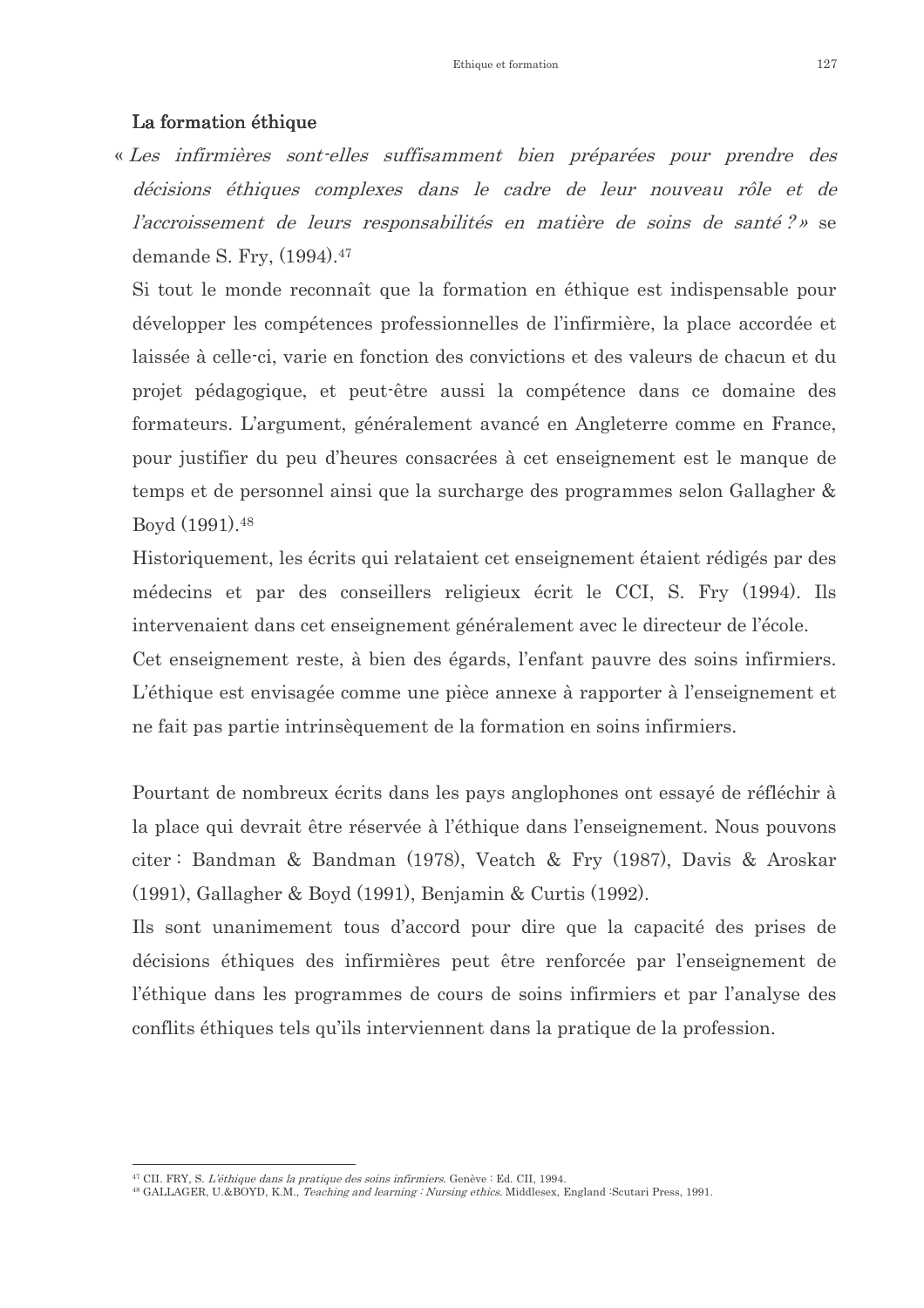## La formation éthique

« *Les infirmières sont-elles suffisamment bien préparées pour prendre des décisions éthiques complexes dans le cadre de leur nouveau rôle et de l'accroissement de leurs responsabilités en matière de soins de santé ?* » se demande S. Fry, (1994).[47]

Si tout le monde reconnaît que la formation en éthique est indispensable pour développer les compétences professionnelles de l'infirmière, la place accordée et laissée à celle-ci, varie en fonction des convictions et des valeurs de chacun et du projet pédagogique, et peut-être aussi la compétence dans ce domaine des formateurs. L'argument, généralement avancé en Angleterre comme en France, pour justifier du peu d'heures consacrées à cet enseignement est le manque de temps et de personnel ainsi que la surcharge des programmes selon Gallagher & Boyd (1991).[48]

Historiquement, les écrits qui relataient cet enseignement étaient rédigés par des médecins et par des conseillers religieux écrit le CCI, S. Fry (1994). Ils intervenaient dans cet enseignement généralement avec le directeur de l'école.

Cet enseignement reste, à bien des égards, l'enfant pauvre des soins infirmiers. L'éthique est envisagée comme une pièce annexe à rapporter à l'enseignement et ne fait pas partie intrinsèquement de la formation en soins infirmiers.

Pourtant de nombreux écrits dans les pays anglophones ont essayé de réfléchir à la place qui devrait être réservée à l'éthique dans l'enseignement. Nous pouvons citer : Bandman & Bandman (1978), Veatch & Fry (1987), Davis & Aroskar (1991), Gallagher & Boyd (1991), Benjamin & Curtis (1992).

Ils sont unanimement tous d'accord pour dire que la capacité des prises de décisions éthiques des infirmières peut être renforcée par l'enseignement de l'éthique dans les programmes de cours de soins infirmiers et par l'analyse des conflits éthiques tels qu'ils interviennent dans la pratique de la profession.

---

[47] CII. FRY, S. *L'éthique dans la pratique des soins infirmiers*. Genève : Ed. CII, 1994.

[48] GALLAGER, U.&BOYD, K.M., *Teaching and learning : Nursing ethics*. Middlesex, England :Scutari Press, 1991.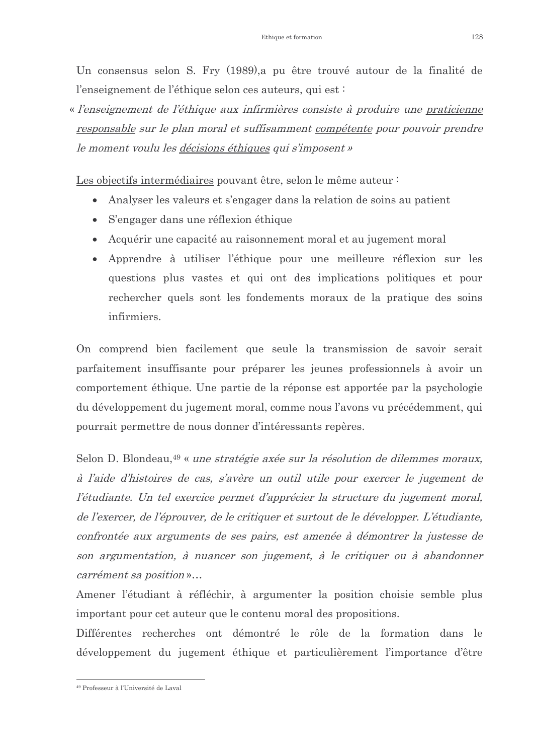Un consensus selon S. Fry (1989),a pu être trouvé autour de la finalité de l'enseignement de l'éthique selon ces auteurs, qui est :

« *l'enseignement de l'éthique aux infirmières consiste à produire une praticienne responsable sur le plan moral et suffisamment compétente pour pouvoir prendre le moment voulu les décisions éthiques qui s'imposent* »

Les objectifs intermédiaires pouvant être, selon le même auteur :

- Analyser les valeurs et s'engager dans la relation de soins au patient
- S'engager dans une réflexion éthique
- Acquérir une capacité au raisonnement moral et au jugement moral
- Apprendre à utiliser l'éthique pour une meilleure réflexion sur les questions plus vastes et qui ont des implications politiques et pour rechercher quels sont les fondements moraux de la pratique des soins infirmiers.

On comprend bien facilement que seule la transmission de savoir serait parfaitement insuffisante pour préparer les jeunes professionnels à avoir un comportement éthique. Une partie de la réponse est apportée par la psychologie du développement du jugement moral, comme nous l'avons vu précédemment, qui pourrait permettre de nous donner d'intéressants repères.

Selon D. Blondeau,[49] « *une stratégie axée sur la résolution de dilemmes moraux, à l'aide d'histoires de cas, s'avère un outil utile pour exercer le jugement de l'étudiante. Un tel exercice permet d'apprécier la structure du jugement moral, de l'exercer, de l'éprouver, de le critiquer et surtout de le développer. L'étudiante, confrontée aux arguments de ses pairs, est amenée à démontrer la justesse de son argumentation, à nuancer son jugement, à le critiquer ou à abandonner carrément sa position* »...

Amener l'étudiant à réfléchir, à argumenter la position choisie semble plus important pour cet auteur que le contenu moral des propositions.

Différentes recherches ont démontré le rôle de la formation dans le développement du jugement éthique et particulièrement l'importance d'être

---

[49] Professeur à l'Université de Laval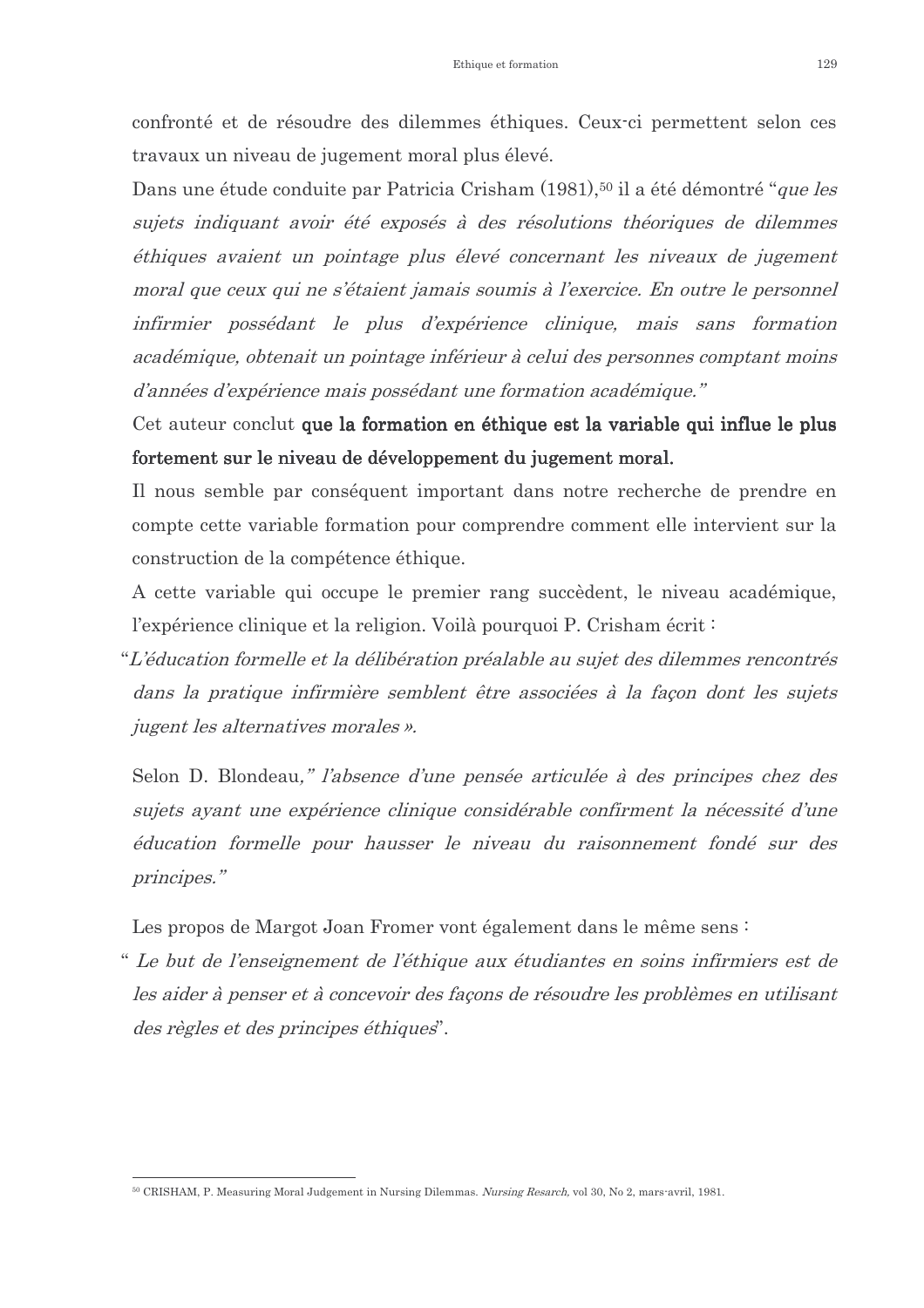confronté et de résoudre des dilemmes éthiques. Ceux-ci permettent selon ces travaux un niveau de jugement moral plus élevé.

Dans une étude conduite par Patricia Crisham (1981),[50] il a été démontré "*que les sujets indiquant avoir été exposés à des résolutions théoriques de dilemmes éthiques avaient un pointage plus élevé concernant les niveaux de jugement moral que ceux qui ne s'étaient jamais soumis à l'exercice. En outre le personnel infirmier possédant le plus d'expérience clinique, mais sans formation académique, obtenait un pointage inférieur à celui des personnes comptant moins d'années d'expérience mais possédant une formation académique.*"

Cet auteur conclut **que la formation en éthique est la variable qui influe le plus fortement sur le niveau de développement du jugement moral.**

Il nous semble par conséquent important dans notre recherche de prendre en compte cette variable formation pour comprendre comment elle intervient sur la construction de la compétence éthique.

A cette variable qui occupe le premier rang succèdent, le niveau académique, l'expérience clinique et la religion. Voilà pourquoi P. Crisham écrit :

"*L'éducation formelle et la délibération préalable au sujet des dilemmes rencontrés dans la pratique infirmière semblent être associées à la façon dont les sujets jugent les alternatives morales ».*

Selon D. Blondeau,*" l'absence d'une pensée articulée à des principes chez des sujets ayant une expérience clinique considérable confirment la nécessité d'une éducation formelle pour hausser le niveau du raisonnement fondé sur des principes."*

Les propos de Margot Joan Fromer vont également dans le même sens :

" *Le but de l'enseignement de l'éthique aux étudiantes en soins infirmiers est de les aider à penser et à concevoir des façons de résoudre les problèmes en utilisant des règles et des principes éthiques*".

---

[50] CRISHAM, P. Measuring Moral Judgement in Nursing Dilemmas. *Nursing Resarch*, vol 30, No 2, mars-avril, 1981.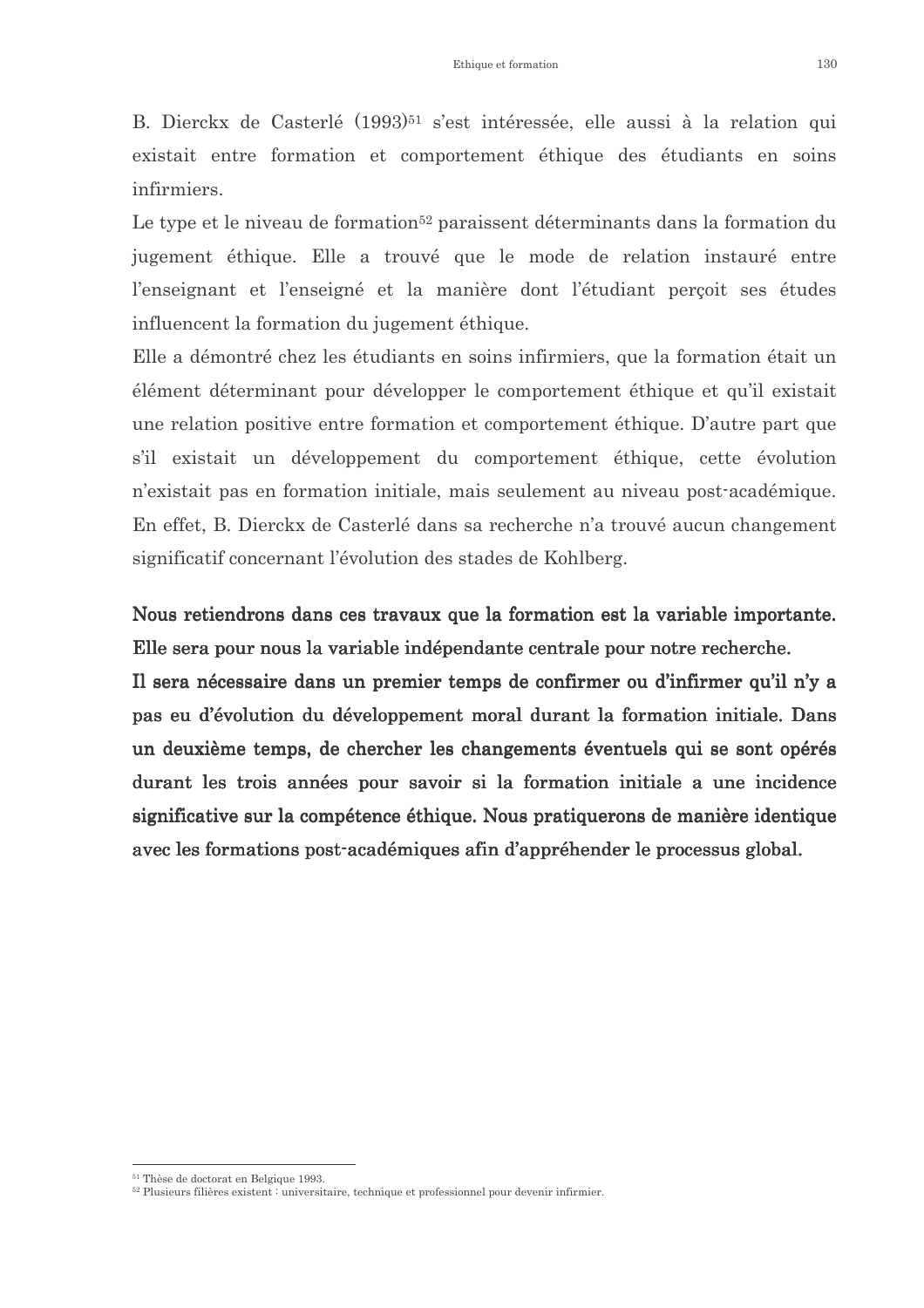B. Dierckx de Casterlé (1993)[51] s'est intéressée, elle aussi à la relation qui existait entre formation et comportement éthique des étudiants en soins infirmiers.

Le type et le niveau de formation[52] paraissent déterminants dans la formation du jugement éthique. Elle a trouvé que le mode de relation instauré entre l'enseignant et l'enseigné et la manière dont l'étudiant perçoit ses études influencent la formation du jugement éthique.

Elle a démontré chez les étudiants en soins infirmiers, que la formation était un élément déterminant pour développer le comportement éthique et qu'il existait une relation positive entre formation et comportement éthique. D'autre part que s'il existait un développement du comportement éthique, cette évolution n'existait pas en formation initiale, mais seulement au niveau post-académique. En effet, B. Dierckx de Casterlé dans sa recherche n'a trouvé aucun changement significatif concernant l'évolution des stades de Kohlberg.

**Nous retiendrons dans ces travaux que la formation est la variable importante. Elle sera pour nous la variable indépendante centrale pour notre recherche.**

**Il sera nécessaire dans un premier temps de confirmer ou d'infirmer qu'il n'y a pas eu d'évolution du développement moral durant la formation initiale. Dans un deuxième temps, de chercher les changements éventuels qui se sont opérés durant les trois années pour savoir si la formation initiale a une incidence significative sur la compétence éthique. Nous pratiquerons de manière identique avec les formations post-académiques afin d'appréhender le processus global.**

---

[51] Thèse de doctorat en Belgique 1993.

[52] Plusieurs filières existent : universitaire, technique et professionnel pour devenir infirmier.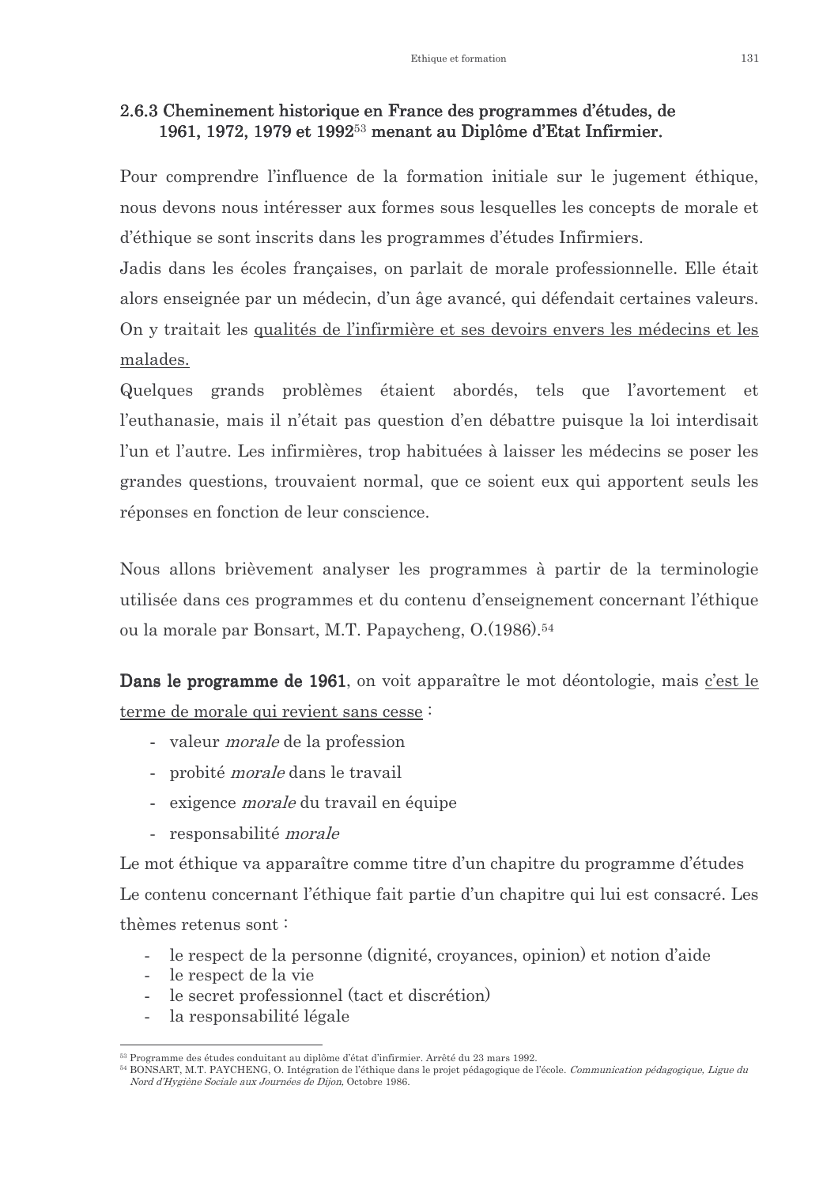### 2.6.3 Cheminement historique en France des programmes d'études, de 1961, 1972, 1979 et 1992[53] menant au Diplôme d'Etat Infirmier.

Pour comprendre l'influence de la formation initiale sur le jugement éthique, nous devons nous intéresser aux formes sous lesquelles les concepts de morale et d'éthique se sont inscrits dans les programmes d'études Infirmiers.

Jadis dans les écoles françaises, on parlait de morale professionnelle. Elle était alors enseignée par un médecin, d'un âge avancé, qui défendait certaines valeurs. On y traitait les <u>qualités de l'infirmière et ses devoirs envers les médecins et les malades.</u>

Quelques grands problèmes étaient abordés, tels que l'avortement et l'euthanasie, mais il n'était pas question d'en débattre puisque la loi interdisait l'un et l'autre. Les infirmières, trop habituées à laisser les médecins se poser les grandes questions, trouvaient normal, que ce soient eux qui apportent seuls les réponses en fonction de leur conscience.

Nous allons brièvement analyser les programmes à partir de la terminologie utilisée dans ces programmes et du contenu d'enseignement concernant l'éthique ou la morale par Bonsart, M.T. Papaycheng, O.(1986).[54]

**Dans le programme de 1961**, on voit apparaître le mot déontologie, mais <u>c'est le terme de morale qui revient sans cesse</u> :

- valeur *morale* de la profession
- probité *morale* dans le travail
- exigence *morale* du travail en équipe
- responsabilité *morale*

Le mot éthique va apparaître comme titre d'un chapitre du programme d'études

Le contenu concernant l'éthique fait partie d'un chapitre qui lui est consacré. Les thèmes retenus sont :

- le respect de la personne (dignité, croyances, opinion) et notion d'aide
- le respect de la vie
- le secret professionnel (tact et discrétion)
- la responsabilité légale

---

[53] Programme des études conduisant au diplôme d'état d'infirmier. Arrêté du 23 mars 1992.

[54] BONSART, M.T. PAYCHENG, O. Intégration de l'éthique dans le projet pédagogique de l'école. *Communication pédagogique, Ligue du Nord d'Hygiène Sociale aux Journées de Dijon,* Octobre 1986.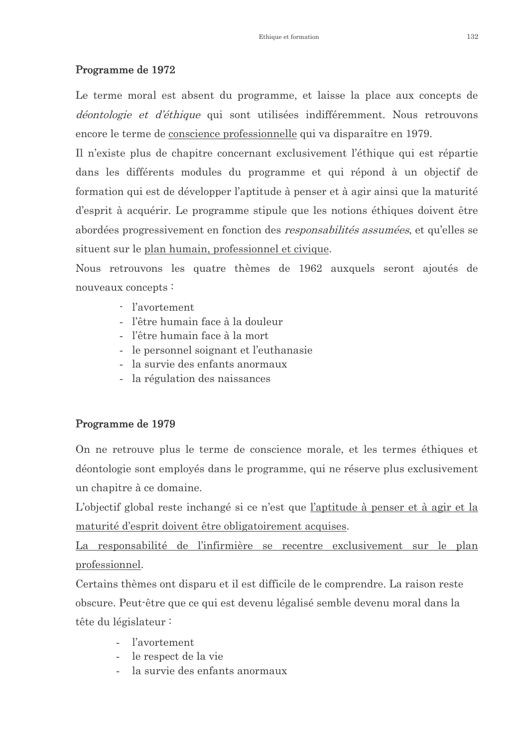## Programme de 1972

Le terme moral est absent du programme, et laisse la place aux concepts de *déontologie et d'éthique* qui sont utilisées indifféremment. Nous retrouvons encore le terme de <u>conscience professionnelle</u> qui va disparaître en 1979.

Il n'existe plus de chapitre concernant exclusivement l'éthique qui est répartie dans les différents modules du programme et qui répond à un objectif de formation qui est de développer l'aptitude à penser et à agir ainsi que la maturité d'esprit à acquérir. Le programme stipule que les notions éthiques doivent être abordées progressivement en fonction des *responsabilités assumées*, et qu'elles se situent sur le <u>plan humain, professionnel et civique</u>.

Nous retrouvons les quatre thèmes de 1962 auxquels seront ajoutés de nouveaux concepts :

- l'avortement
- l'être humain face à la douleur
- l'être humain face à la mort
- le personnel soignant et l'euthanasie
- la survie des enfants anormaux
- la régulation des naissances

## Programme de 1979

On ne retrouve plus le terme de conscience morale, et les termes éthiques et déontologie sont employés dans le programme, qui ne réserve plus exclusivement un chapitre à ce domaine.

L'objectif global reste inchangé si ce n'est que <u>l'aptitude à penser et à agir et la maturité d'esprit doivent être obligatoirement acquises</u>.

<u>La responsabilité de l'infirmière se recentre exclusivement sur le plan professionnel</u>.

Certains thèmes ont disparu et il est difficile de le comprendre. La raison reste obscure. Peut-être que ce qui est devenu légalisé semble devenu moral dans la tête du législateur :

- l'avortement
- le respect de la vie
- la survie des enfants anormaux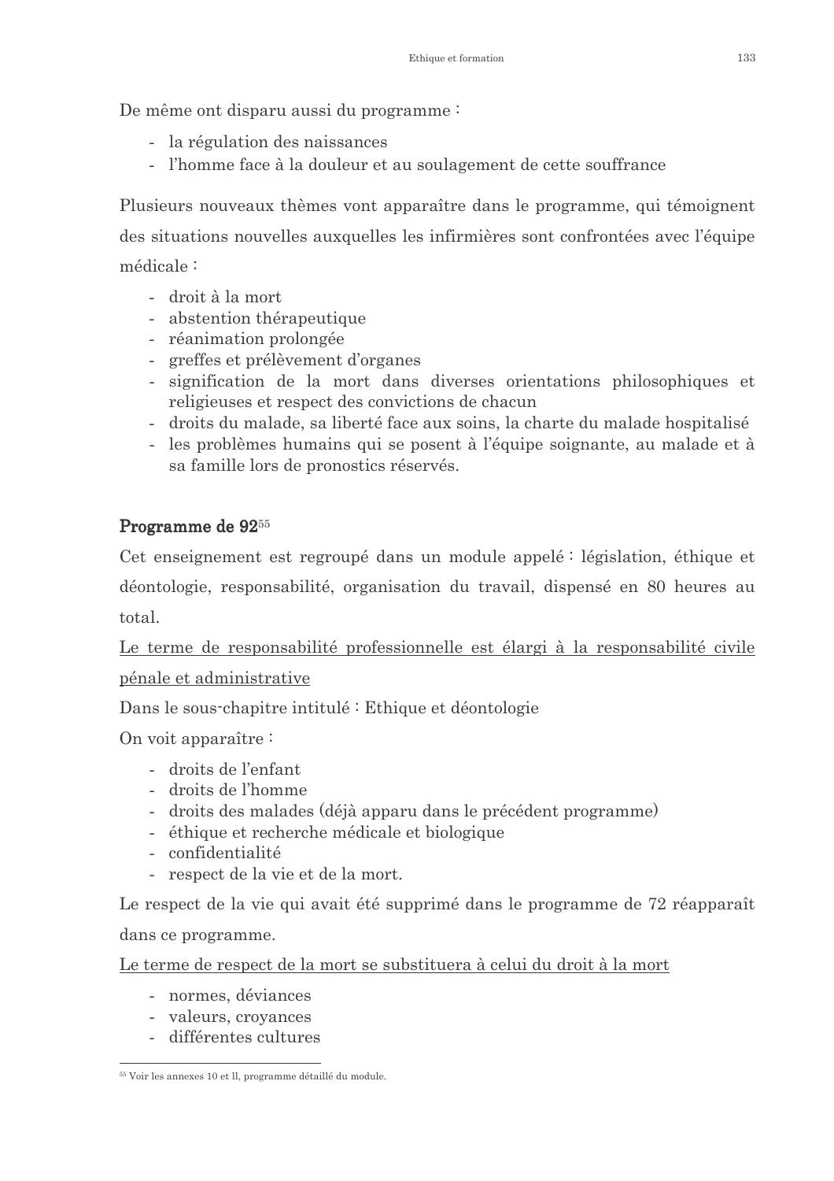De même ont disparu aussi du programme :

- la régulation des naissances
- l'homme face à la douleur et au soulagement de cette souffrance

Plusieurs nouveaux thèmes vont apparaître dans le programme, qui témoignent des situations nouvelles auxquelles les infirmières sont confrontées avec l'équipe médicale :

- droit à la mort
- abstention thérapeutique
- réanimation prolongée
- greffes et prélèvement d'organes
- signification de la mort dans diverses orientations philosophiques et religieuses et respect des convictions de chacun
- droits du malade, sa liberté face aux soins, la charte du malade hospitalisé
- les problèmes humains qui se posent à l'équipe soignante, au malade et à sa famille lors de pronostics réservés.

### Programme de 92[55]

Cet enseignement est regroupé dans un module appelé : législation, éthique et déontologie, responsabilité, organisation du travail, dispensé en 80 heures au total.

<u>Le terme de responsabilité professionnelle est élargi à la responsabilité civile pénale et administrative</u>

Dans le sous-chapitre intitulé : Ethique et déontologie

On voit apparaître :

- droits de l'enfant
- droits de l'homme
- droits des malades (déjà apparu dans le précédent programme)
- éthique et recherche médicale et biologique
- confidentialité
- respect de la vie et de la mort.

Le respect de la vie qui avait été supprimé dans le programme de 72 réapparaît dans ce programme.

<u>Le terme de respect de la mort se substituera à celui du droit à la mort</u>

- normes, déviances
- valeurs, croyances
- différentes cultures

[55] Voir les annexes 10 et ll, programme détaillé du module.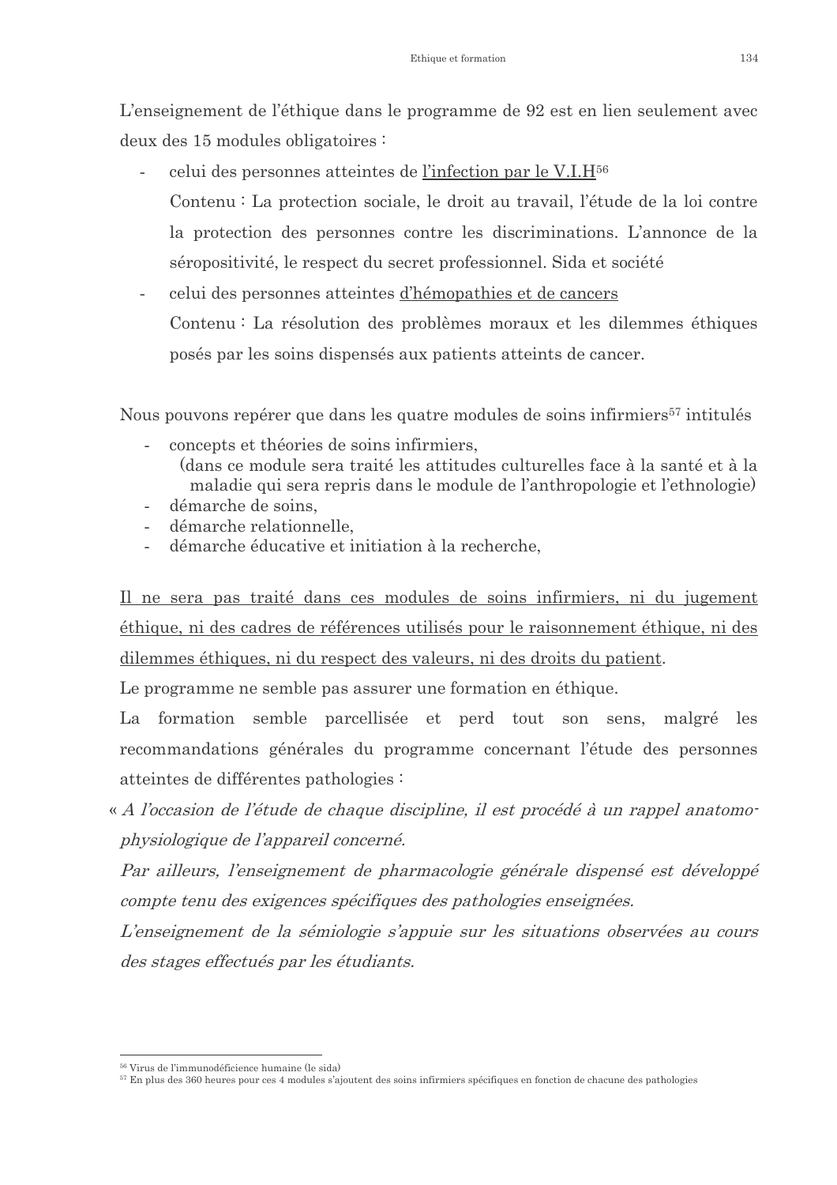L'enseignement de l'éthique dans le programme de 92 est en lien seulement avec deux des 15 modules obligatoires :

- celui des personnes atteintes de <u>l'infection par le V.I.H</u>[56]

  Contenu : La protection sociale, le droit au travail, l'étude de la loi contre la protection des personnes contre les discriminations. L'annonce de la séropositivité, le respect du secret professionnel. Sida et société

- celui des personnes atteintes <u>d'hémopathies et de cancers</u>

  Contenu : La résolution des problèmes moraux et les dilemmes éthiques posés par les soins dispensés aux patients atteints de cancer.

Nous pouvons repérer que dans les quatre modules de soins infirmiers[57] intitulés

- concepts et théories de soins infirmiers,
  (dans ce module sera traité les attitudes culturelles face à la santé et à la maladie qui sera repris dans le module de l'anthropologie et l'ethnologie)
- démarche de soins,
- démarche relationnelle,
- démarche éducative et initiation à la recherche,

<u>Il ne sera pas traité dans ces modules de soins infirmiers, ni du jugement éthique, ni des cadres de références utilisés pour le raisonnement éthique, ni des dilemmes éthiques, ni du respect des valeurs, ni des droits du patient</u>.

Le programme ne semble pas assurer une formation en éthique.

La formation semble parcellisée et perd tout son sens, malgré les recommandations générales du programme concernant l'étude des personnes atteintes de différentes pathologies :

« *A l'occasion de l'étude de chaque discipline, il est procédé à un rappel anatomo-physiologique de l'appareil concerné.*

*Par ailleurs, l'enseignement de pharmacologie générale dispensé est développé compte tenu des exigences spécifiques des pathologies enseignées.*

*L'enseignement de la sémiologie s'appuie sur les situations observées au cours des stages effectués par les étudiants.*

---

[56] Virus de l'immunodéficience humaine (le sida)

[57] En plus des 360 heures pour ces 4 modules s'ajoutent des soins infirmiers spécifiques en fonction de chacune des pathologies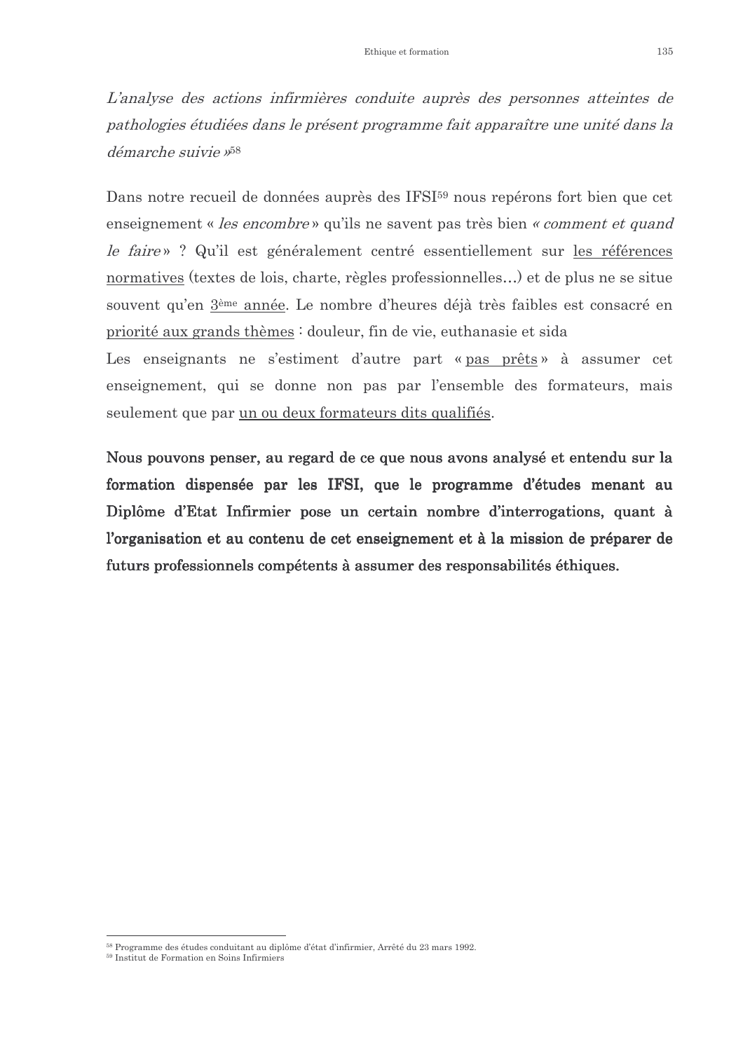*L'analyse des actions infirmières conduite auprès des personnes atteintes de pathologies étudiées dans le présent programme fait apparaître une unité dans la démarche suivie »*[58]

Dans notre recueil de données auprès des IFSI[59] nous repérons fort bien que cet enseignement « *les encombre* » qu'ils ne savent pas très bien *« comment et quand le faire* » ? Qu'il est généralement centré essentiellement sur <u>les références normatives</u> (textes de lois, charte, règles professionnelles…) et de plus ne se situe souvent qu'en <u>3ème année</u>. Le nombre d'heures déjà très faibles est consacré en <u>priorité aux grands thèmes</u> : douleur, fin de vie, euthanasie et sida

Les enseignants ne s'estiment d'autre part « <u>pas prêts</u> » à assumer cet enseignement, qui se donne non pas par l'ensemble des formateurs, mais seulement que par <u>un ou deux formateurs dits qualifiés</u>.

**Nous pouvons penser, au regard de ce que nous avons analysé et entendu sur la formation dispensée par les IFSI, que le programme d'études menant au Diplôme d'Etat Infirmier pose un certain nombre d'interrogations, quant à l'organisation et au contenu de cet enseignement et à la mission de préparer de futurs professionnels compétents à assumer des responsabilités éthiques.**

---

[58] Programme des études conduitant au diplôme d'état d'infirmier, Arrêté du 23 mars 1992.

[59] Institut de Formation en Soins Infirmiers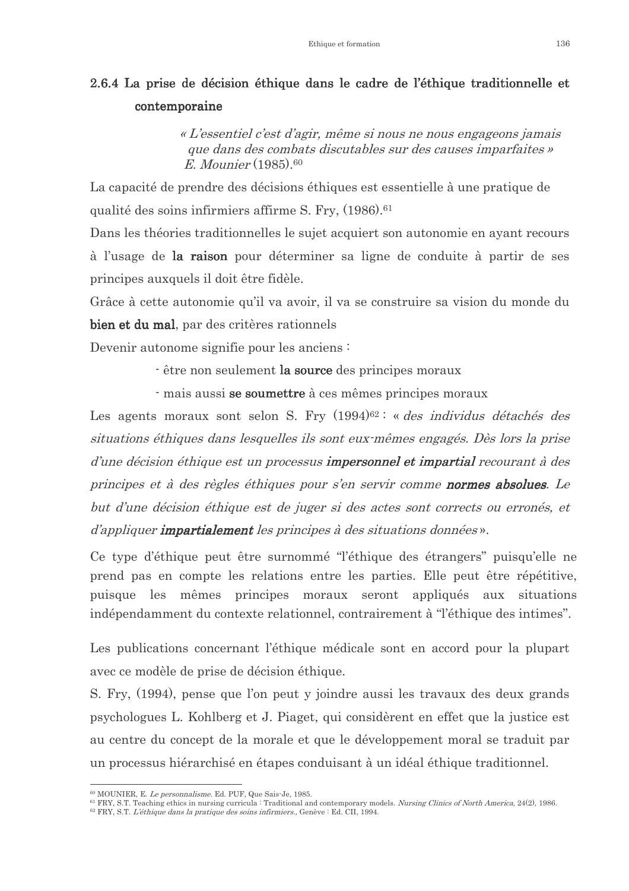### 2.6.4 La prise de décision éthique dans le cadre de l'éthique traditionnelle et contemporaine

> *« L'essentiel c'est d'agir, même si nous ne nous engageons jamais que dans des combats discutables sur des causes imparfaites »*
> *E. Mounier* (1985).[60]

La capacité de prendre des décisions éthiques est essentielle à une pratique de qualité des soins infirmiers affirme S. Fry, (1986).[61]

Dans les théories traditionnelles le sujet acquiert son autonomie en ayant recours à l'usage de **la raison** pour déterminer sa ligne de conduite à partir de ses principes auxquels il doit être fidèle.

Grâce à cette autonomie qu'il va avoir, il va se construire sa vision du monde du **bien et du mal**, par des critères rationnels

Devenir autonome signifie pour les anciens :

- être non seulement **la source** des principes moraux
- mais aussi **se soumettre** à ces mêmes principes moraux

Les agents moraux sont selon S. Fry (1994)[62] : « *des individus détachés des situations éthiques dans lesquelles ils sont eux-mêmes engagés. Dès lors la prise d'une décision éthique est un processus **impersonnel et impartial** recourant à des principes et à des règles éthiques pour s'en servir comme **normes absolues**. Le but d'une décision éthique est de juger si des actes sont corrects ou erronés, et d'appliquer **impartialement** les principes à des situations données* ».

Ce type d'éthique peut être surnommé "l'éthique des étrangers" puisqu'elle ne prend pas en compte les relations entre les parties. Elle peut être répétitive, puisque les mêmes principes moraux seront appliqués aux situations indépendamment du contexte relationnel, contrairement à "l'éthique des intimes".

Les publications concernant l'éthique médicale sont en accord pour la plupart avec ce modèle de prise de décision éthique.

S. Fry, (1994), pense que l'on peut y joindre aussi les travaux des deux grands psychologues L. Kohlberg et J. Piaget, qui considèrent en effet que la justice est au centre du concept de la morale et que le développement moral se traduit par un processus hiérarchisé en étapes conduisant à un idéal éthique traditionnel.

---

[60] MOUNIER, E. *Le personnalisme.* Ed. PUF, Que Sais-Je, 1985.

[61] FRY, S.T. Teaching ethics in nursing curricula : Traditional and contemporary models. *Nursing Clinics of North America,* 24(2), 1986.

[62] FRY, S.T. *L'éthique dans la pratique des soins infirmiers.*, Genève : Ed. CII, 1994.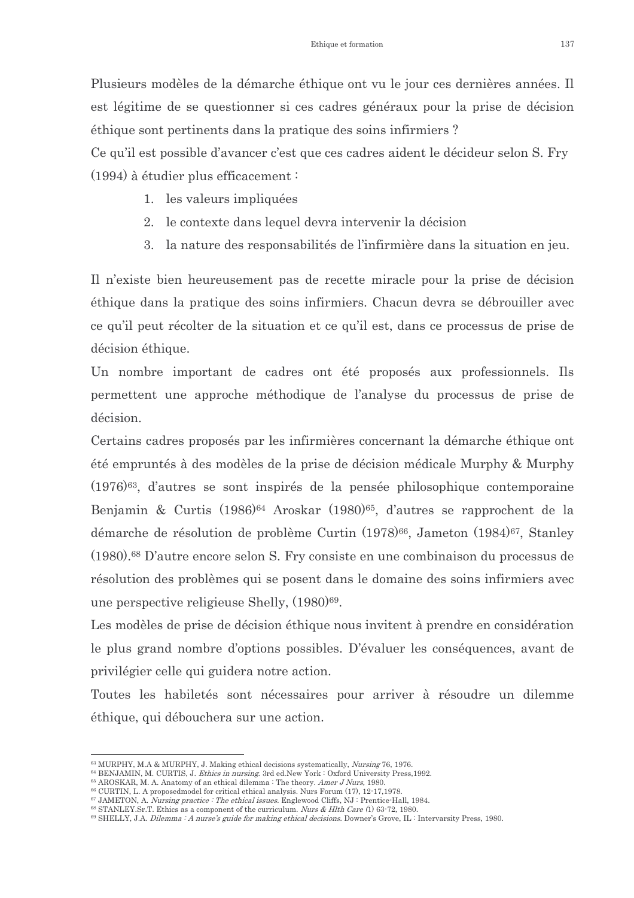Plusieurs modèles de la démarche éthique ont vu le jour ces dernières années. Il est légitime de se questionner si ces cadres généraux pour la prise de décision éthique sont pertinents dans la pratique des soins infirmiers ?

Ce qu'il est possible d'avancer c'est que ces cadres aident le décideur selon S. Fry (1994) à étudier plus efficacement :

1. les valeurs impliquées
2. le contexte dans lequel devra intervenir la décision
3. la nature des responsabilités de l'infirmière dans la situation en jeu.

Il n'existe bien heureusement pas de recette miracle pour la prise de décision éthique dans la pratique des soins infirmiers. Chacun devra se débrouiller avec ce qu'il peut récolter de la situation et ce qu'il est, dans ce processus de prise de décision éthique.

Un nombre important de cadres ont été proposés aux professionnels. Ils permettent une approche méthodique de l'analyse du processus de prise de décision.

Certains cadres proposés par les infirmières concernant la démarche éthique ont été empruntés à des modèles de la prise de décision médicale Murphy & Murphy (1976)[63], d'autres se sont inspirés de la pensée philosophique contemporaine Benjamin & Curtis (1986)[64] Aroskar (1980)[65], d'autres se rapprochent de la démarche de résolution de problème Curtin (1978)[66], Jameton (1984)[67], Stanley (1980).[68] D'autre encore selon S. Fry consiste en une combinaison du processus de résolution des problèmes qui se posent dans le domaine des soins infirmiers avec une perspective religieuse Shelly, (1980)[69].

Les modèles de prise de décision éthique nous invitent à prendre en considération le plus grand nombre d'options possibles. D'évaluer les conséquences, avant de privilégier celle qui guidera notre action.

Toutes les habiletés sont nécessaires pour arriver à résoudre un dilemme éthique, qui débouchera sur une action.

---

[63] MURPHY, M.A & MURPHY, J. Making ethical decisions systematically, *Nursing* 76, 1976.
[64] BENJAMIN, M. CURTIS, J. *Ethics in nursing*. 3rd ed.New York : Oxford University Press,1992.
[65] AROSKAR, M. A. Anatomy of an ethical dilemma : The theory. *Amer J Nurs*, 1980.
[66] CURTIN, L. A proposedmodel for critical ethical analysis. Nurs Forum (17), 12-17,1978.
[67] JAMETON, A. *Nursing practice : The ethical issues*. Englewood Cliffs, NJ : Prentice-Hall, 1984.
[68] STANLEY.Sr.T. Ethics as a component of the curriculum. *Nurs & Hlth Care (*1) 63-72, 1980.
[69] SHELLY, J.A. *Dilemma : A nurse's guide for making ethical decisions*. Downer's Grove, IL : Intervarsity Press, 1980.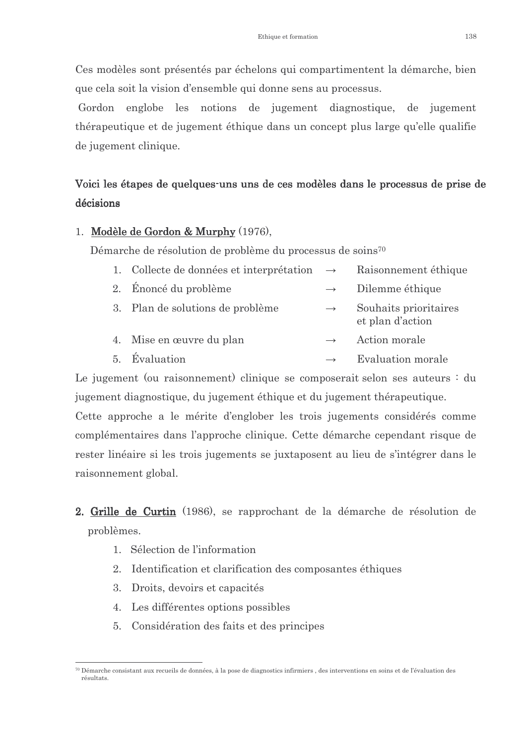Ces modèles sont présentés par échelons qui compartimentent la démarche, bien que cela soit la vision d'ensemble qui donne sens au processus.

Gordon englobe les notions de jugement diagnostique, de jugement thérapeutique et de jugement éthique dans un concept plus large qu'elle qualifie de jugement clinique.

**Voici les étapes de quelques-uns uns de ces modèles dans le processus de prise de décisions**

1. **Modèle de Gordon & Murphy** (1976),

   Démarche de résolution de problème du processus de soins[70]

| | | |
|---|---|---|
| 1. Collecte de données et interprétation | → | Raisonnement éthique |
| 2. Énoncé du problème | → | Dilemme éthique |
| 3. Plan de solutions de problème | → | Souhaits prioritaires et plan d'action |
| 4. Mise en œuvre du plan | → | Action morale |
| 5. Évaluation | → | Evaluation morale |

Le jugement (ou raisonnement) clinique se composerait selon ses auteurs : du jugement diagnostique, du jugement éthique et du jugement thérapeutique.

Cette approche a le mérite d'englober les trois jugements considérés comme complémentaires dans l'approche clinique. Cette démarche cependant risque de rester linéaire si les trois jugements se juxtaposent au lieu de s'intégrer dans le raisonnement global.

2. **Grille de Curtin** (1986), se rapprochant de la démarche de résolution de problèmes.
   1. Sélection de l'information
   2. Identification et clarification des composantes éthiques
   3. Droits, devoirs et capacités
   4. Les différentes options possibles
   5. Considération des faits et des principes

---

[70] Démarche consistant aux recueils de données, à la pose de diagnostics infirmiers , des interventions en soins et de l'évaluation des résultats.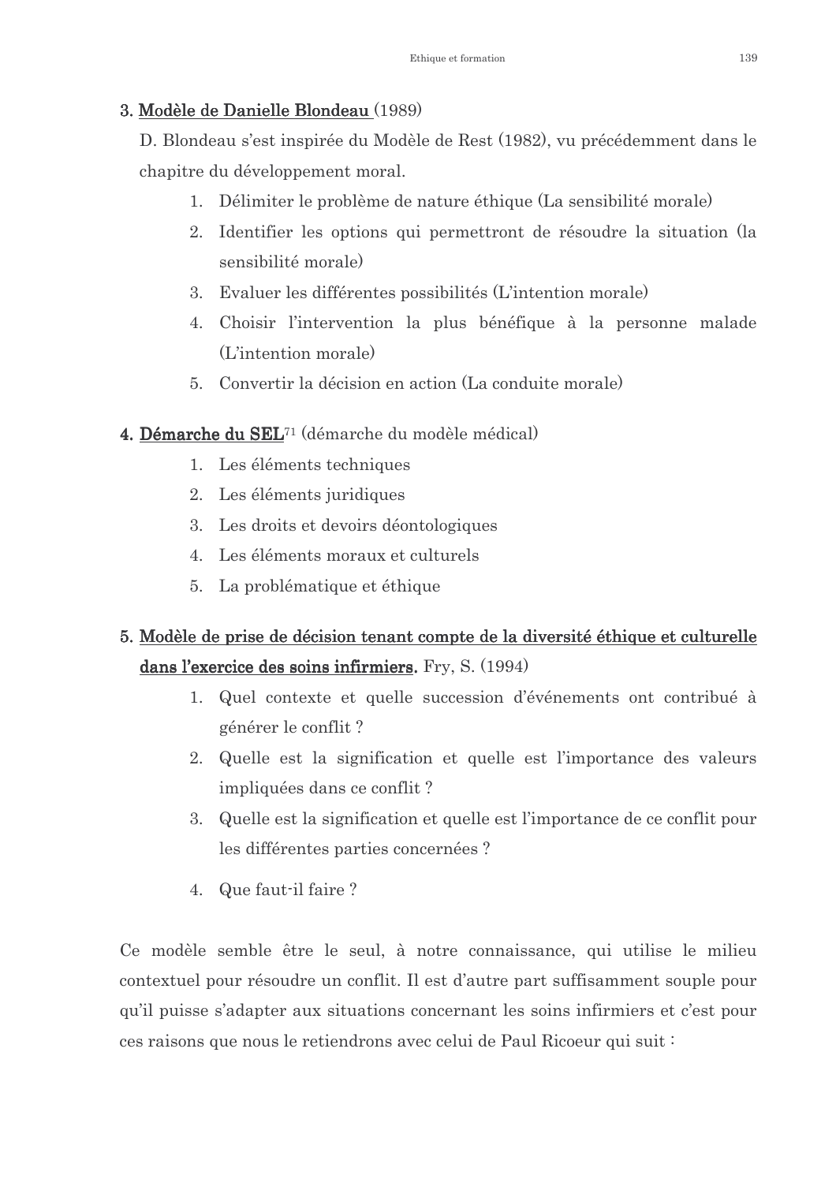**3. <u>Modèle de Danielle Blondeau</u>** (1989)

D. Blondeau s'est inspirée du Modèle de Rest (1982), vu précédemment dans le chapitre du développement moral.

1. Délimiter le problème de nature éthique (La sensibilité morale)
2. Identifier les options qui permettront de résoudre la situation (la sensibilité morale)
3. Evaluer les différentes possibilités (L'intention morale)
4. Choisir l'intervention la plus bénéfique à la personne malade (L'intention morale)
5. Convertir la décision en action (La conduite morale)

**4. <u>Démarche du SEL</u>**[71] (démarche du modèle médical)

1. Les éléments techniques
2. Les éléments juridiques
3. Les droits et devoirs déontologiques
4. Les éléments moraux et culturels
5. La problématique et éthique

**5. <u>Modèle de prise de décision tenant compte de la diversité éthique et culturelle dans l'exercice des soins infirmiers.</u>** Fry, S. (1994)

1. Quel contexte et quelle succession d'événements ont contribué à générer le conflit ?
2. Quelle est la signification et quelle est l'importance des valeurs impliquées dans ce conflit ?
3. Quelle est la signification et quelle est l'importance de ce conflit pour les différentes parties concernées ?
4. Que faut-il faire ?

Ce modèle semble être le seul, à notre connaissance, qui utilise le milieu contextuel pour résoudre un conflit. Il est d'autre part suffisamment souple pour qu'il puisse s'adapter aux situations concernant les soins infirmiers et c'est pour ces raisons que nous le retiendrons avec celui de Paul Ricoeur qui suit :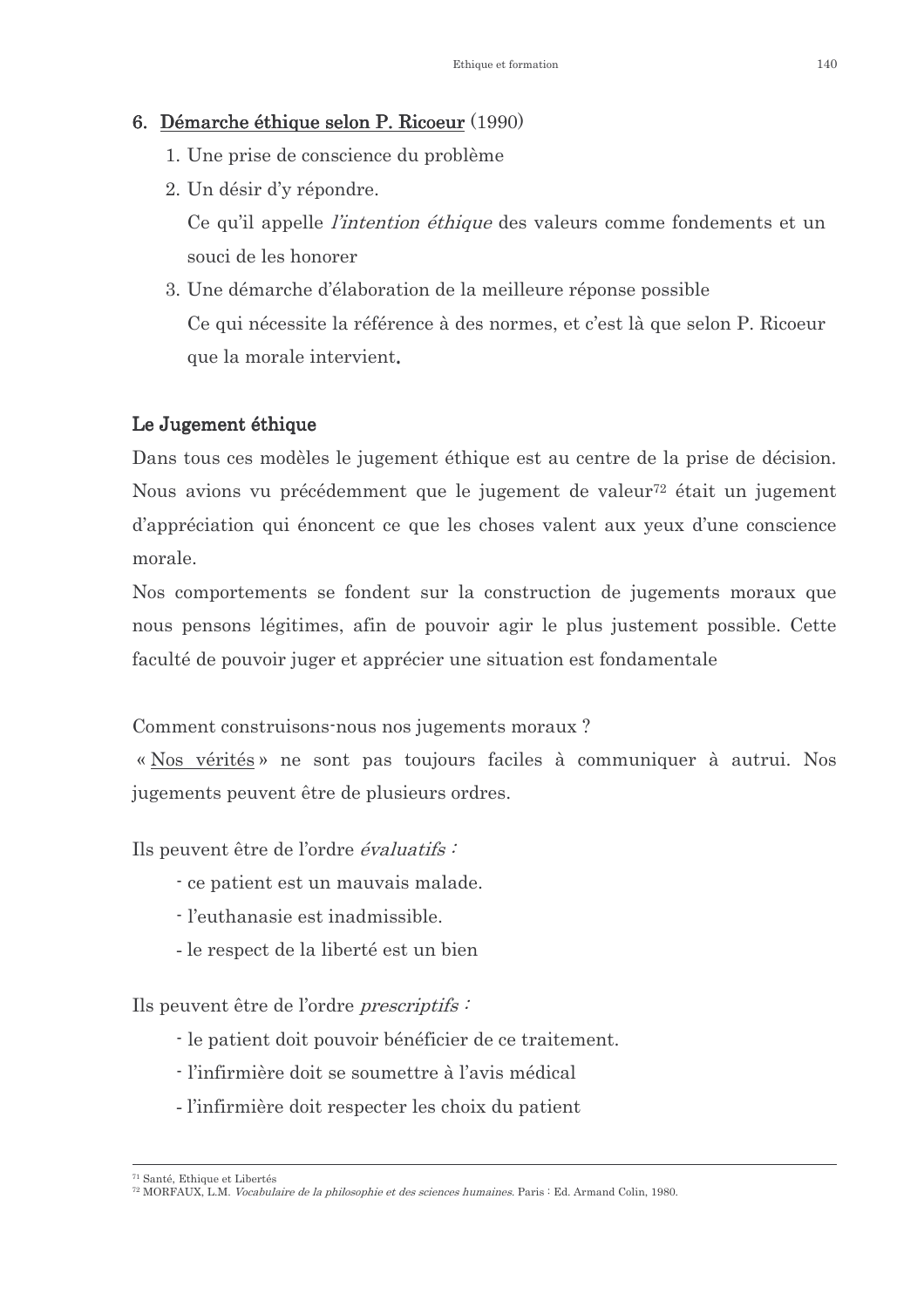6. **Démarche éthique selon P. Ricoeur** (1990)

    1. Une prise de conscience du problème
    2. Un désir d'y répondre.
       Ce qu'il appelle *l'intention éthique* des valeurs comme fondements et un souci de les honorer
    3. Une démarche d'élaboration de la meilleure réponse possible
       Ce qui nécessite la référence à des normes, et c'est là que selon P. Ricoeur que la morale intervient.

## Le Jugement éthique

Dans tous ces modèles le jugement éthique est au centre de la prise de décision. Nous avions vu précédemment que le jugement de valeur[72] était un jugement d'appréciation qui énoncent ce que les choses valent aux yeux d'une conscience morale.

Nos comportements se fondent sur la construction de jugements moraux que nous pensons légitimes, afin de pouvoir agir le plus justement possible. Cette faculté de pouvoir juger et apprécier une situation est fondamentale

Comment construisons-nous nos jugements moraux ?

« Nos vérités » ne sont pas toujours faciles à communiquer à autrui. Nos jugements peuvent être de plusieurs ordres.

Ils peuvent être de l'ordre *évaluatifs :*

- ce patient est un mauvais malade.
- l'euthanasie est inadmissible.
- le respect de la liberté est un bien

Ils peuvent être de l'ordre *prescriptifs :*

- le patient doit pouvoir bénéficier de ce traitement.
- l'infirmière doit se soumettre à l'avis médical
- l'infirmière doit respecter les choix du patient

---

[71] Santé, Ethique et Libertés

[72] MORFAUX, L.M. *Vocabulaire de la philosophie et des sciences humaines*. Paris : Ed. Armand Colin, 1980.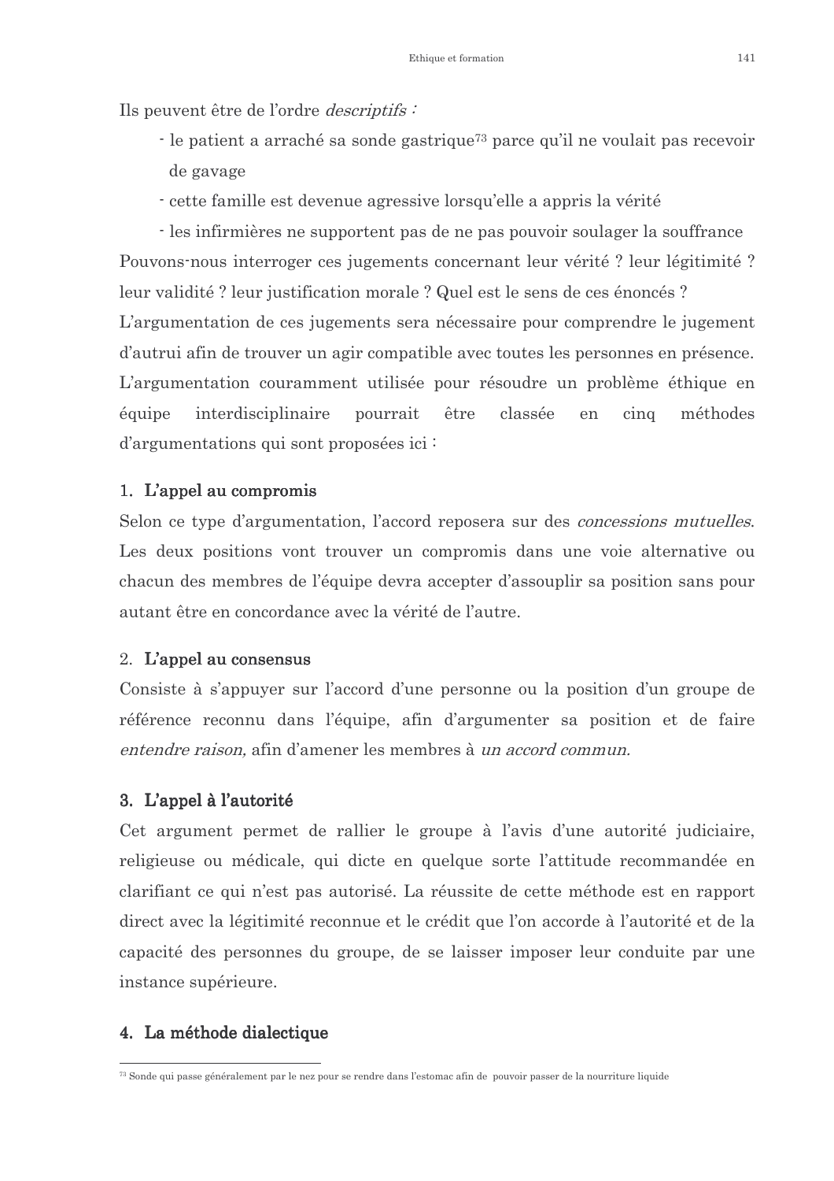Ils peuvent être de l'ordre *descriptifs :*

- le patient a arraché sa sonde gastrique[73] parce qu'il ne voulait pas recevoir de gavage
- cette famille est devenue agressive lorsqu'elle a appris la vérité
- les infirmières ne supportent pas de ne pas pouvoir soulager la souffrance

Pouvons-nous interroger ces jugements concernant leur vérité ? leur légitimité ? leur validité ? leur justification morale ? Quel est le sens de ces énoncés ?

L'argumentation de ces jugements sera nécessaire pour comprendre le jugement d'autrui afin de trouver un agir compatible avec toutes les personnes en présence. L'argumentation couramment utilisée pour résoudre un problème éthique en équipe interdisciplinaire pourrait être classée en cinq méthodes d'argumentations qui sont proposées ici :

### 1. L'appel au compromis

Selon ce type d'argumentation, l'accord reposera sur des *concessions mutuelles*. Les deux positions vont trouver un compromis dans une voie alternative ou chacun des membres de l'équipe devra accepter d'assouplir sa position sans pour autant être en concordance avec la vérité de l'autre.

### 2. L'appel au consensus

Consiste à s'appuyer sur l'accord d'une personne ou la position d'un groupe de référence reconnu dans l'équipe, afin d'argumenter sa position et de faire *entendre raison,* afin d'amener les membres à *un accord commun.*

### 3. L'appel à l'autorité

Cet argument permet de rallier le groupe à l'avis d'une autorité judiciaire, religieuse ou médicale, qui dicte en quelque sorte l'attitude recommandée en clarifiant ce qui n'est pas autorisé. La réussite de cette méthode est en rapport direct avec la légitimité reconnue et le crédit que l'on accorde à l'autorité et de la capacité des personnes du groupe, de se laisser imposer leur conduite par une instance supérieure.

### 4. La méthode dialectique

---

[73] Sonde qui passe généralement par le nez pour se rendre dans l'estomac afin de pouvoir passer de la nourriture liquide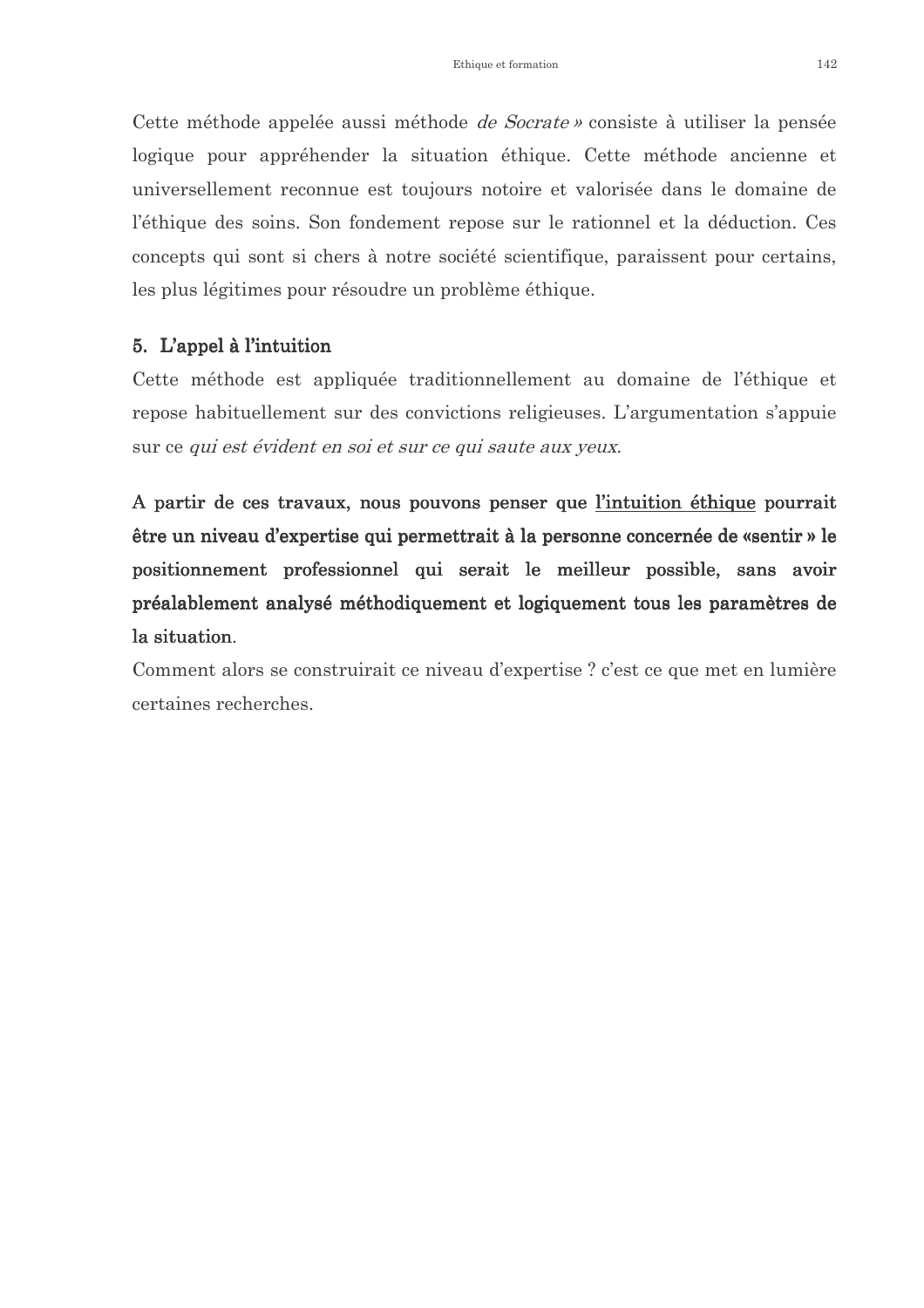Cette méthode appelée aussi méthode *de Socrate »* consiste à utiliser la pensée logique pour appréhender la situation éthique. Cette méthode ancienne et universellement reconnue est toujours notoire et valorisée dans le domaine de l'éthique des soins. Son fondement repose sur le rationnel et la déduction. Ces concepts qui sont si chers à notre société scientifique, paraissent pour certains, les plus légitimes pour résoudre un problème éthique.

### 5. L'appel à l'intuition

Cette méthode est appliquée traditionnellement au domaine de l'éthique et repose habituellement sur des convictions religieuses. L'argumentation s'appuie sur ce *qui est évident en soi et sur ce qui saute aux yeux.*

**A partir de ces travaux, nous pouvons penser que l'intuition éthique pourrait être un niveau d'expertise qui permettrait à la personne concernée de «sentir » le positionnement professionnel qui serait le meilleur possible, sans avoir préalablement analysé méthodiquement et logiquement tous les paramètres de la situation**.

Comment alors se construirait ce niveau d'expertise ? c'est ce que met en lumière certaines recherches.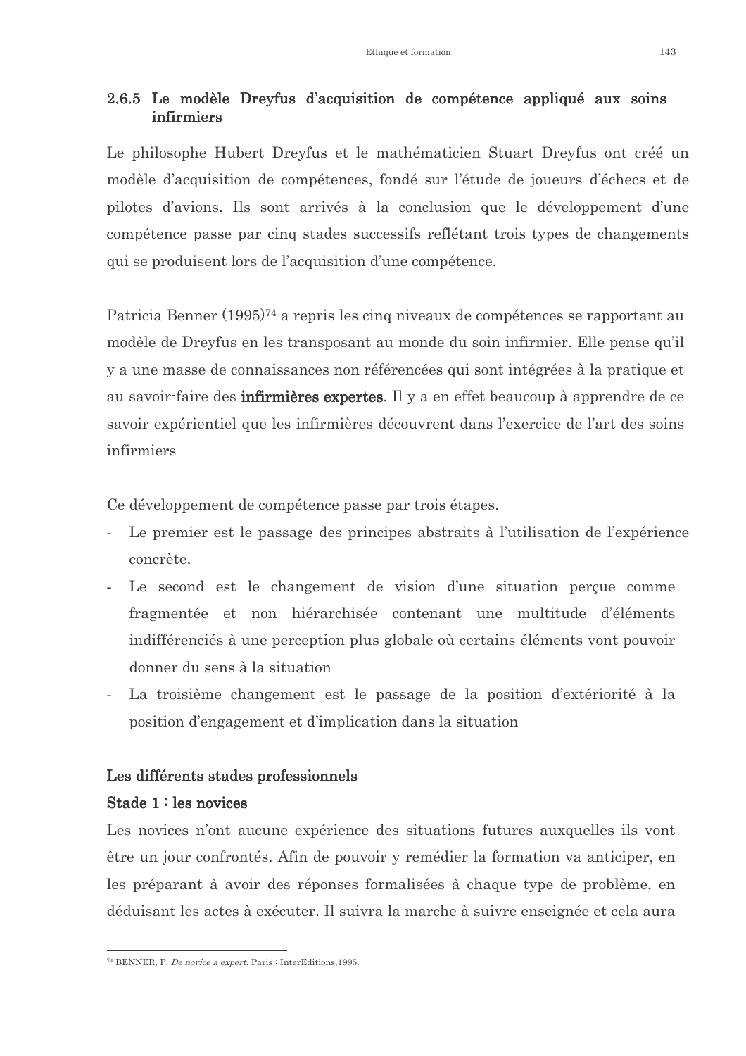### 2.6.5 Le modèle Dreyfus d'acquisition de compétence appliqué aux soins infirmiers

Le philosophe Hubert Dreyfus et le mathématicien Stuart Dreyfus ont créé un modèle d'acquisition de compétences, fondé sur l'étude de joueurs d'échecs et de pilotes d'avions. Ils sont arrivés à la conclusion que le développement d'une compétence passe par cinq stades successifs reflétant trois types de changements qui se produisent lors de l'acquisition d'une compétence.

Patricia Benner (1995)[74] a repris les cinq niveaux de compétences se rapportant au modèle de Dreyfus en les transposant au monde du soin infirmier. Elle pense qu'il y a une masse de connaissances non référencées qui sont intégrées à la pratique et au savoir-faire des **infirmières expertes**. Il y a en effet beaucoup à apprendre de ce savoir expérientiel que les infirmières découvrent dans l'exercice de l'art des soins infirmiers

Ce développement de compétence passe par trois étapes.

- Le premier est le passage des principes abstraits à l'utilisation de l'expérience concrète.
- Le second est le changement de vision d'une situation perçue comme fragmentée et non hiérarchisée contenant une multitude d'éléments indifférenciés à une perception plus globale où certains éléments vont pouvoir donner du sens à la situation
- La troisième changement est le passage de la position d'extériorité à la position d'engagement et d'implication dans la situation

**Les différents stades professionnels**

**Stade 1 : les novices**

Les novices n'ont aucune expérience des situations futures auxquelles ils vont être un jour confrontés. Afin de pouvoir y remédier la formation va anticiper, en les préparant à avoir des réponses formalisées à chaque type de problème, en déduisant les actes à exécuter. Il suivra la marche à suivre enseignée et cela aura

---

[74] BENNER, P. *De novice a expert*. Paris : InterEditions,1995.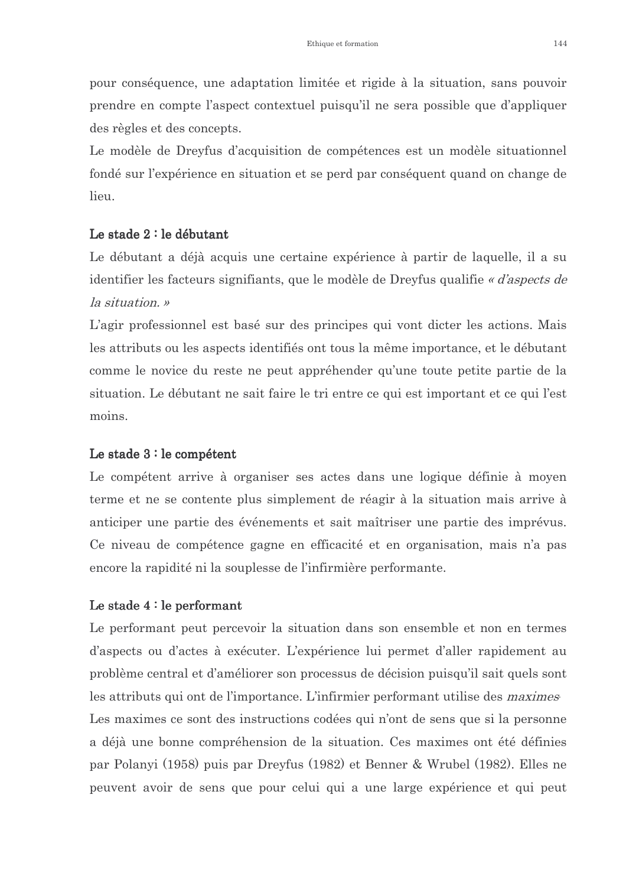pour conséquence, une adaptation limitée et rigide à la situation, sans pouvoir prendre en compte l'aspect contextuel puisqu'il ne sera possible que d'appliquer des règles et des concepts.

Le modèle de Dreyfus d'acquisition de compétences est un modèle situationnel fondé sur l'expérience en situation et se perd par conséquent quand on change de lieu.

### Le stade 2 : le débutant

Le débutant a déjà acquis une certaine expérience à partir de laquelle, il a su identifier les facteurs signifiants, que le modèle de Dreyfus qualifie *« d'aspects de la situation. »*

L'agir professionnel est basé sur des principes qui vont dicter les actions. Mais les attributs ou les aspects identifiés ont tous la même importance, et le débutant comme le novice du reste ne peut appréhender qu'une toute petite partie de la situation. Le débutant ne sait faire le tri entre ce qui est important et ce qui l'est moins.

### Le stade 3 : le compétent

Le compétent arrive à organiser ses actes dans une logique définie à moyen terme et ne se contente plus simplement de réagir à la situation mais arrive à anticiper une partie des événements et sait maîtriser une partie des imprévus. Ce niveau de compétence gagne en efficacité et en organisation, mais n'a pas encore la rapidité ni la souplesse de l'infirmière performante.

### Le stade 4 : le performant

Le performant peut percevoir la situation dans son ensemble et non en termes d'aspects ou d'actes à exécuter. L'expérience lui permet d'aller rapidement au problème central et d'améliorer son processus de décision puisqu'il sait quels sont les attributs qui ont de l'importance. L'infirmier performant utilise des *maximes*.

Les maximes ce sont des instructions codées qui n'ont de sens que si la personne a déjà une bonne compréhension de la situation. Ces maximes ont été définies par Polanyi (1958) puis par Dreyfus (1982) et Benner & Wrubel (1982). Elles ne peuvent avoir de sens que pour celui qui a une large expérience et qui peut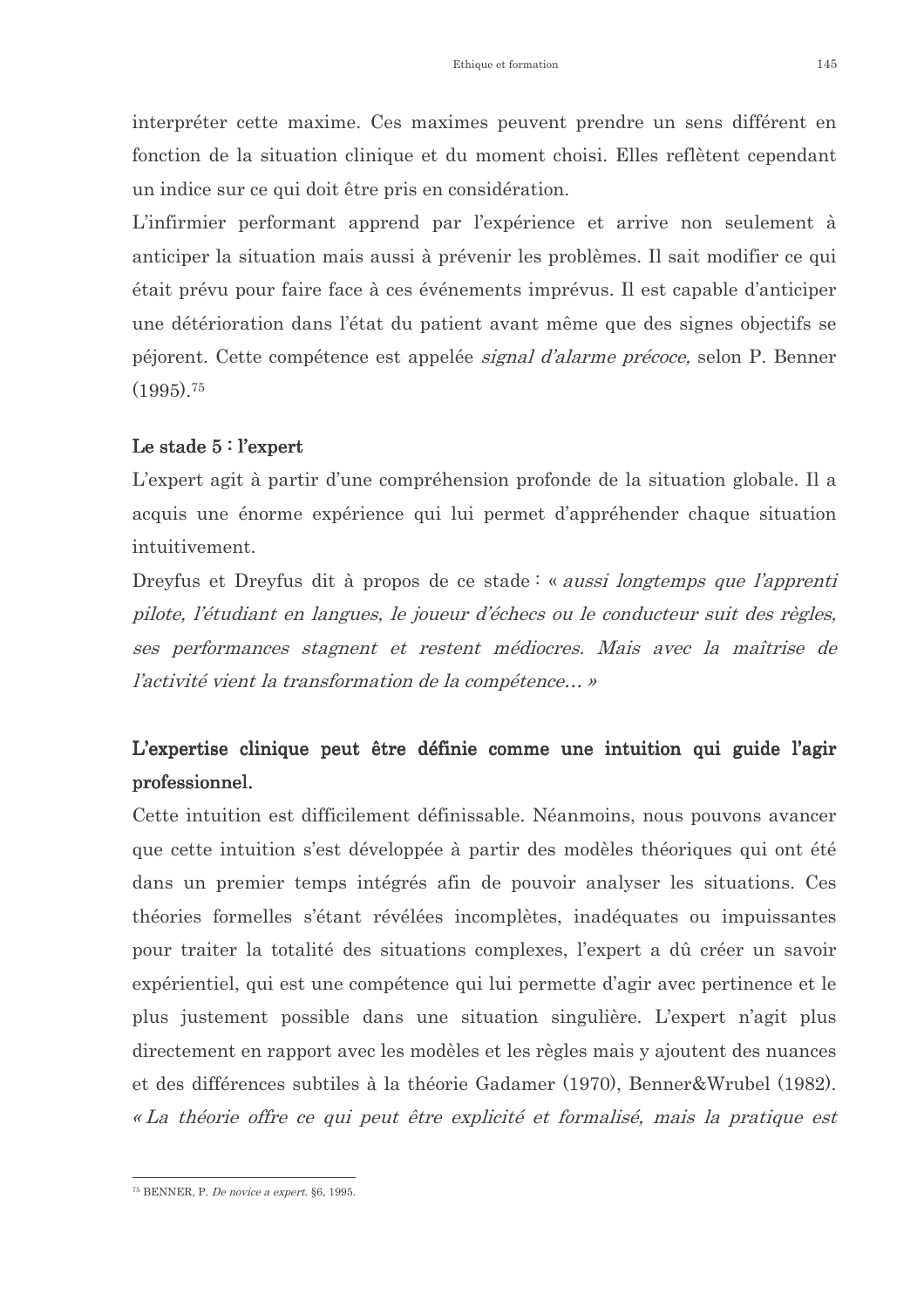interpréter cette maxime. Ces maximes peuvent prendre un sens différent en fonction de la situation clinique et du moment choisi. Elles reflètent cependant un indice sur ce qui doit être pris en considération.

L'infirmier performant apprend par l'expérience et arrive non seulement à anticiper la situation mais aussi à prévenir les problèmes. Il sait modifier ce qui était prévu pour faire face à ces événements imprévus. Il est capable d'anticiper une détérioration dans l'état du patient avant même que des signes objectifs se péjorent. Cette compétence est appelée *signal d'alarme précoce,* selon P. Benner (1995).[75]

**Le stade 5 : l'expert**

L'expert agit à partir d'une compréhension profonde de la situation globale. Il a acquis une énorme expérience qui lui permet d'appréhender chaque situation intuitivement.

Dreyfus et Dreyfus dit à propos de ce stade : « *aussi longtemps que l'apprenti pilote, l'étudiant en langues, le joueur d'échecs ou le conducteur suit des règles, ses performances stagnent et restent médiocres. Mais avec la maîtrise de l'activité vient la transformation de la compétence…* »

## L'expertise clinique peut être définie comme une intuition qui guide l'agir professionnel.

Cette intuition est difficilement définissable. Néanmoins, nous pouvons avancer que cette intuition s'est développée à partir des modèles théoriques qui ont été dans un premier temps intégrés afin de pouvoir analyser les situations. Ces théories formelles s'étant révélées incomplètes, inadéquates ou impuissantes pour traiter la totalité des situations complexes, l'expert a dû créer un savoir expérientiel, qui est une compétence qui lui permette d'agir avec pertinence et le plus justement possible dans une situation singulière. L'expert n'agit plus directement en rapport avec les modèles et les règles mais y ajoutent des nuances et des différences subtiles à la théorie Gadamer (1970), Benner&Wrubel (1982). *« La théorie offre ce qui peut être explicité et formalisé, mais la pratique est*

---

[75] BENNER, P. *De novice a expert.* §6, 1995.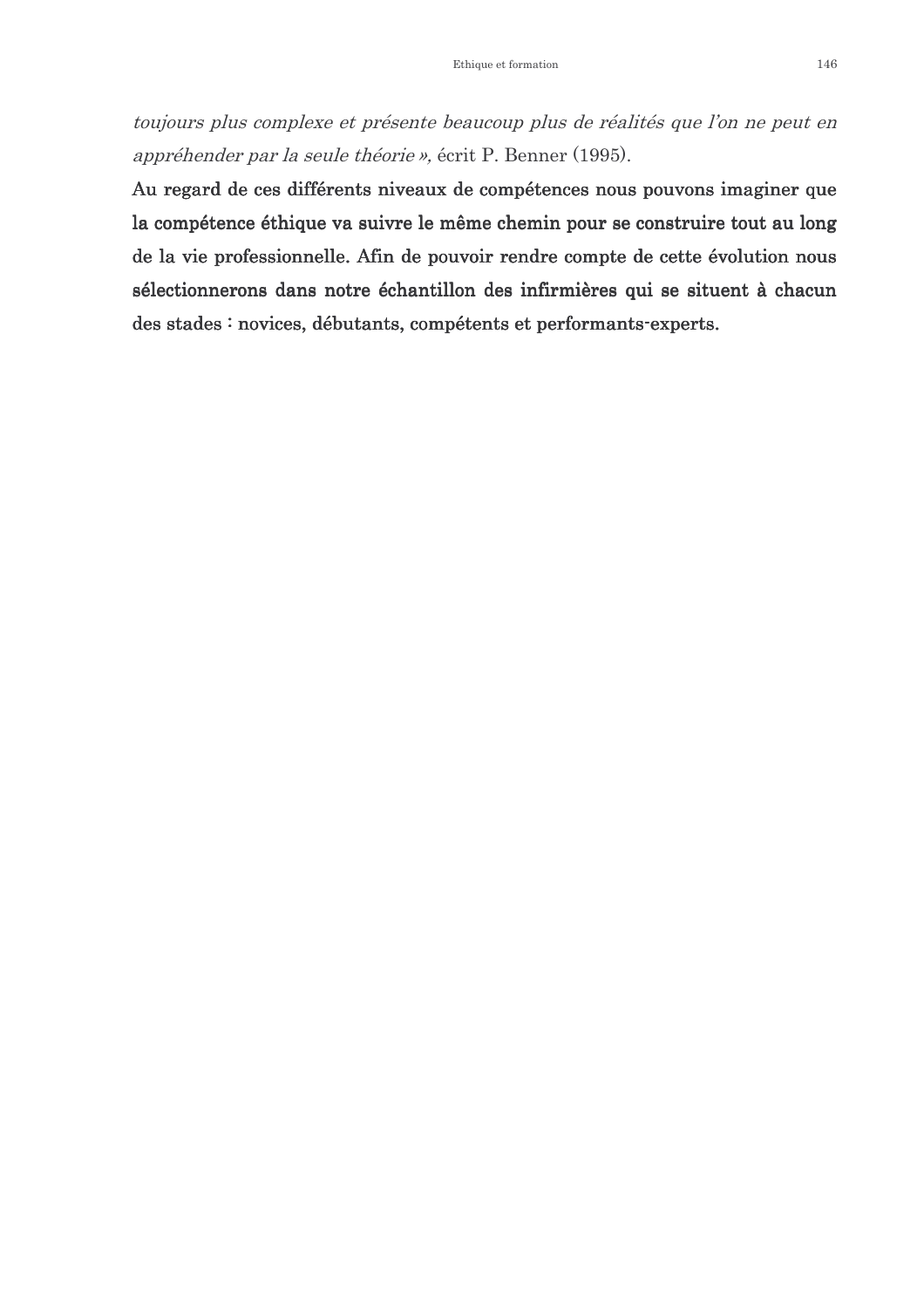*toujours plus complexe et présente beaucoup plus de réalités que l'on ne peut en appréhender par la seule théorie »,* écrit P. Benner (1995).

**Au regard de ces différents niveaux de compétences nous pouvons imaginer que la compétence éthique va suivre le même chemin pour se construire tout au long de la vie professionnelle. Afin de pouvoir rendre compte de cette évolution nous sélectionnerons dans notre échantillon des infirmières qui se situent à chacun des stades : novices, débutants, compétents et performants-experts.**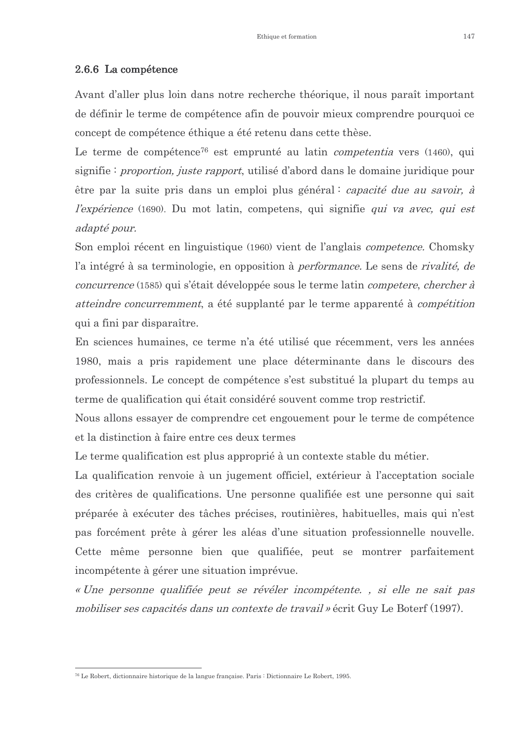### 2.6.6 La compétence

Avant d'aller plus loin dans notre recherche théorique, il nous paraît important de définir le terme de compétence afin de pouvoir mieux comprendre pourquoi ce concept de compétence éthique a été retenu dans cette thèse.

Le terme de compétence[76] est emprunté au latin *competentia* vers (1460), qui signifie : *proportion, juste rapport*, utilisé d'abord dans le domaine juridique pour être par la suite pris dans un emploi plus général : *capacité due au savoir, à l'expérience* (1690). Du mot latin, competens, qui signifie *qui va avec, qui est adapté pour.*

Son emploi récent en linguistique (1960) vient de l'anglais *competence.* Chomsky l'a intégré à sa terminologie, en opposition à *performance.* Le sens de *rivalité, de concurrence* (1585) qui s'était développée sous le terme latin *competere*, *chercher à atteindre concurremment*, a été supplanté par le terme apparenté à *compétition* qui a fini par disparaître.

En sciences humaines, ce terme n'a été utilisé que récemment, vers les années 1980, mais a pris rapidement une place déterminante dans le discours des professionnels. Le concept de compétence s'est substitué la plupart du temps au terme de qualification qui était considéré souvent comme trop restrictif.

Nous allons essayer de comprendre cet engouement pour le terme de compétence et la distinction à faire entre ces deux termes

Le terme qualification est plus approprié à un contexte stable du métier.

La qualification renvoie à un jugement officiel, extérieur à l'acceptation sociale des critères de qualifications. Une personne qualifiée est une personne qui sait préparée à exécuter des tâches précises, routinières, habituelles, mais qui n'est pas forcément prête à gérer les aléas d'une situation professionnelle nouvelle. Cette même personne bien que qualifiée, peut se montrer parfaitement incompétente à gérer une situation imprévue.

*« Une personne qualifiée peut se révéler incompétente. , si elle ne sait pas mobiliser ses capacités dans un contexte de travail »* écrit Guy Le Boterf (1997).

---

[76] Le Robert, dictionnaire historique de la langue française. Paris : Dictionnaire Le Robert, 1995.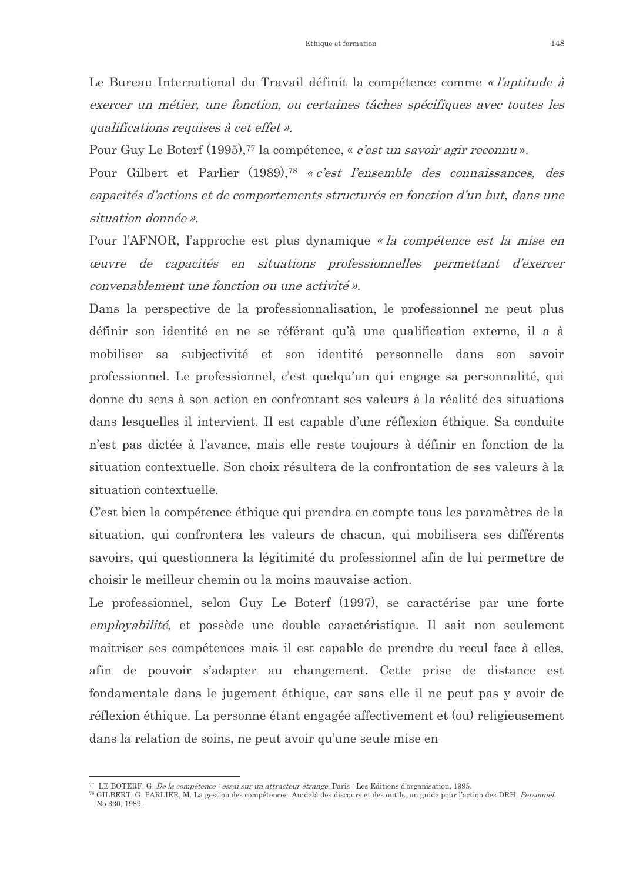Le Bureau International du Travail définit la compétence comme *« l'aptitude à exercer un métier, une fonction, ou certaines tâches spécifiques avec toutes les qualifications requises à cet effet ».*

Pour Guy Le Boterf (1995),[77] la compétence, « *c'est un savoir agir reconnu* ».

Pour Gilbert et Parlier (1989),[78] *« c'est l'ensemble des connaissances, des capacités d'actions et de comportements structurés en fonction d'un but, dans une situation donnée ».*

Pour l'AFNOR, l'approche est plus dynamique *« la compétence est la mise en œuvre de capacités en situations professionnelles permettant d'exercer convenablement une fonction ou une activité ».*

Dans la perspective de la professionnalisation, le professionnel ne peut plus définir son identité en ne se référant qu'à une qualification externe, il a à mobiliser sa subjectivité et son identité personnelle dans son savoir professionnel. Le professionnel, c'est quelqu'un qui engage sa personnalité, qui donne du sens à son action en confrontant ses valeurs à la réalité des situations dans lesquelles il intervient. Il est capable d'une réflexion éthique. Sa conduite n'est pas dictée à l'avance, mais elle reste toujours à définir en fonction de la situation contextuelle. Son choix résultera de la confrontation de ses valeurs à la situation contextuelle.

C'est bien la compétence éthique qui prendra en compte tous les paramètres de la situation, qui confrontera les valeurs de chacun, qui mobilisera ses différents savoirs, qui questionnera la légitimité du professionnel afin de lui permettre de choisir le meilleur chemin ou la moins mauvaise action.

Le professionnel, selon Guy Le Boterf (1997), se caractérise par une forte *employabilité*, et possède une double caractéristique. Il sait non seulement maîtriser ses compétences mais il est capable de prendre du recul face à elles, afin de pouvoir s'adapter au changement. Cette prise de distance est fondamentale dans le jugement éthique, car sans elle il ne peut pas y avoir de réflexion éthique. La personne étant engagée affectivement et (ou) religieusement dans la relation de soins, ne peut avoir qu'une seule mise en

---

[77] LE BOTERF, G. *De la compétence : essai sur un attracteur étrange*. Paris : Les Editions d'organisation, 1995.

[78] GILBERT, G. PARLIER, M. La gestion des compétences. Au-delà des discours et des outils, un guide pour l'action des DRH, *Personnel*. No 330, 1989.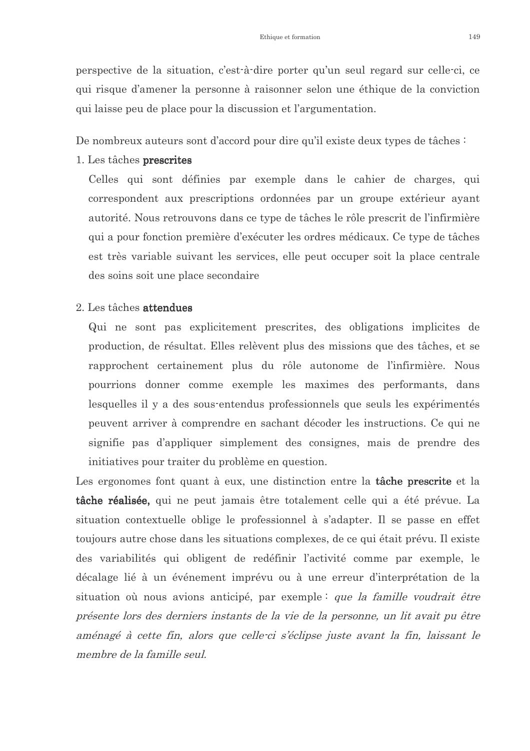perspective de la situation, c'est-à-dire porter qu'un seul regard sur celle-ci, ce qui risque d'amener la personne à raisonner selon une éthique de la conviction qui laisse peu de place pour la discussion et l'argumentation.

De nombreux auteurs sont d'accord pour dire qu'il existe deux types de tâches :

1. Les tâches **prescrites**

   Celles qui sont définies par exemple dans le cahier de charges, qui correspondent aux prescriptions ordonnées par un groupe extérieur ayant autorité. Nous retrouvons dans ce type de tâches le rôle prescrit de l'infirmière qui a pour fonction première d'exécuter les ordres médicaux. Ce type de tâches est très variable suivant les services, elle peut occuper soit la place centrale des soins soit une place secondaire

2. Les tâches **attendues**

   Qui ne sont pas explicitement prescrites, des obligations implicites de production, de résultat. Elles relèvent plus des missions que des tâches, et se rapprochent certainement plus du rôle autonome de l'infirmière. Nous pourrions donner comme exemple les maximes des performants, dans lesquelles il y a des sous-entendus professionnels que seuls les expérimentés peuvent arriver à comprendre en sachant décoder les instructions. Ce qui ne signifie pas d'appliquer simplement des consignes, mais de prendre des initiatives pour traiter du problème en question.

Les ergonomes font quant à eux, une distinction entre la **tâche prescrite** et la **tâche réalisée,** qui ne peut jamais être totalement celle qui a été prévue. La situation contextuelle oblige le professionnel à s'adapter. Il se passe en effet toujours autre chose dans les situations complexes, de ce qui était prévu. Il existe des variabilités qui obligent de redéfinir l'activité comme par exemple, le décalage lié à un événement imprévu ou à une erreur d'interprétation de la situation où nous avions anticipé, par exemple : *que la famille voudrait être présente lors des derniers instants de la vie de la personne, un lit avait pu être aménagé à cette fin, alors que celle-ci s'éclipse juste avant la fin, laissant le membre de la famille seul.*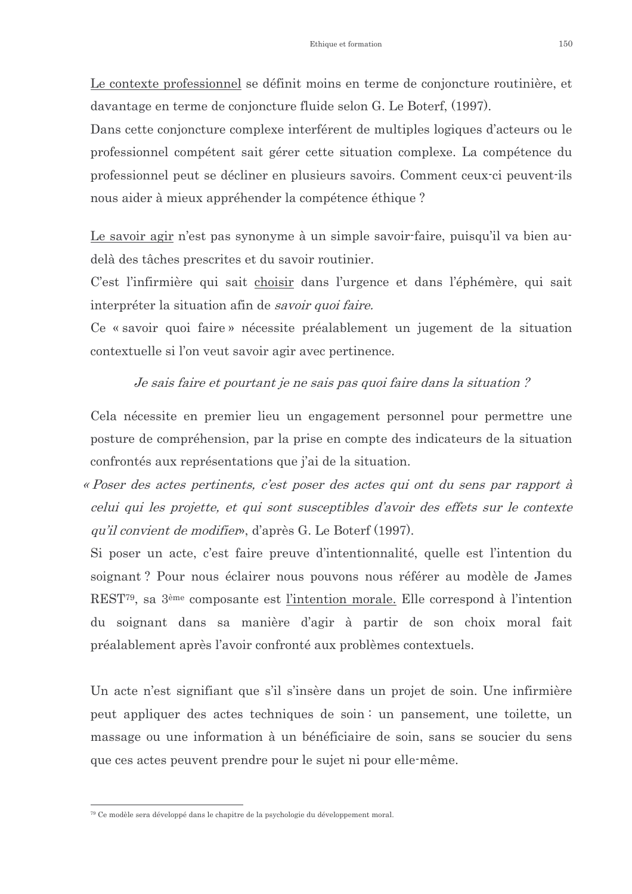<u>Le contexte professionnel</u> se définit moins en terme de conjoncture routinière, et davantage en terme de conjoncture fluide selon G. Le Boterf, (1997).
Dans cette conjoncture complexe interférent de multiples logiques d'acteurs ou le professionnel compétent sait gérer cette situation complexe. La compétence du professionnel peut se décliner en plusieurs savoirs. Comment ceux-ci peuvent-ils nous aider à mieux appréhender la compétence éthique ?

<u>Le savoir agir</u> n'est pas synonyme à un simple savoir-faire, puisqu'il va bien au-delà des tâches prescrites et du savoir routinier.
C'est l'infirmière qui sait <u>choisir</u> dans l'urgence et dans l'éphémère, qui sait interpréter la situation afin de *savoir quoi faire.*
Ce « savoir quoi faire » nécessite préalablement un jugement de la situation contextuelle si l'on veut savoir agir avec pertinence.

*Je sais faire et pourtant je ne sais pas quoi faire dans la situation ?*

Cela nécessite en premier lieu un engagement personnel pour permettre une posture de compréhension, par la prise en compte des indicateurs de la situation confrontés aux représentations que j'ai de la situation.
« *Poser des actes pertinents, c'est poser des actes qui ont du sens par rapport à celui qui les projette, et qui sont susceptibles d'avoir des effets sur le contexte qu'il convient de modifier*», d'après G. Le Boterf (1997).
Si poser un acte, c'est faire preuve d'intentionnalité, quelle est l'intention du soignant ? Pour nous éclairer nous pouvons nous référer au modèle de James REST[79], sa 3ème composante est <u>l'intention morale.</u> Elle correspond à l'intention du soignant dans sa manière d'agir à partir de son choix moral fait préalablement après l'avoir confronté aux problèmes contextuels.

Un acte n'est signifiant que s'il s'insère dans un projet de soin. Une infirmière peut appliquer des actes techniques de soin : un pansement, une toilette, un massage ou une information à un bénéficiaire de soin, sans se soucier du sens que ces actes peuvent prendre pour le sujet ni pour elle-même.

---

[79] Ce modèle sera développé dans le chapitre de la psychologie du développement moral.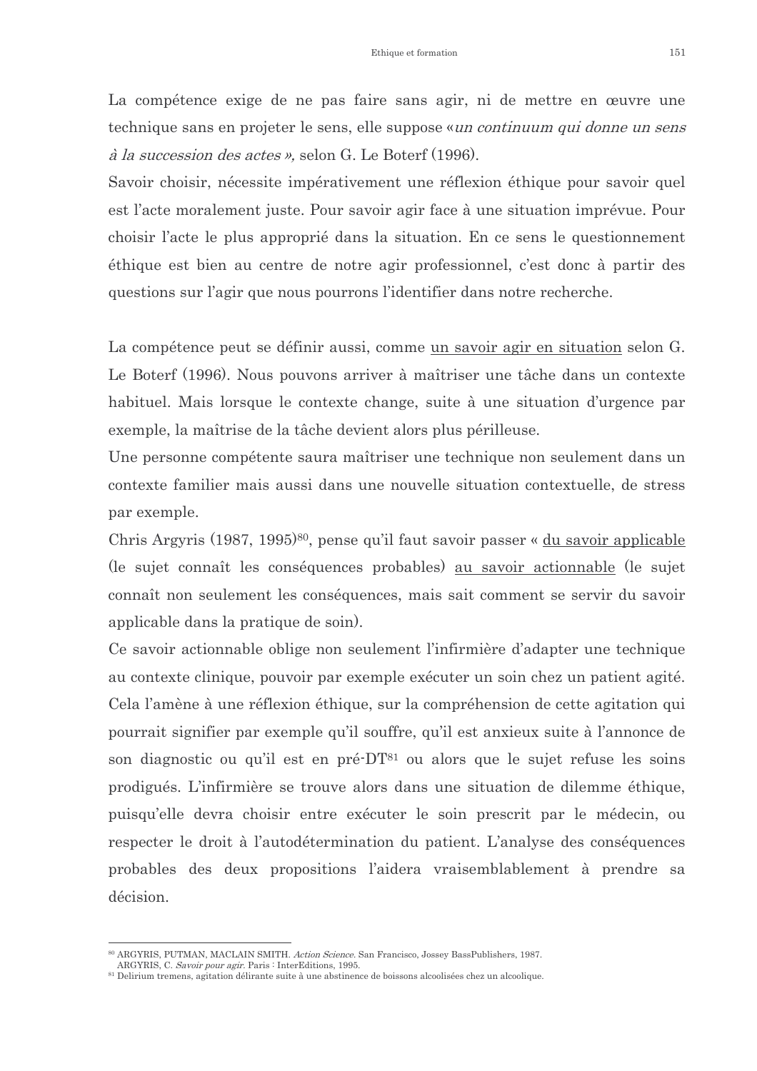La compétence exige de ne pas faire sans agir, ni de mettre en œuvre une technique sans en projeter le sens, elle suppose «*un continuum qui donne un sens à la succession des actes »,* selon G. Le Boterf (1996).

Savoir choisir, nécessite impérativement une réflexion éthique pour savoir quel est l'acte moralement juste. Pour savoir agir face à une situation imprévue. Pour choisir l'acte le plus approprié dans la situation. En ce sens le questionnement éthique est bien au centre de notre agir professionnel, c'est donc à partir des questions sur l'agir que nous pourrons l'identifier dans notre recherche.

La compétence peut se définir aussi, comme <u>un savoir agir en situation</u> selon G. Le Boterf (1996). Nous pouvons arriver à maîtriser une tâche dans un contexte habituel. Mais lorsque le contexte change, suite à une situation d'urgence par exemple, la maîtrise de la tâche devient alors plus périlleuse.

Une personne compétente saura maîtriser une technique non seulement dans un contexte familier mais aussi dans une nouvelle situation contextuelle, de stress par exemple.

Chris Argyris (1987, 1995)[80], pense qu'il faut savoir passer « <u>du savoir applicable</u> (le sujet connaît les conséquences probables) <u>au savoir actionnable</u> (le sujet connaît non seulement les conséquences, mais sait comment se servir du savoir applicable dans la pratique de soin).

Ce savoir actionnable oblige non seulement l'infirmière d'adapter une technique au contexte clinique, pouvoir par exemple exécuter un soin chez un patient agité. Cela l'amène à une réflexion éthique, sur la compréhension de cette agitation qui pourrait signifier par exemple qu'il souffre, qu'il est anxieux suite à l'annonce de son diagnostic ou qu'il est en pré-DT[81] ou alors que le sujet refuse les soins prodigués. L'infirmière se trouve alors dans une situation de dilemme éthique, puisqu'elle devra choisir entre exécuter le soin prescrit par le médecin, ou respecter le droit à l'autodétermination du patient. L'analyse des conséquences probables des deux propositions l'aidera vraisemblablement à prendre sa décision.

---

[80] ARGYRIS, PUTMAN, MACLAIN SMITH. *Action Science*. San Francisco, Jossey BassPublishers, 1987.
ARGYRIS, C. *Savoir pour agir*. Paris : InterEditions, 1995.

[81] Delirium tremens, agitation délirante suite à une abstinence de boissons alcoolisées chez un alcoolique.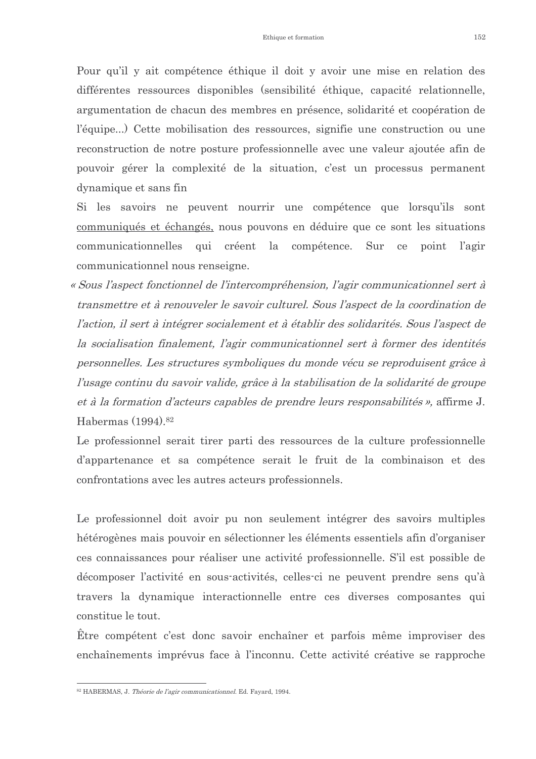Pour qu'il y ait compétence éthique il doit y avoir une mise en relation des différentes ressources disponibles (sensibilité éthique, capacité relationnelle, argumentation de chacun des membres en présence, solidarité et coopération de l'équipe...) Cette mobilisation des ressources, signifie une construction ou une reconstruction de notre posture professionnelle avec une valeur ajoutée afin de pouvoir gérer la complexité de la situation, c'est un processus permanent dynamique et sans fin

Si les savoirs ne peuvent nourrir une compétence que lorsqu'ils sont <u>communiqués et échangés,</u> nous pouvons en déduire que ce sont les situations communicationnelles qui créent la compétence. Sur ce point l'agir communicationnel nous renseigne.

« *Sous l'aspect fonctionnel de l'intercompréhension, l'agir communicationnel sert à transmettre et à renouveler le savoir culturel. Sous l'aspect de la coordination de l'action, il sert à intégrer socialement et à établir des solidarités. Sous l'aspect de la socialisation finalement, l'agir communicationnel sert à former des identités personnelles. Les structures symboliques du monde vécu se reproduisent grâce à l'usage continu du savoir valide, grâce à la stabilisation de la solidarité de groupe et à la formation d'acteurs capables de prendre leurs responsabilités* », affirme J. Habermas (1994).[82]

Le professionnel serait tirer parti des ressources de la culture professionnelle d'appartenance et sa compétence serait le fruit de la combinaison et des confrontations avec les autres acteurs professionnels.

Le professionnel doit avoir pu non seulement intégrer des savoirs multiples hétérogènes mais pouvoir en sélectionner les éléments essentiels afin d'organiser ces connaissances pour réaliser une activité professionnelle. S'il est possible de décomposer l'activité en sous-activités, celles-ci ne peuvent prendre sens qu'à travers la dynamique interactionnelle entre ces diverses composantes qui constitue le tout.

Être compétent c'est donc savoir enchaîner et parfois même improviser des enchaînements imprévus face à l'inconnu. Cette activité créative se rapproche

---

[82] HABERMAS, J. *Théorie de l'agir communicationnel*. Ed. Fayard, 1994.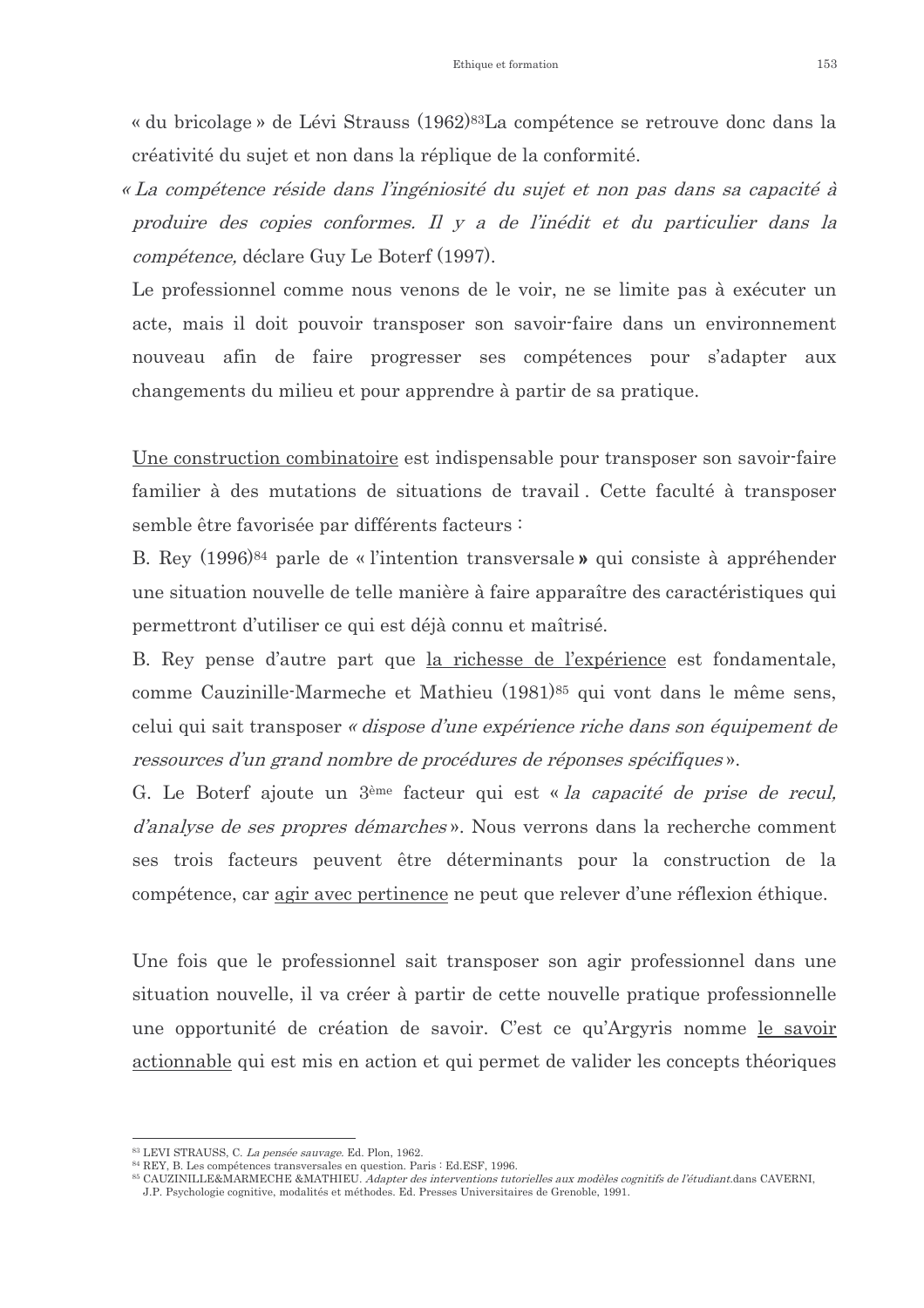« du bricolage » de Lévi Strauss (1962)[83]La compétence se retrouve donc dans la créativité du sujet et non dans la réplique de la conformité.

*« La compétence réside dans l'ingéniosité du sujet et non pas dans sa capacité à produire des copies conformes. Il y a de l'inédit et du particulier dans la compétence,* déclare Guy Le Boterf (1997).

Le professionnel comme nous venons de le voir, ne se limite pas à exécuter un acte, mais il doit pouvoir transposer son savoir-faire dans un environnement nouveau afin de faire progresser ses compétences pour s'adapter aux changements du milieu et pour apprendre à partir de sa pratique.

<u>Une construction combinatoire</u> est indispensable pour transposer son savoir-faire familier à des mutations de situations de travail . Cette faculté à transposer semble être favorisée par différents facteurs :

B. Rey (1996)[84] parle de « l'intention transversale **»** qui consiste à appréhender une situation nouvelle de telle manière à faire apparaître des caractéristiques qui permettront d'utiliser ce qui est déjà connu et maîtrisé.

B. Rey pense d'autre part que <u>la richesse de l'expérience</u> est fondamentale, comme Cauzinille-Marmeche et Mathieu (1981)[85] qui vont dans le même sens, celui qui sait transposer *« dispose d'une expérience riche dans son équipement de ressources d'un grand nombre de procédures de réponses spécifiques* ».

G. Le Boterf ajoute un 3ème facteur qui est « *la capacité de prise de recul, d'analyse de ses propres démarches* ». Nous verrons dans la recherche comment ses trois facteurs peuvent être déterminants pour la construction de la compétence, car <u>agir avec pertinence</u> ne peut que relever d'une réflexion éthique.

Une fois que le professionnel sait transposer son agir professionnel dans une situation nouvelle, il va créer à partir de cette nouvelle pratique professionnelle une opportunité de création de savoir. C'est ce qu'Argyris nomme <u>le savoir actionnable</u> qui est mis en action et qui permet de valider les concepts théoriques

---

[83] LEVI STRAUSS, C. *La pensée sauvage*. Ed. Plon, 1962.

[84] REY, B. Les compétences transversales en question. Paris : Ed.ESF, 1996.

[85] CAUZINILLE&MARMECHE &MATHIEU. *Adapter des interventions tutorielles aux modèles cognitifs de l'étudiant.*dans CAVERNI, J.P. Psychologie cognitive, modalités et méthodes. Ed. Presses Universitaires de Grenoble, 1991.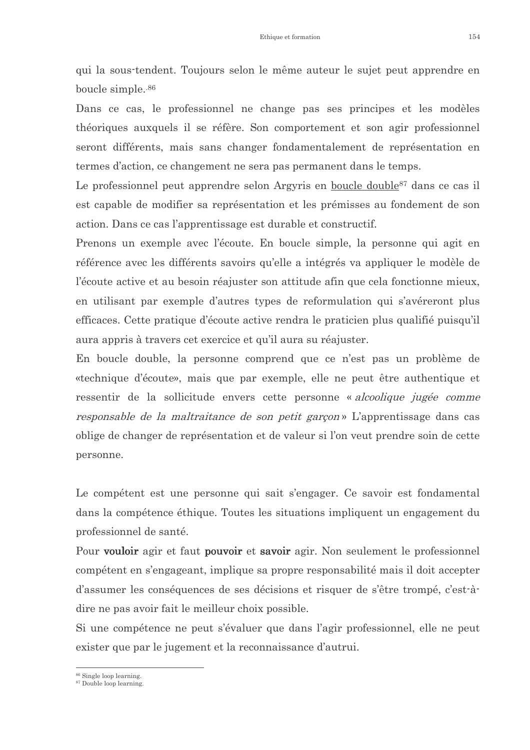qui la sous-tendent. Toujours selon le même auteur le sujet peut apprendre en boucle simple.[86]

Dans ce cas, le professionnel ne change pas ses principes et les modèles théoriques auxquels il se réfère. Son comportement et son agir professionnel seront différents, mais sans changer fondamentalement de représentation en termes d'action, ce changement ne sera pas permanent dans le temps.

Le professionnel peut apprendre selon Argyris en <u>boucle double</u>[87] dans ce cas il est capable de modifier sa représentation et les prémisses au fondement de son action. Dans ce cas l'apprentissage est durable et constructif.

Prenons un exemple avec l'écoute. En boucle simple, la personne qui agit en référence avec les différents savoirs qu'elle a intégrés va appliquer le modèle de l'écoute active et au besoin réajuster son attitude afin que cela fonctionne mieux, en utilisant par exemple d'autres types de reformulation qui s'avéreront plus efficaces. Cette pratique d'écoute active rendra le praticien plus qualifié puisqu'il aura appris à travers cet exercice et qu'il aura su réajuster.

En boucle double, la personne comprend que ce n'est pas un problème de «technique d'écoute», mais que par exemple, elle ne peut être authentique et ressentir de la sollicitude envers cette personne « *alcoolique jugée comme responsable de la maltraitance de son petit garçon* » L'apprentissage dans cas oblige de changer de représentation et de valeur si l'on veut prendre soin de cette personne.

Le compétent est une personne qui sait s'engager. Ce savoir est fondamental dans la compétence éthique. Toutes les situations impliquent un engagement du professionnel de santé.

Pour **vouloir** agir et faut **pouvoir** et **savoir** agir. Non seulement le professionnel compétent en s'engageant, implique sa propre responsabilité mais il doit accepter d'assumer les conséquences de ses décisions et risquer de s'être trompé, c'est-à-dire ne pas avoir fait le meilleur choix possible.

Si une compétence ne peut s'évaluer que dans l'agir professionnel, elle ne peut exister que par le jugement et la reconnaissance d'autrui.

---

[86] Single loop learning.
[87] Double loop learning.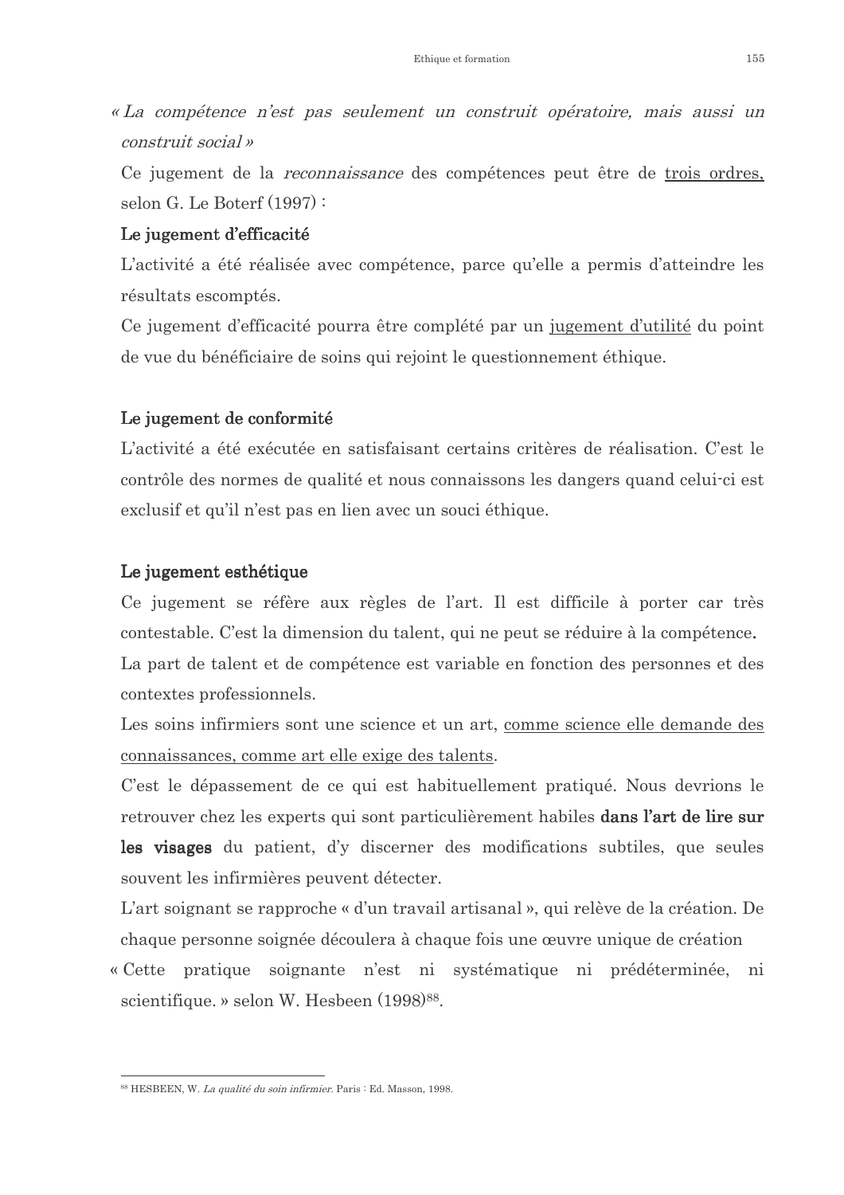*« La compétence n'est pas seulement un construit opératoire, mais aussi un construit social »*

Ce jugement de la *reconnaissance* des compétences peut être de <u>trois ordres,</u> selon G. Le Boterf (1997) :

**Le jugement d'efficacité**

L'activité a été réalisée avec compétence, parce qu'elle a permis d'atteindre les résultats escomptés.

Ce jugement d'efficacité pourra être complété par un <u>jugement d'utilité</u> du point de vue du bénéficiaire de soins qui rejoint le questionnement éthique.

**Le jugement de conformité**

L'activité a été exécutée en satisfaisant certains critères de réalisation. C'est le contrôle des normes de qualité et nous connaissons les dangers quand celui-ci est exclusif et qu'il n'est pas en lien avec un souci éthique.

**Le jugement esthétique**

Ce jugement se réfère aux règles de l'art. Il est difficile à porter car très contestable. C'est la dimension du talent, qui ne peut se réduire à la compétence**.**

La part de talent et de compétence est variable en fonction des personnes et des contextes professionnels.

Les soins infirmiers sont une science et un art, <u>comme science elle demande des connaissances, comme art elle exige des talents</u>.

C'est le dépassement de ce qui est habituellement pratiqué. Nous devrions le retrouver chez les experts qui sont particulièrement habiles **dans l'art de lire sur les visages** du patient, d'y discerner des modifications subtiles, que seules souvent les infirmières peuvent détecter.

L'art soignant se rapproche « d'un travail artisanal », qui relève de la création. De chaque personne soignée découlera à chaque fois une œuvre unique de création

« Cette pratique soignante n'est ni systématique ni prédéterminée, ni scientifique. » selon W. Hesbeen (1998)[88].

---

[88] HESBEEN, W. *La qualité du soin infirmier*. Paris : Ed. Masson, 1998.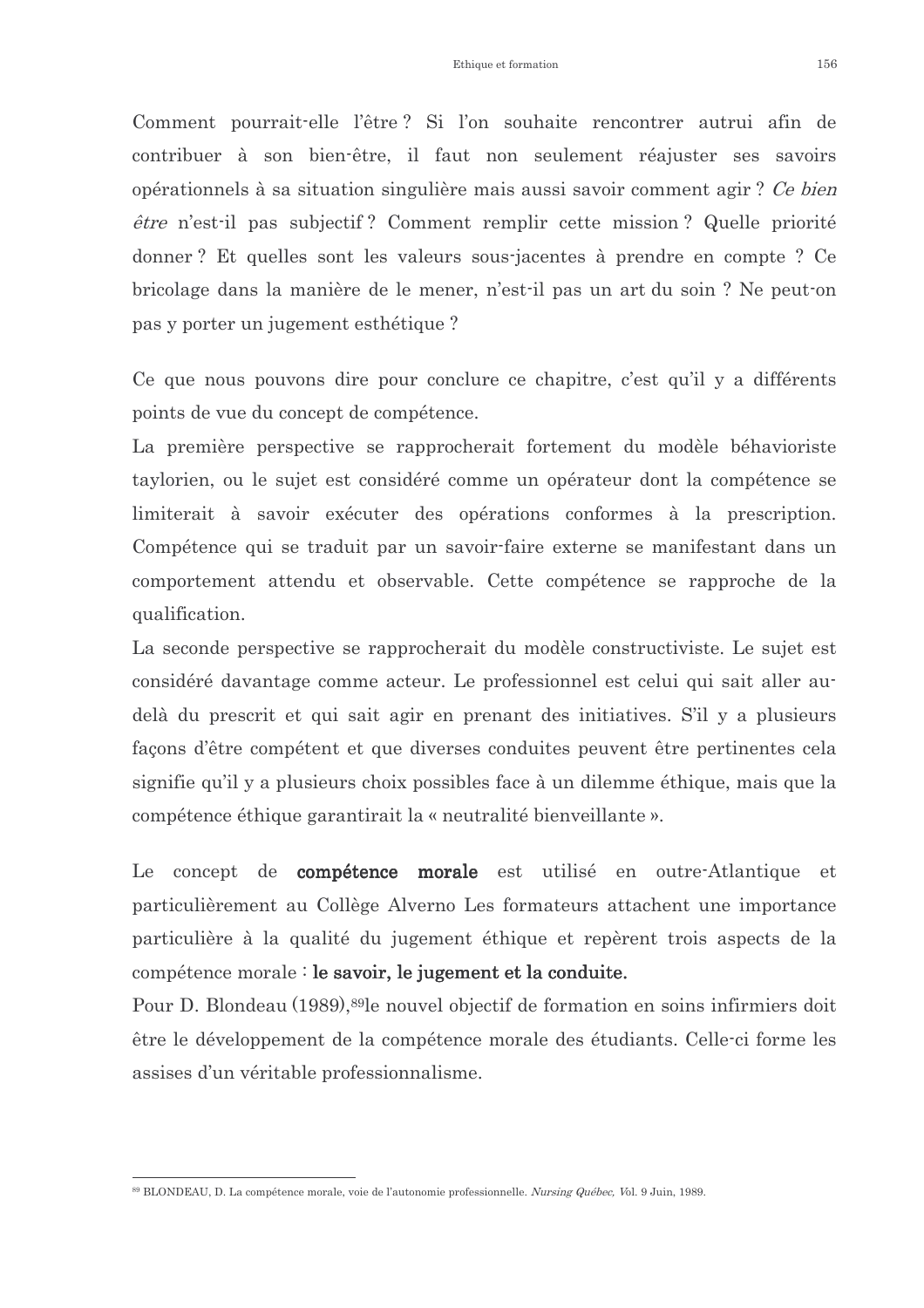Comment pourrait-elle l'être ? Si l'on souhaite rencontrer autrui afin de contribuer à son bien-être, il faut non seulement réajuster ses savoirs opérationnels à sa situation singulière mais aussi savoir comment agir ? *Ce bien être* n'est-il pas subjectif ? Comment remplir cette mission ? Quelle priorité donner ? Et quelles sont les valeurs sous-jacentes à prendre en compte ? Ce bricolage dans la manière de le mener, n'est-il pas un art du soin ? Ne peut-on pas y porter un jugement esthétique ?

Ce que nous pouvons dire pour conclure ce chapitre, c'est qu'il y a différents points de vue du concept de compétence.

La première perspective se rapprocherait fortement du modèle béhavioriste taylorien, ou le sujet est considéré comme un opérateur dont la compétence se limiterait à savoir exécuter des opérations conformes à la prescription. Compétence qui se traduit par un savoir-faire externe se manifestant dans un comportement attendu et observable. Cette compétence se rapproche de la qualification.

La seconde perspective se rapprocherait du modèle constructiviste. Le sujet est considéré davantage comme acteur. Le professionnel est celui qui sait aller au-delà du prescrit et qui sait agir en prenant des initiatives. S'il y a plusieurs façons d'être compétent et que diverses conduites peuvent être pertinentes cela signifie qu'il y a plusieurs choix possibles face à un dilemme éthique, mais que la compétence éthique garantirait la « neutralité bienveillante ».

Le concept de **compétence morale** est utilisé en outre-Atlantique et particulièrement au Collège Alverno Les formateurs attachent une importance particulière à la qualité du jugement éthique et repèrent trois aspects de la compétence morale : **le savoir, le jugement et la conduite.**

Pour D. Blondeau (1989),[89] le nouvel objectif de formation en soins infirmiers doit être le développement de la compétence morale des étudiants. Celle-ci forme les assises d'un véritable professionnalisme.

[89] BLONDEAU, D. La compétence morale, voie de l'autonomie professionnelle. *Nursing Québec,* Vol. 9 Juin, 1989.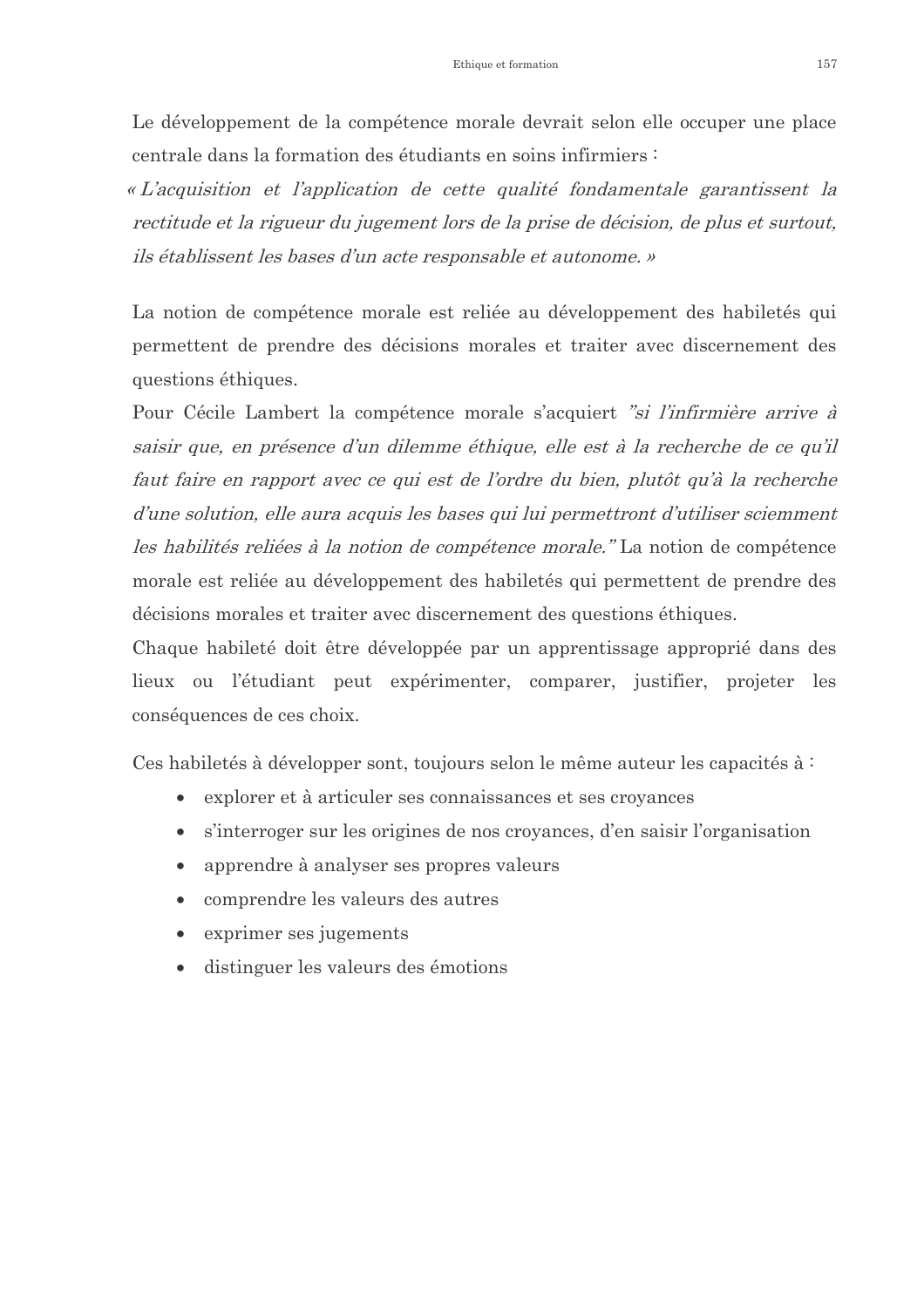Le développement de la compétence morale devrait selon elle occuper une place centrale dans la formation des étudiants en soins infirmiers :

*« L'acquisition et l'application de cette qualité fondamentale garantissent la rectitude et la rigueur du jugement lors de la prise de décision, de plus et surtout, ils établissent les bases d'un acte responsable et autonome. »*

La notion de compétence morale est reliée au développement des habiletés qui permettent de prendre des décisions morales et traiter avec discernement des questions éthiques.

Pour Cécile Lambert la compétence morale s'acquiert *"si l'infirmière arrive à saisir que, en présence d'un dilemme éthique, elle est à la recherche de ce qu'il faut faire en rapport avec ce qui est de l'ordre du bien, plutôt qu'à la recherche d'une solution, elle aura acquis les bases qui lui permettront d'utiliser sciemment les habilités reliées à la notion de compétence morale."* La notion de compétence morale est reliée au développement des habiletés qui permettent de prendre des décisions morales et traiter avec discernement des questions éthiques.

Chaque habileté doit être développée par un apprentissage approprié dans des lieux ou l'étudiant peut expérimenter, comparer, justifier, projeter les conséquences de ces choix.

Ces habiletés à développer sont, toujours selon le même auteur les capacités à :

- explorer et à articuler ses connaissances et ses croyances
- s'interroger sur les origines de nos croyances, d'en saisir l'organisation
- apprendre à analyser ses propres valeurs
- comprendre les valeurs des autres
- exprimer ses jugements
- distinguer les valeurs des émotions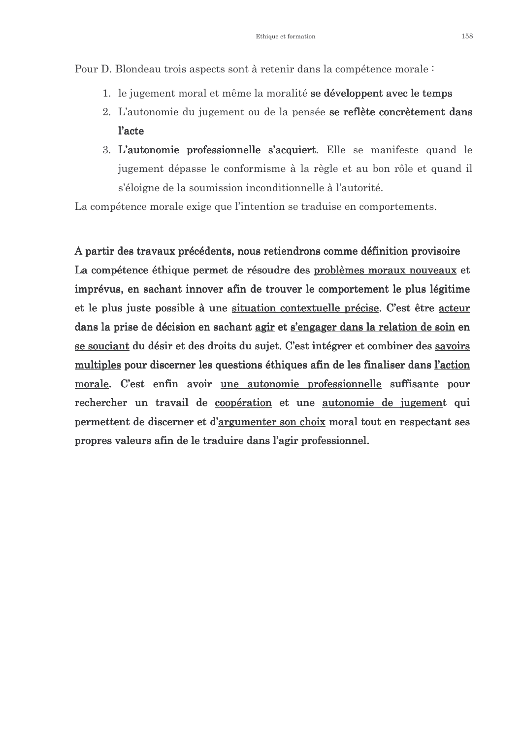Pour D. Blondeau trois aspects sont à retenir dans la compétence morale :

1. le jugement moral et même la moralité **se développent avec le temps**
2. L'autonomie du jugement ou de la pensée **se reflète concrètement dans l'acte**
3. **L'autonomie professionnelle s'acquiert**. Elle se manifeste quand le jugement dépasse le conformisme à la règle et au bon rôle et quand il s'éloigne de la soumission inconditionnelle à l'autorité.

La compétence morale exige que l'intention se traduise en comportements.

**A partir des travaux précédents, nous retiendrons comme définition provisoire**

**La compétence éthique permet de résoudre des <u>problèmes moraux nouveaux</u> et imprévus, en sachant innover afin de trouver le comportement le plus légitime et le plus juste possible à une <u>situation contextuelle précise</u>. C'est être <u>acteur</u> dans la prise de décision en sachant <u>agir</u> et <u>s'engager dans la relation de soin</u> en <u>se souciant</u> du désir et des droits du sujet. C'est intégrer et combiner des <u>savoirs multiples</u> pour discerner les questions éthiques afin de les finaliser dans <u>l'action morale</u>. C'est enfin avoir <u>une autonomie professionnelle</u> suffisante pour rechercher un travail de <u>coopération</u> et une <u>autonomie de jugemen</u>t qui permettent de discerner et d'<u>argumenter son choix</u> moral tout en respectant ses propres valeurs afin de le traduire dans l'agir professionnel.**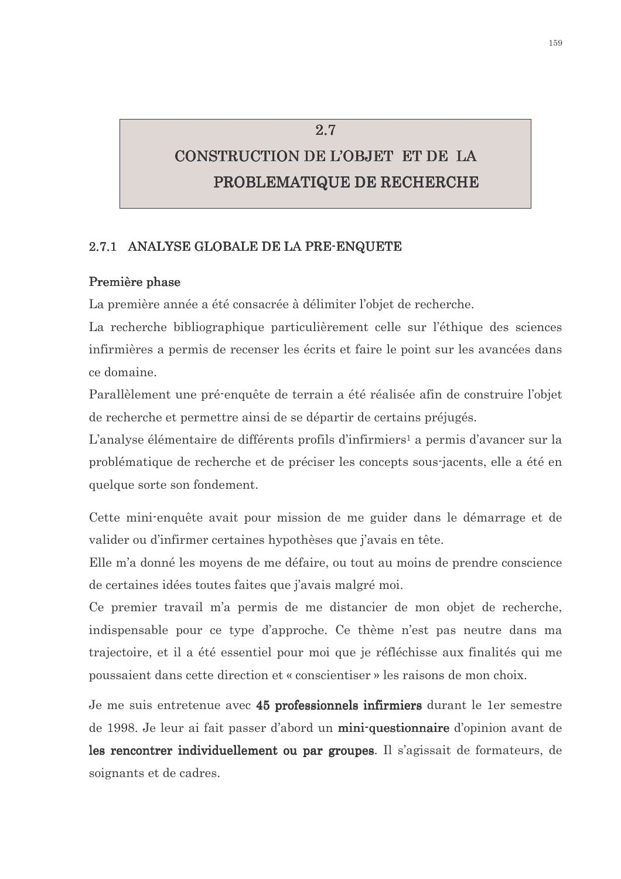## 2.7 CONSTRUCTION DE L'OBJET ET DE LA PROBLEMATIQUE DE RECHERCHE

### 2.7.1 ANALYSE GLOBALE DE LA PRE-ENQUETE

**Première phase**

La première année a été consacrée à délimiter l'objet de recherche.

La recherche bibliographique particulièrement celle sur l'éthique des sciences infirmières a permis de recenser les écrits et faire le point sur les avancées dans ce domaine.

Parallèlement une pré-enquête de terrain a été réalisée afin de construire l'objet de recherche et permettre ainsi de se départir de certains préjugés.

L'analyse élémentaire de différents profils d'infirmiers[1] a permis d'avancer sur la problématique de recherche et de préciser les concepts sous-jacents, elle a été en quelque sorte son fondement.

Cette mini-enquête avait pour mission de me guider dans le démarrage et de valider ou d'infirmer certaines hypothèses que j'avais en tête.

Elle m'a donné les moyens de me défaire, ou tout au moins de prendre conscience de certaines idées toutes faites que j'avais malgré moi.

Ce premier travail m'a permis de me distancier de mon objet de recherche, indispensable pour ce type d'approche. Ce thème n'est pas neutre dans ma trajectoire, et il a été essentiel pour moi que je réfléchisse aux finalités qui me poussaient dans cette direction et « conscientiser » les raisons de mon choix.

Je me suis entretenue avec **45 professionnels infirmiers** durant le 1er semestre de 1998. Je leur ai fait passer d'abord un **mini-questionnaire** d'opinion avant de **les rencontrer individuellement ou par groupes**. Il s'agissait de formateurs, de soignants et de cadres.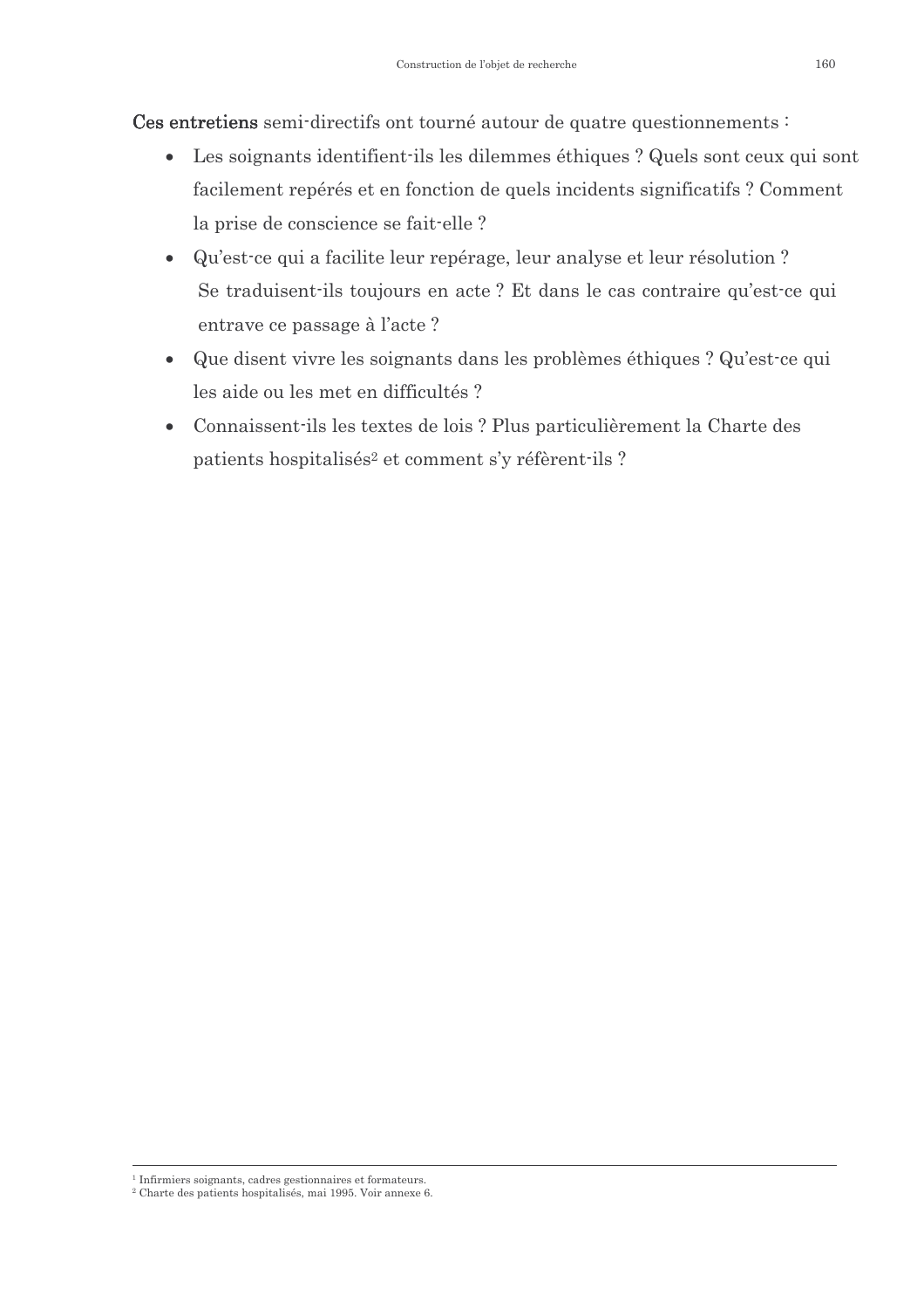**Ces entretiens** semi-directifs ont tourné autour de quatre questionnements :

- Les soignants identifient-ils les dilemmes éthiques ? Quels sont ceux qui sont facilement repérés et en fonction de quels incidents significatifs ? Comment la prise de conscience se fait-elle ?
- Qu'est-ce qui a facilite leur repérage, leur analyse et leur résolution ? Se traduisent-ils toujours en acte ? Et dans le cas contraire qu'est-ce qui entrave ce passage à l'acte ?
- Que disent vivre les soignants dans les problèmes éthiques ? Qu'est-ce qui les aide ou les met en difficultés ?
- Connaissent-ils les textes de lois ? Plus particulièrement la Charte des patients hospitalisés[2] et comment s'y réfèrent-ils ?

---

[1] Infirmiers soignants, cadres gestionnaires et formateurs.
[2] Charte des patients hospitalisés, mai 1995. Voir annexe 6.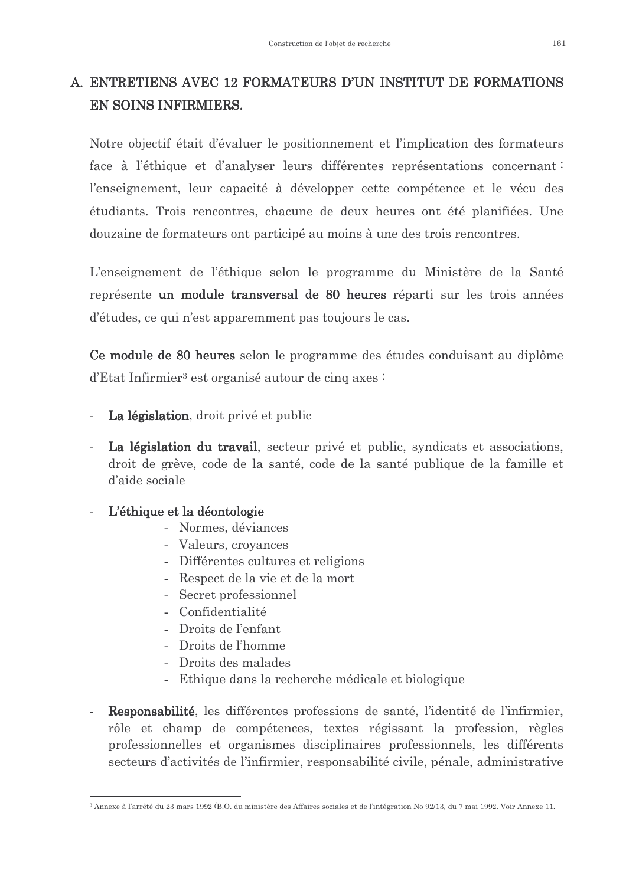## A. ENTRETIENS AVEC 12 FORMATEURS D'UN INSTITUT DE FORMATIONS EN SOINS INFIRMIERS.

Notre objectif était d'évaluer le positionnement et l'implication des formateurs face à l'éthique et d'analyser leurs différentes représentations concernant : l'enseignement, leur capacité à développer cette compétence et le vécu des étudiants. Trois rencontres, chacune de deux heures ont été planifiées. Une douzaine de formateurs ont participé au moins à une des trois rencontres.

L'enseignement de l'éthique selon le programme du Ministère de la Santé représente **un module transversal de 80 heures** réparti sur les trois années d'études, ce qui n'est apparemment pas toujours le cas.

**Ce module de 80 heures** selon le programme des études conduisant au diplôme d'Etat Infirmier[3] est organisé autour de cinq axes :

- **La législation**, droit privé et public
- **La législation du travail**, secteur privé et public, syndicats et associations, droit de grève, code de la santé, code de la santé publique de la famille et d'aide sociale
- **L'éthique et la déontologie**
    - Normes, déviances
    - Valeurs, croyances
    - Différentes cultures et religions
    - Respect de la vie et de la mort
    - Secret professionnel
    - Confidentialité
    - Droits de l'enfant
    - Droits de l'homme
    - Droits des malades
    - Ethique dans la recherche médicale et biologique
- **Responsabilité**, les différentes professions de santé, l'identité de l'infirmier, rôle et champ de compétences, textes régissant la profession, règles professionnelles et organismes disciplinaires professionnels, les différents secteurs d'activités de l'infirmier, responsabilité civile, pénale, administrative

[3] Annexe à l'arrêté du 23 mars 1992 (B.O. du ministère des Affaires sociales et de l'intégration No 92/13, du 7 mai 1992. Voir Annexe 11.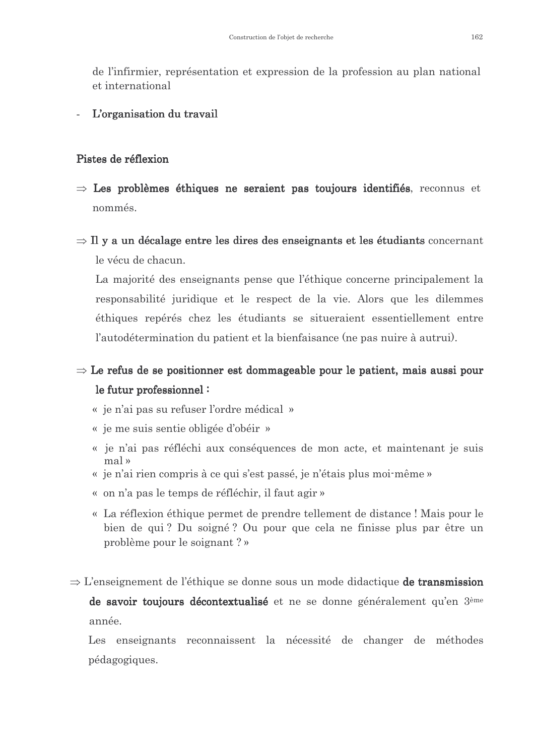de l'infirmier, représentation et expression de la profession au plan national et international

- **L'organisation du travail**

**Pistes de réflexion**

⇒ **Les problèmes éthiques ne seraient pas toujours identifiés**, reconnus et nommés.

⇒ **Il y a un décalage entre les dires des enseignants et les étudiants** concernant le vécu de chacun.

La majorité des enseignants pense que l'éthique concerne principalement la responsabilité juridique et le respect de la vie. Alors que les dilemmes éthiques repérés chez les étudiants se situeraient essentiellement entre l'autodétermination du patient et la bienfaisance (ne pas nuire à autrui).

⇒ **Le refus de se positionner est dommageable pour le patient, mais aussi pour le futur professionnel :**

« je n'ai pas su refuser l'ordre médical »

« je me suis sentie obligée d'obéir »

« je n'ai pas réfléchi aux conséquences de mon acte, et maintenant je suis mal »

« je n'ai rien compris à ce qui s'est passé, je n'étais plus moi-même »

« on n'a pas le temps de réfléchir, il faut agir »

« La réflexion éthique permet de prendre tellement de distance ! Mais pour le bien de qui ? Du soigné ? Ou pour que cela ne finisse plus par être un problème pour le soignant ? »

⇒ L'enseignement de l'éthique se donne sous un mode didactique **de transmission de savoir toujours décontextualisé** et ne se donne généralement qu'en 3ème année.

Les enseignants reconnaissent la nécessité de changer de méthodes pédagogiques.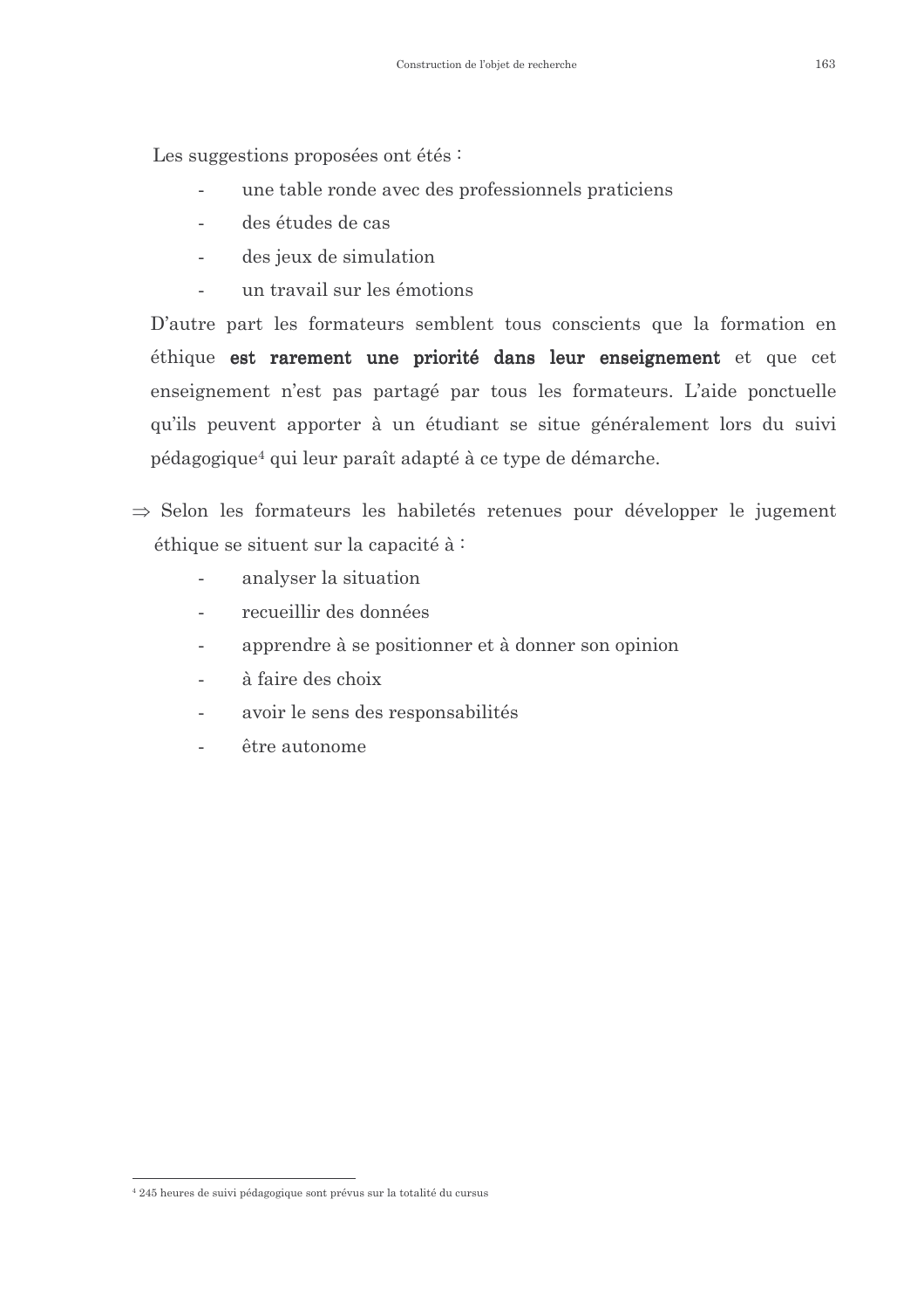Les suggestions proposées ont étés :

- une table ronde avec des professionnels praticiens
- des études de cas
- des jeux de simulation
- un travail sur les émotions

D'autre part les formateurs semblent tous conscients que la formation en éthique **est rarement une priorité dans leur enseignement** et que cet enseignement n'est pas partagé par tous les formateurs. L'aide ponctuelle qu'ils peuvent apporter à un étudiant se situe généralement lors du suivi pédagogique[4] qui leur paraît adapté à ce type de démarche.

⇒ Selon les formateurs les habiletés retenues pour développer le jugement éthique se situent sur la capacité à :

- analyser la situation
- recueillir des données
- apprendre à se positionner et à donner son opinion
- à faire des choix
- avoir le sens des responsabilités
- être autonome

---

[4] 245 heures de suivi pédagogique sont prévus sur la totalité du cursus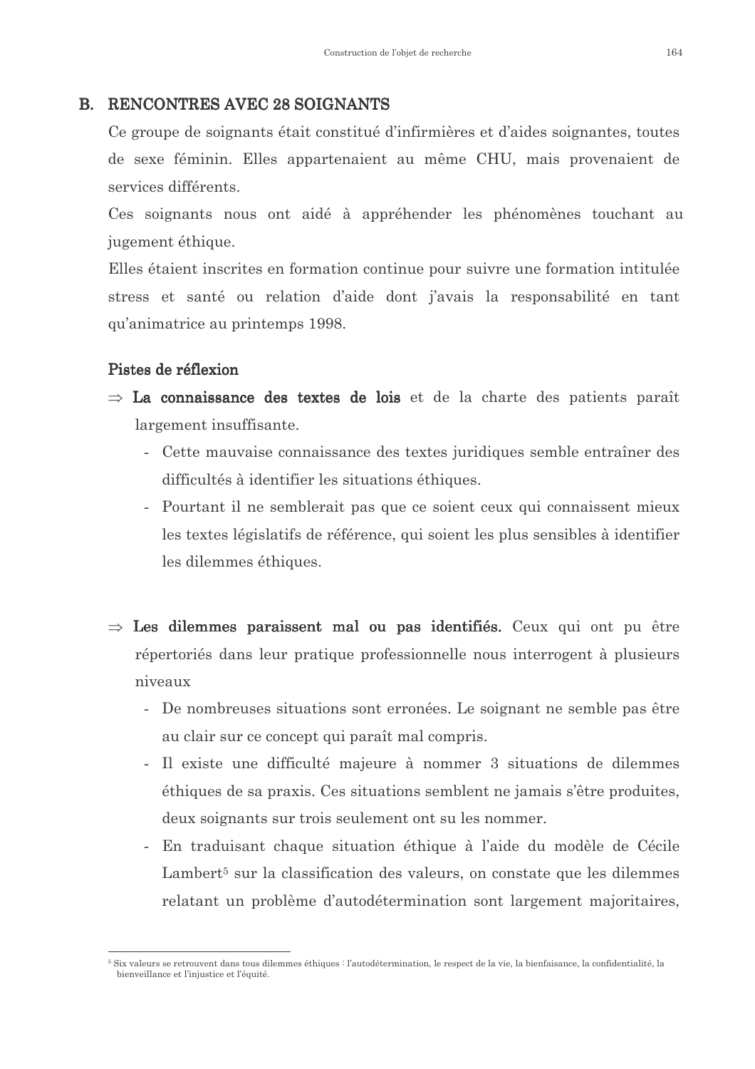## B. RENCONTRES AVEC 28 SOIGNANTS

Ce groupe de soignants était constitué d'infirmières et d'aides soignantes, toutes de sexe féminin. Elles appartenaient au même CHU, mais provenaient de services différents.

Ces soignants nous ont aidé à appréhender les phénomènes touchant au jugement éthique.

Elles étaient inscrites en formation continue pour suivre une formation intitulée stress et santé ou relation d'aide dont j'avais la responsabilité en tant qu'animatrice au printemps 1998.

### Pistes de réflexion

⇒ **La connaissance des textes de lois** et de la charte des patients paraît largement insuffisante.

- Cette mauvaise connaissance des textes juridiques semble entraîner des difficultés à identifier les situations éthiques.
- Pourtant il ne semblerait pas que ce soient ceux qui connaissent mieux les textes législatifs de référence, qui soient les plus sensibles à identifier les dilemmes éthiques.

⇒ **Les dilemmes paraissent mal ou pas identifiés.** Ceux qui ont pu être répertoriés dans leur pratique professionnelle nous interrogent à plusieurs niveaux

- De nombreuses situations sont erronées. Le soignant ne semble pas être au clair sur ce concept qui paraît mal compris.
- Il existe une difficulté majeure à nommer 3 situations de dilemmes éthiques de sa praxis. Ces situations semblent ne jamais s'être produites, deux soignants sur trois seulement ont su les nommer.
- En traduisant chaque situation éthique à l'aide du modèle de Cécile Lambert[5] sur la classification des valeurs, on constate que les dilemmes relatant un problème d'autodétermination sont largement majoritaires,

---

[5] Six valeurs se retrouvent dans tous dilemmes éthiques : l'autodétermination, le respect de la vie, la bienfaisance, la confidentialité, la bienveillance et l'injustice et l'équité.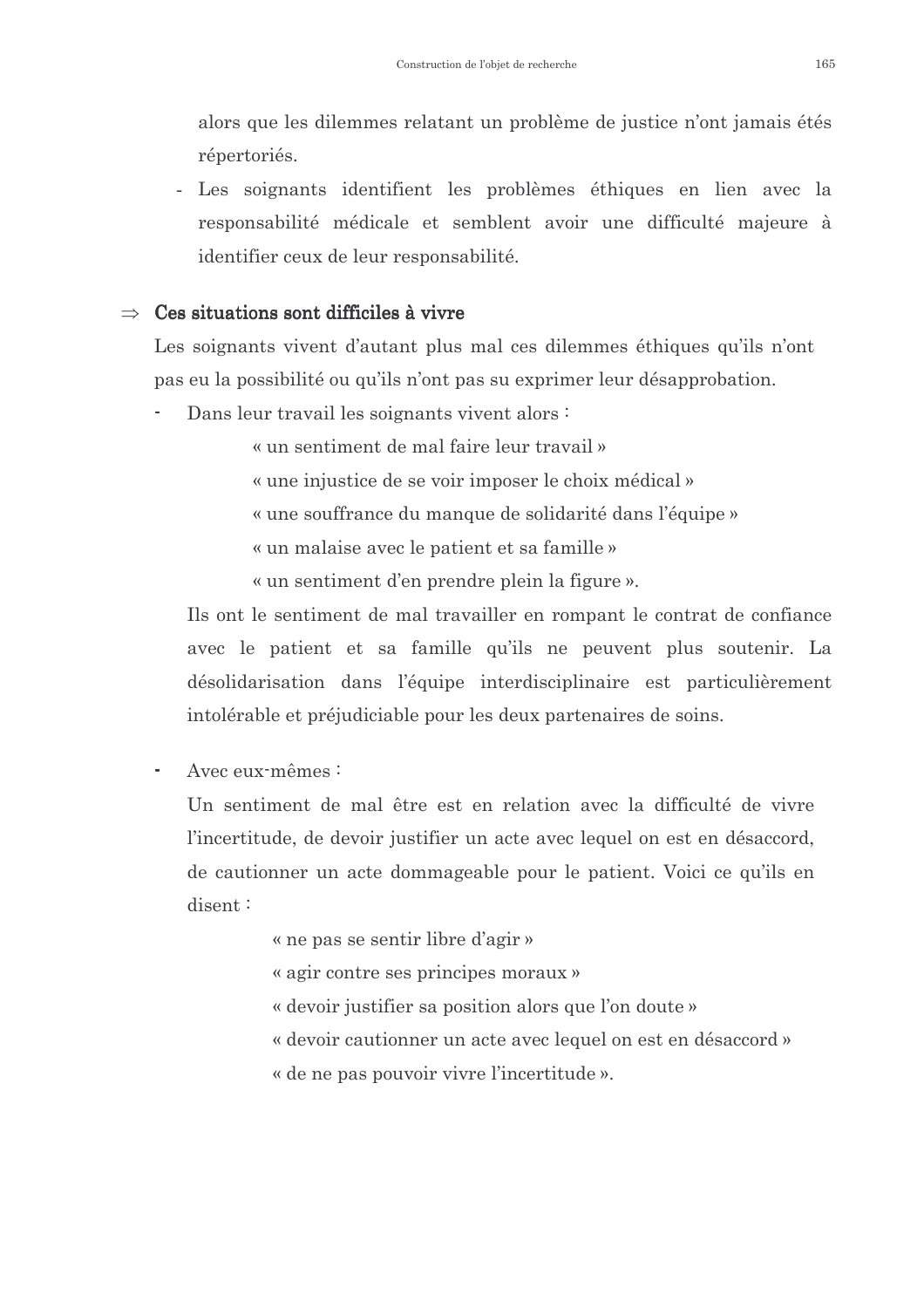alors que les dilemmes relatant un problème de justice n'ont jamais étés répertoriés.

- Les soignants identifient les problèmes éthiques en lien avec la responsabilité médicale et semblent avoir une difficulté majeure à identifier ceux de leur responsabilité.

⇒ **Ces situations sont difficiles à vivre**

Les soignants vivent d'autant plus mal ces dilemmes éthiques qu'ils n'ont pas eu la possibilité ou qu'ils n'ont pas su exprimer leur désapprobation.

- Dans leur travail les soignants vivent alors :

  « un sentiment de mal faire leur travail »

  « une injustice de se voir imposer le choix médical »

  « une souffrance du manque de solidarité dans l'équipe »

  « un malaise avec le patient et sa famille »

  « un sentiment d'en prendre plein la figure ».

  Ils ont le sentiment de mal travailler en rompant le contrat de confiance avec le patient et sa famille qu'ils ne peuvent plus soutenir. La désolidarisation dans l'équipe interdisciplinaire est particulièrement intolérable et préjudiciable pour les deux partenaires de soins.

- Avec eux-mêmes :

  Un sentiment de mal être est en relation avec la difficulté de vivre l'incertitude, de devoir justifier un acte avec lequel on est en désaccord, de cautionner un acte dommageable pour le patient. Voici ce qu'ils en disent :

  « ne pas se sentir libre d'agir »

  « agir contre ses principes moraux »

  « devoir justifier sa position alors que l'on doute »

  « devoir cautionner un acte avec lequel on est en désaccord »

  « de ne pas pouvoir vivre l'incertitude ».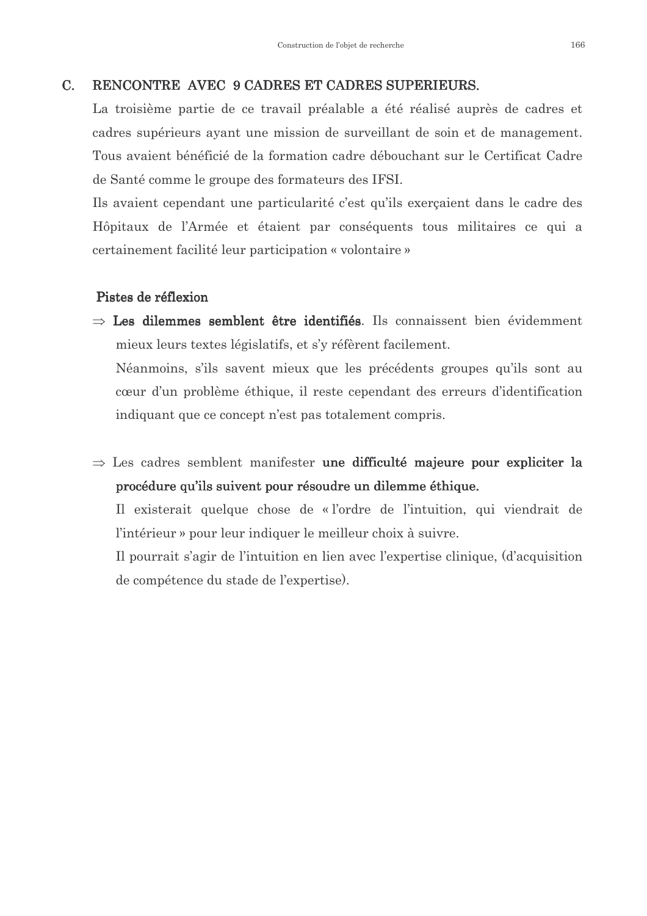## C. RENCONTRE AVEC 9 CADRES ET CADRES SUPERIEURS.

La troisième partie de ce travail préalable a été réalisé auprès de cadres et cadres supérieurs ayant une mission de surveillant de soin et de management. Tous avaient bénéficié de la formation cadre débouchant sur le Certificat Cadre de Santé comme le groupe des formateurs des IFSI.

Ils avaient cependant une particularité c'est qu'ils exerçaient dans le cadre des Hôpitaux de l'Armée et étaient par conséquents tous militaires ce qui a certainement facilité leur participation « volontaire »

### Pistes de réflexion

⇒ **Les dilemmes semblent être identifiés**. Ils connaissent bien évidemment mieux leurs textes législatifs, et s'y réfèrent facilement.

Néanmoins, s'ils savent mieux que les précédents groupes qu'ils sont au cœur d'un problème éthique, il reste cependant des erreurs d'identification indiquant que ce concept n'est pas totalement compris.

⇒ Les cadres semblent manifester **une difficulté majeure pour expliciter la procédure qu'ils suivent pour résoudre un dilemme éthique.**

Il existerait quelque chose de « l'ordre de l'intuition, qui viendrait de l'intérieur » pour leur indiquer le meilleur choix à suivre.

Il pourrait s'agir de l'intuition en lien avec l'expertise clinique, (d'acquisition de compétence du stade de l'expertise).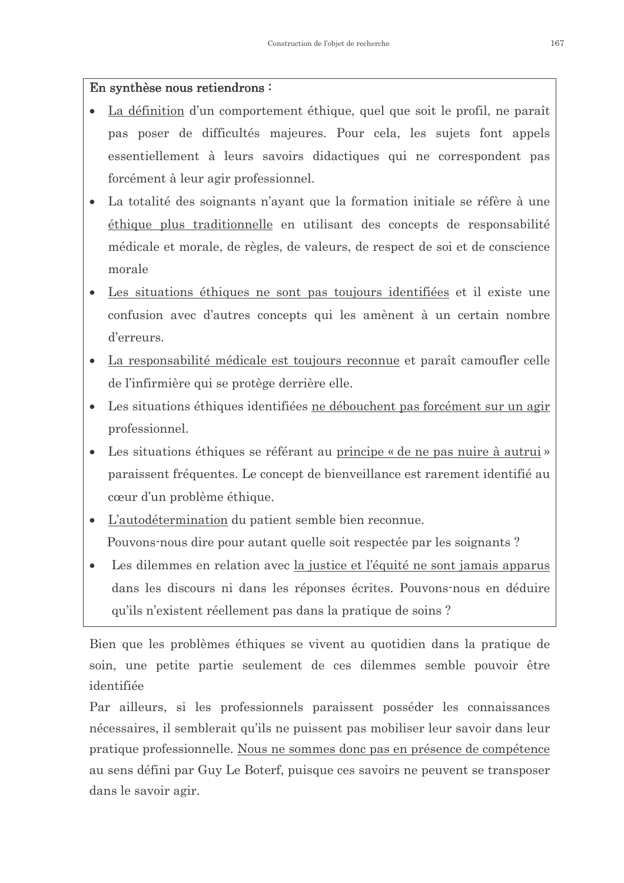**En synthèse nous retiendrons :**

- La définition d'un comportement éthique, quel que soit le profil, ne paraît pas poser de difficultés majeures. Pour cela, les sujets font appels essentiellement à leurs savoirs didactiques qui ne correspondent pas forcément à leur agir professionnel.
- La totalité des soignants n'ayant que la formation initiale se réfère à une éthique plus traditionnelle en utilisant des concepts de responsabilité médicale et morale, de règles, de valeurs, de respect de soi et de conscience morale
- Les situations éthiques ne sont pas toujours identifiées et il existe une confusion avec d'autres concepts qui les amènent à un certain nombre d'erreurs.
- La responsabilité médicale est toujours reconnue et paraît camoufler celle de l'infirmière qui se protège derrière elle.
- Les situations éthiques identifiées ne débouchent pas forcément sur un agir professionnel.
- Les situations éthiques se référant au principe « de ne pas nuire à autrui » paraissent fréquentes. Le concept de bienveillance est rarement identifié au cœur d'un problème éthique.
- L'autodétermination du patient semble bien reconnue.
  Pouvons-nous dire pour autant quelle soit respectée par les soignants ?
- Les dilemmes en relation avec la justice et l'équité ne sont jamais apparus dans les discours ni dans les réponses écrites. Pouvons-nous en déduire qu'ils n'existent réellement pas dans la pratique de soins ?

Bien que les problèmes éthiques se vivent au quotidien dans la pratique de soin, une petite partie seulement de ces dilemmes semble pouvoir être identifiée

Par ailleurs, si les professionnels paraissent posséder les connaissances nécessaires, il semblerait qu'ils ne puissent pas mobiliser leur savoir dans leur pratique professionnelle. Nous ne sommes donc pas en présence de compétence au sens défini par Guy Le Boterf, puisque ces savoirs ne peuvent se transposer dans le savoir agir.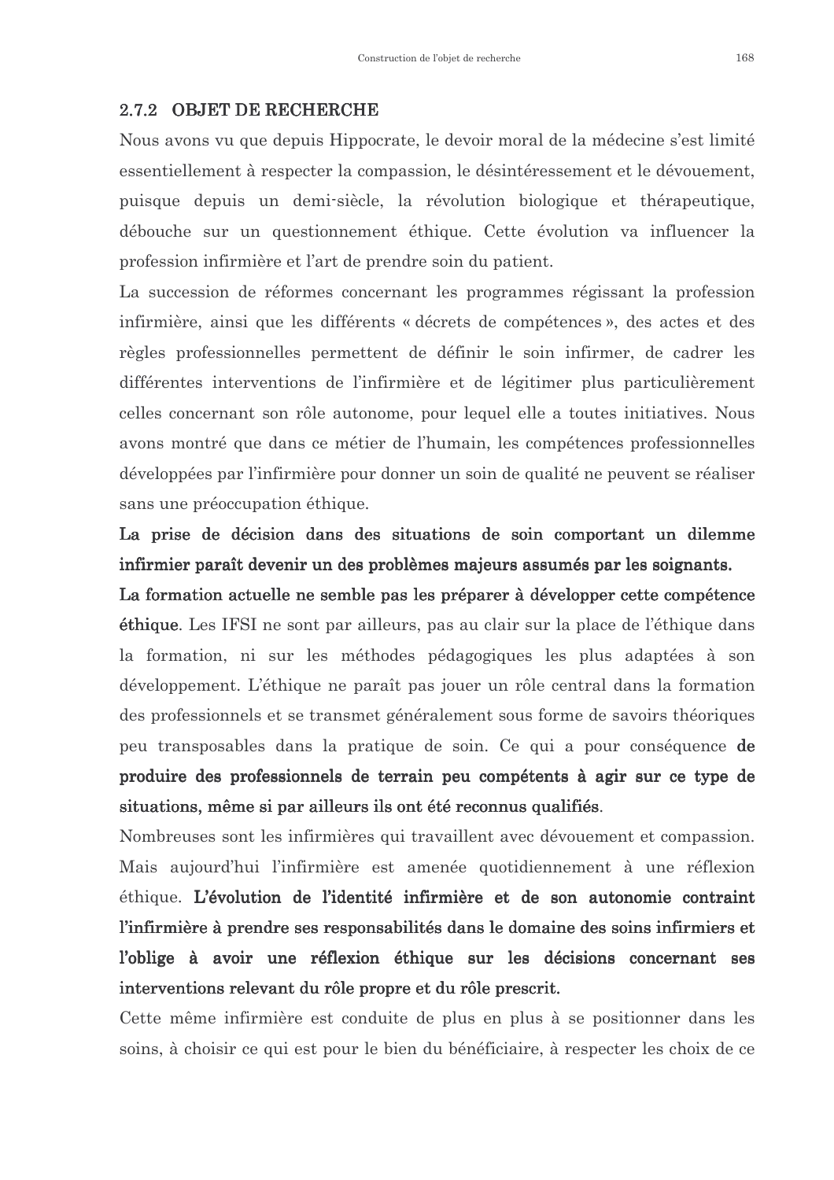### 2.7.2 OBJET DE RECHERCHE

Nous avons vu que depuis Hippocrate, le devoir moral de la médecine s'est limité essentiellement à respecter la compassion, le désintéressement et le dévouement, puisque depuis un demi-siècle, la révolution biologique et thérapeutique, débouche sur un questionnement éthique. Cette évolution va influencer la profession infirmière et l'art de prendre soin du patient.

La succession de réformes concernant les programmes régissant la profession infirmière, ainsi que les différents « décrets de compétences », des actes et des règles professionnelles permettent de définir le soin infirmer, de cadrer les différentes interventions de l'infirmière et de légitimer plus particulièrement celles concernant son rôle autonome, pour lequel elle a toutes initiatives. Nous avons montré que dans ce métier de l'humain, les compétences professionnelles développées par l'infirmière pour donner un soin de qualité ne peuvent se réaliser sans une préoccupation éthique.

**La prise de décision dans des situations de soin comportant un dilemme infirmier paraît devenir un des problèmes majeurs assumés par les soignants.**

**La formation actuelle ne semble pas les préparer à développer cette compétence éthique**. Les IFSI ne sont par ailleurs, pas au clair sur la place de l'éthique dans la formation, ni sur les méthodes pédagogiques les plus adaptées à son développement. L'éthique ne paraît pas jouer un rôle central dans la formation des professionnels et se transmet généralement sous forme de savoirs théoriques peu transposables dans la pratique de soin. Ce qui a pour conséquence **de produire des professionnels de terrain peu compétents à agir sur ce type de situations, même si par ailleurs ils ont été reconnus qualifiés**.

Nombreuses sont les infirmières qui travaillent avec dévouement et compassion. Mais aujourd'hui l'infirmière est amenée quotidiennement à une réflexion éthique. **L'évolution de l'identité infirmière et de son autonomie contraint l'infirmière à prendre ses responsabilités dans le domaine des soins infirmiers et l'oblige à avoir une réflexion éthique sur les décisions concernant ses interventions relevant du rôle propre et du rôle prescrit.**

Cette même infirmière est conduite de plus en plus à se positionner dans les soins, à choisir ce qui est pour le bien du bénéficiaire, à respecter les choix de ce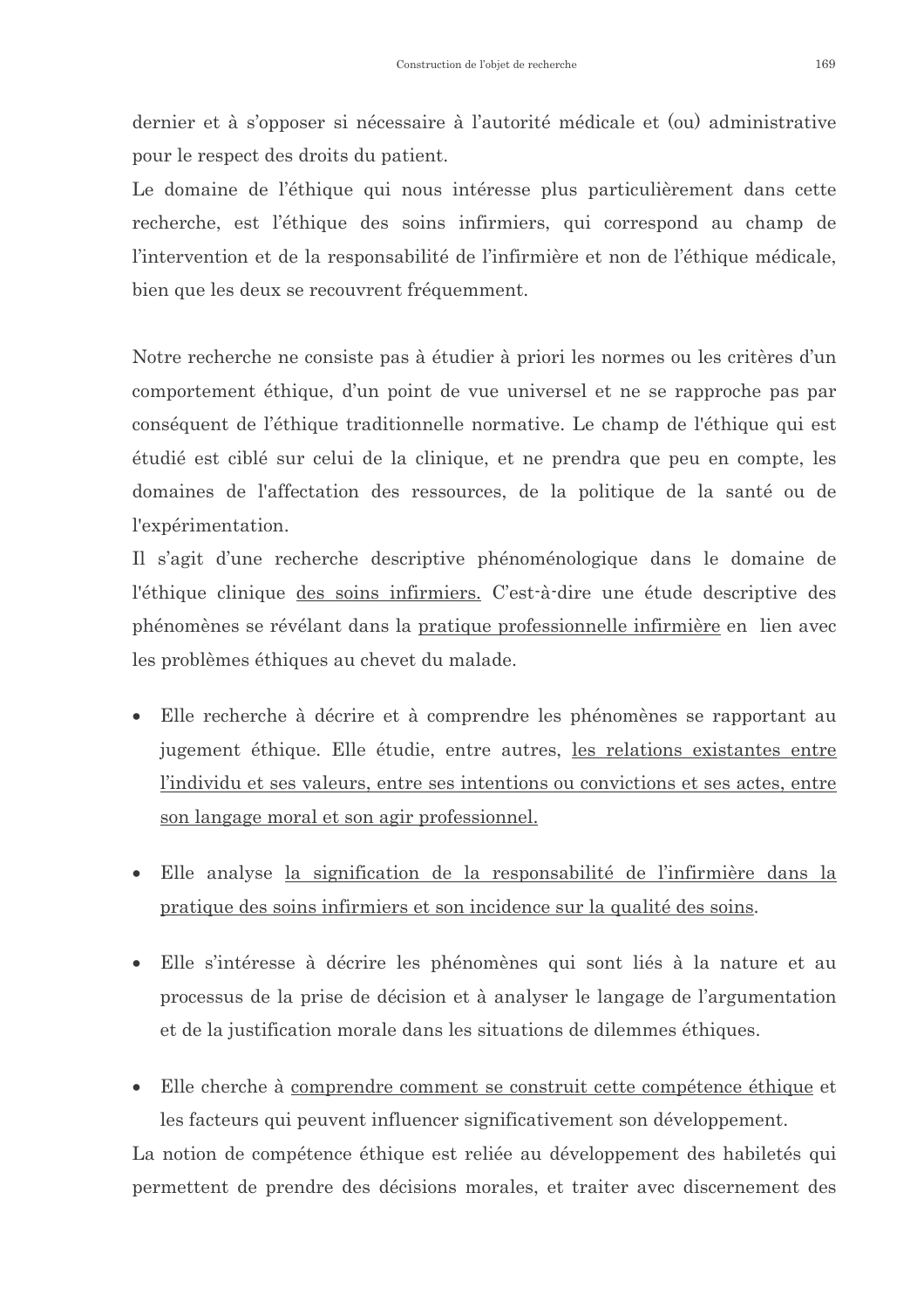dernier et à s'opposer si nécessaire à l'autorité médicale et (ou) administrative pour le respect des droits du patient.
Le domaine de l'éthique qui nous intéresse plus particulièrement dans cette recherche, est l'éthique des soins infirmiers, qui correspond au champ de l'intervention et de la responsabilité de l'infirmière et non de l'éthique médicale, bien que les deux se recouvrent fréquemment.

Notre recherche ne consiste pas à étudier à priori les normes ou les critères d'un comportement éthique, d'un point de vue universel et ne se rapproche pas par conséquent de l'éthique traditionnelle normative. Le champ de l'éthique qui est étudié est ciblé sur celui de la clinique, et ne prendra que peu en compte, les domaines de l'affectation des ressources, de la politique de la santé ou de l'expérimentation.
Il s'agit d'une recherche descriptive phénoménologique dans le domaine de l'éthique clinique <u>des soins infirmiers.</u> C'est-à-dire une étude descriptive des phénomènes se révélant dans la <u>pratique professionnelle infirmière</u> en lien avec les problèmes éthiques au chevet du malade.

- Elle recherche à décrire et à comprendre les phénomènes se rapportant au jugement éthique. Elle étudie, entre autres, <u>les relations existantes entre l'individu et ses valeurs, entre ses intentions ou convictions et ses actes, entre son langage moral et son agir professionnel.</u>

- Elle analyse <u>la signification de la responsabilité de l'infirmière dans la pratique des soins infirmiers et son incidence sur la qualité des soins</u>.

- Elle s'intéresse à décrire les phénomènes qui sont liés à la nature et au processus de la prise de décision et à analyser le langage de l'argumentation et de la justification morale dans les situations de dilemmes éthiques.

- Elle cherche à <u>comprendre comment se construit cette compétence éthique</u> et les facteurs qui peuvent influencer significativement son développement.

La notion de compétence éthique est reliée au développement des habiletés qui permettent de prendre des décisions morales, et traiter avec discernement des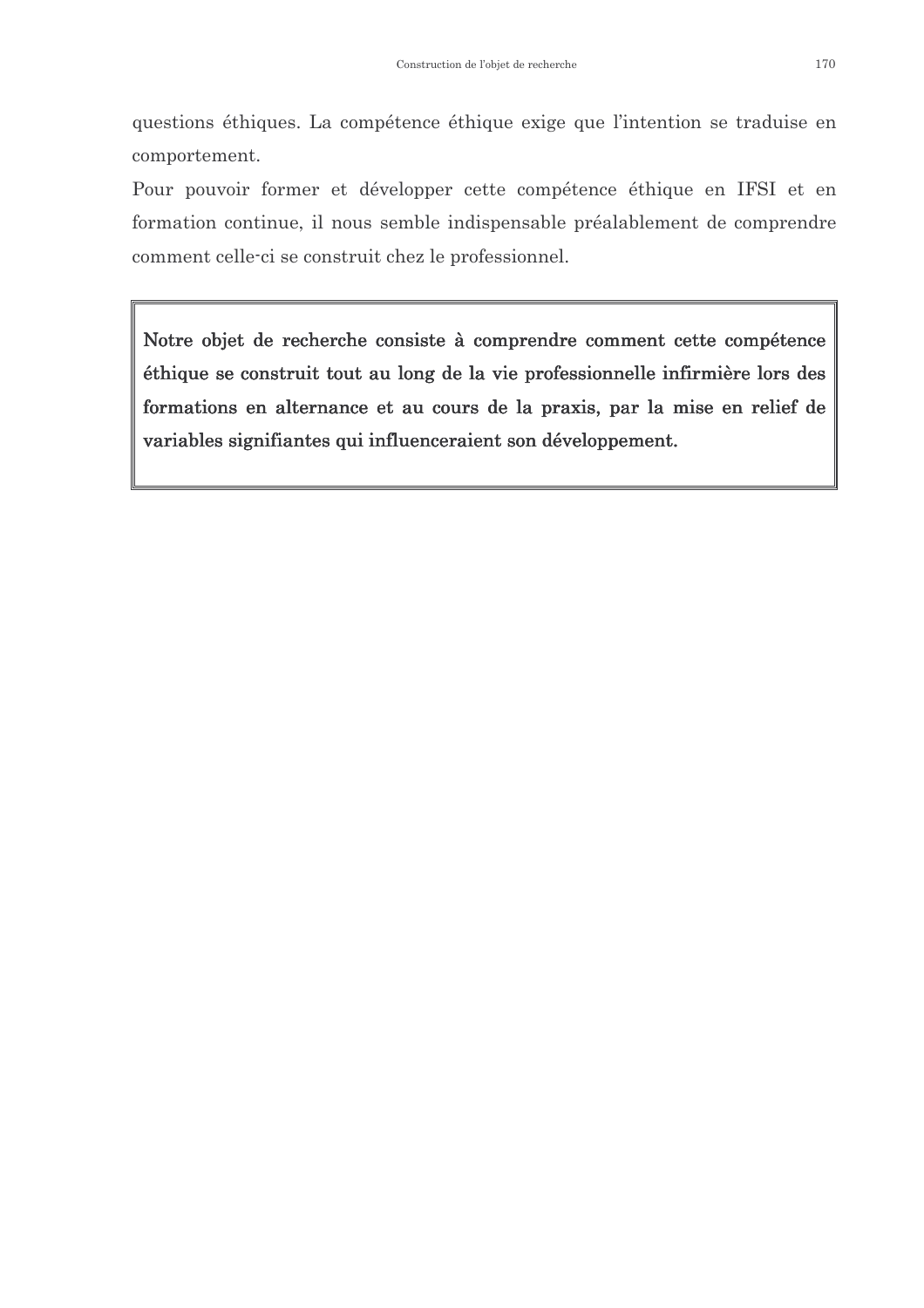questions éthiques. La compétence éthique exige que l'intention se traduise en comportement.

Pour pouvoir former et développer cette compétence éthique en IFSI et en formation continue, il nous semble indispensable préalablement de comprendre comment celle-ci se construit chez le professionnel.

**Notre objet de recherche consiste à comprendre comment cette compétence éthique se construit tout au long de la vie professionnelle infirmière lors des formations en alternance et au cours de la praxis, par la mise en relief de variables signifiantes qui influenceraient son développement.**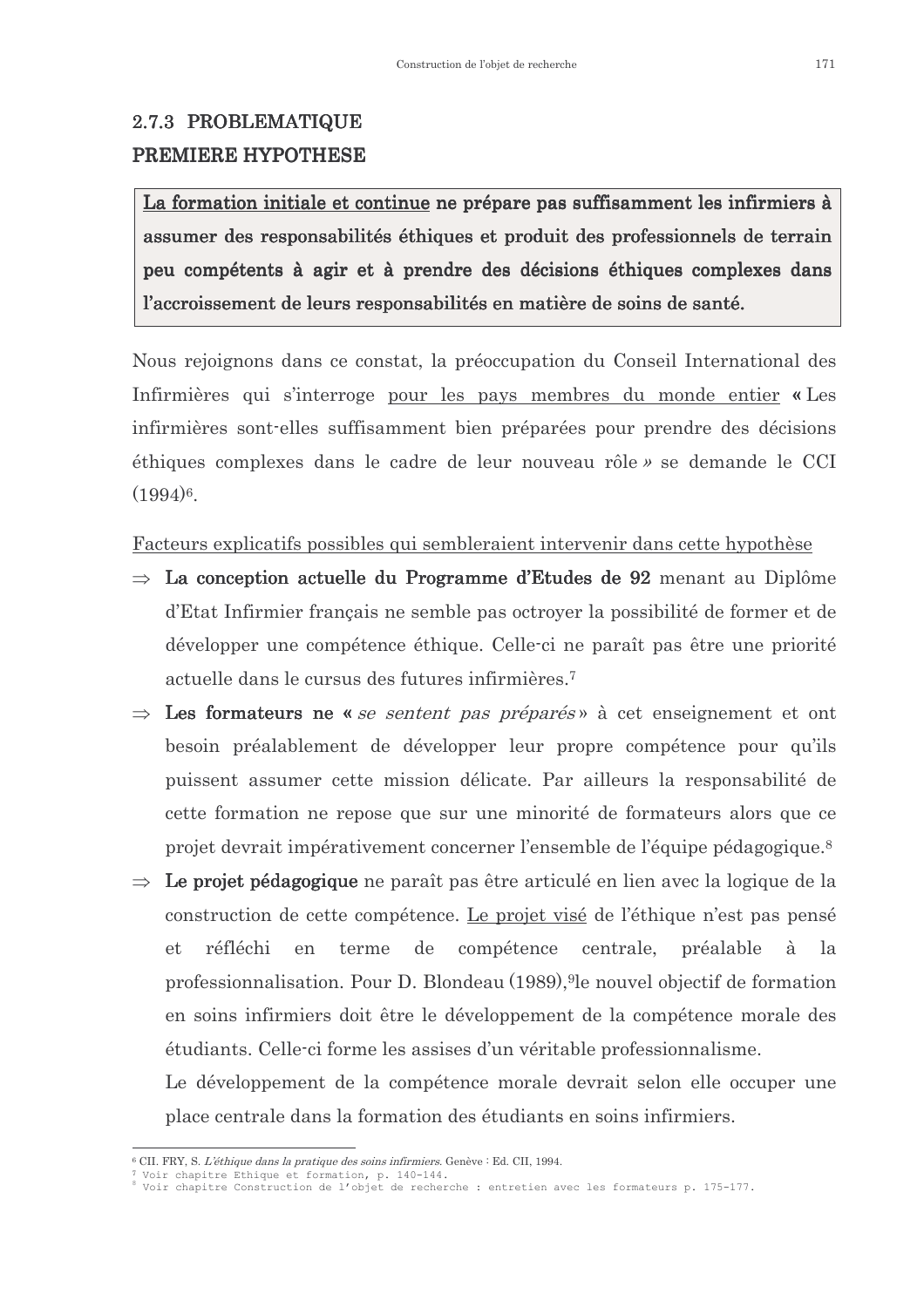## 2.7.3 PROBLEMATIQUE

## PREMIERE HYPOTHESE

> **La formation initiale et continue ne prépare pas suffisamment les infirmiers à assumer des responsabilités éthiques et produit des professionnels de terrain peu compétents à agir et à prendre des décisions éthiques complexes dans l'accroissement de leurs responsabilités en matière de soins de santé.**

Nous rejoignons dans ce constat, la préoccupation du Conseil International des Infirmières qui s'interroge pour les pays membres du monde entier **«** Les infirmières sont-elles suffisamment bien préparées pour prendre des décisions éthiques complexes dans le cadre de leur nouveau rôle » se demande le CCI (1994)[6].

Facteurs explicatifs possibles qui sembleraient intervenir dans cette hypothèse

⇒ **La conception actuelle du Programme d'Etudes de 92** menant au Diplôme d'Etat Infirmier français ne semble pas octroyer la possibilité de former et de développer une compétence éthique. Celle-ci ne paraît pas être une priorité actuelle dans le cursus des futures infirmières.[7]

⇒ **Les formateurs ne «** *se sentent pas préparés* » à cet enseignement et ont besoin préalablement de développer leur propre compétence pour qu'ils puissent assumer cette mission délicate. Par ailleurs la responsabilité de cette formation ne repose que sur une minorité de formateurs alors que ce projet devrait impérativement concerner l'ensemble de l'équipe pédagogique.[8]

⇒ **Le projet pédagogique** ne paraît pas être articulé en lien avec la logique de la construction de cette compétence. Le projet visé de l'éthique n'est pas pensé et réfléchi en terme de compétence centrale, préalable à la professionnalisation. Pour D. Blondeau (1989),[9]le nouvel objectif de formation en soins infirmiers doit être le développement de la compétence morale des étudiants. Celle-ci forme les assises d'un véritable professionnalisme.

Le développement de la compétence morale devrait selon elle occuper une place centrale dans la formation des étudiants en soins infirmiers.

---

[6] CII. FRY, S. *L'éthique dans la pratique des soins infirmiers.* Genève : Ed. CII, 1994.

[7] Voir chapitre Ethique et formation, p. 140-144.

[8] Voir chapitre Construction de l'objet de recherche : entretien avec les formateurs p. 175-177.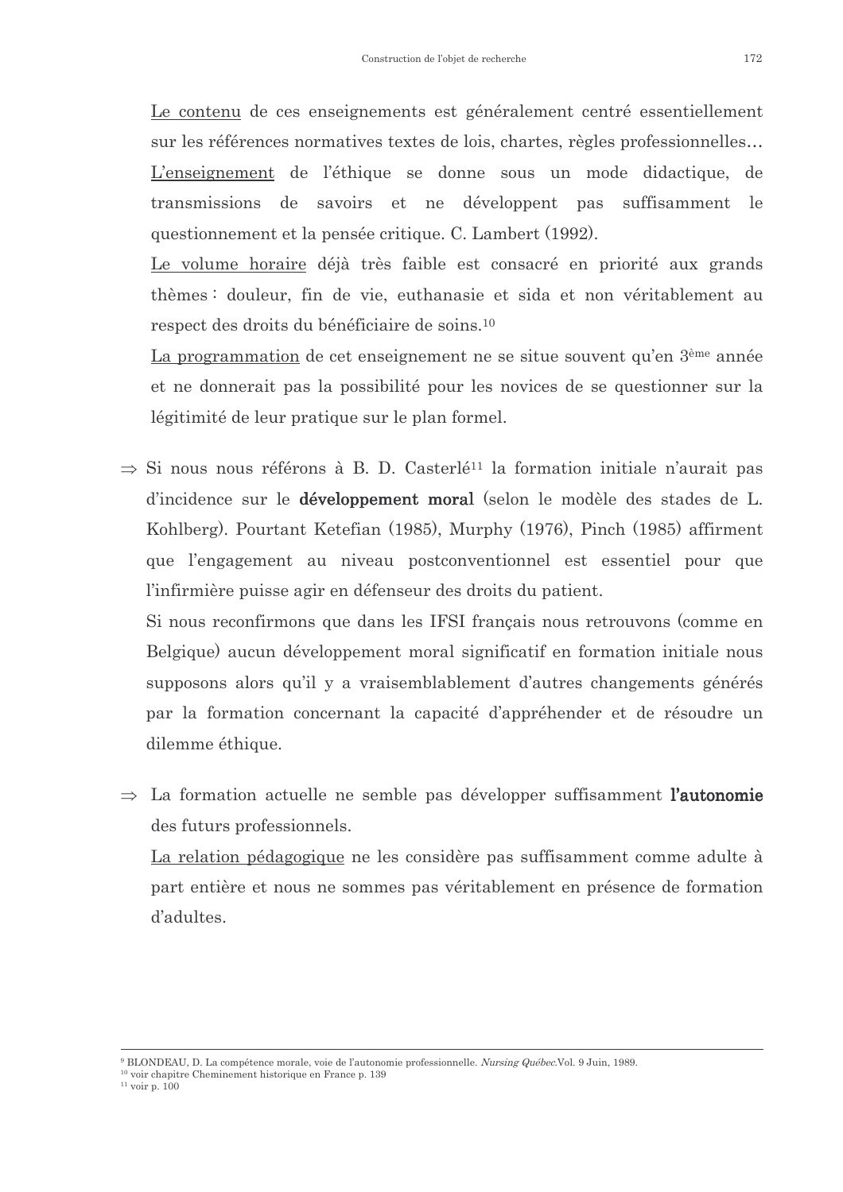<u>Le contenu</u> de ces enseignements est généralement centré essentiellement sur les références normatives textes de lois, chartes, règles professionnelles… <u>L'enseignement</u> de l'éthique se donne sous un mode didactique, de transmissions de savoirs et ne développent pas suffisamment le questionnement et la pensée critique. C. Lambert (1992).

<u>Le volume horaire</u> déjà très faible est consacré en priorité aux grands thèmes : douleur, fin de vie, euthanasie et sida et non véritablement au respect des droits du bénéficiaire de soins.[10]

<u>La programmation</u> de cet enseignement ne se situe souvent qu'en 3ème année et ne donnerait pas la possibilité pour les novices de se questionner sur la légitimité de leur pratique sur le plan formel.

⇒ Si nous nous référons à B. D. Casterlé[11] la formation initiale n'aurait pas d'incidence sur le **développement moral** (selon le modèle des stades de L. Kohlberg). Pourtant Ketefian (1985), Murphy (1976), Pinch (1985) affirment que l'engagement au niveau postconventionnel est essentiel pour que l'infirmière puisse agir en défenseur des droits du patient.

Si nous reconfirmons que dans les IFSI français nous retrouvons (comme en Belgique) aucun développement moral significatif en formation initiale nous supposons alors qu'il y a vraisemblablement d'autres changements générés par la formation concernant la capacité d'appréhender et de résoudre un dilemme éthique.

⇒ La formation actuelle ne semble pas développer suffisamment **l'autonomie** des futurs professionnels.

<u>La relation pédagogique</u> ne les considère pas suffisamment comme adulte à part entière et nous ne sommes pas véritablement en présence de formation d'adultes.

---

[9] BLONDEAU, D. La compétence morale, voie de l'autonomie professionnelle. *Nursing Québec*.Vol. 9 Juin, 1989.

[10] voir chapitre Cheminement historique en France p. 139

[11] voir p. 100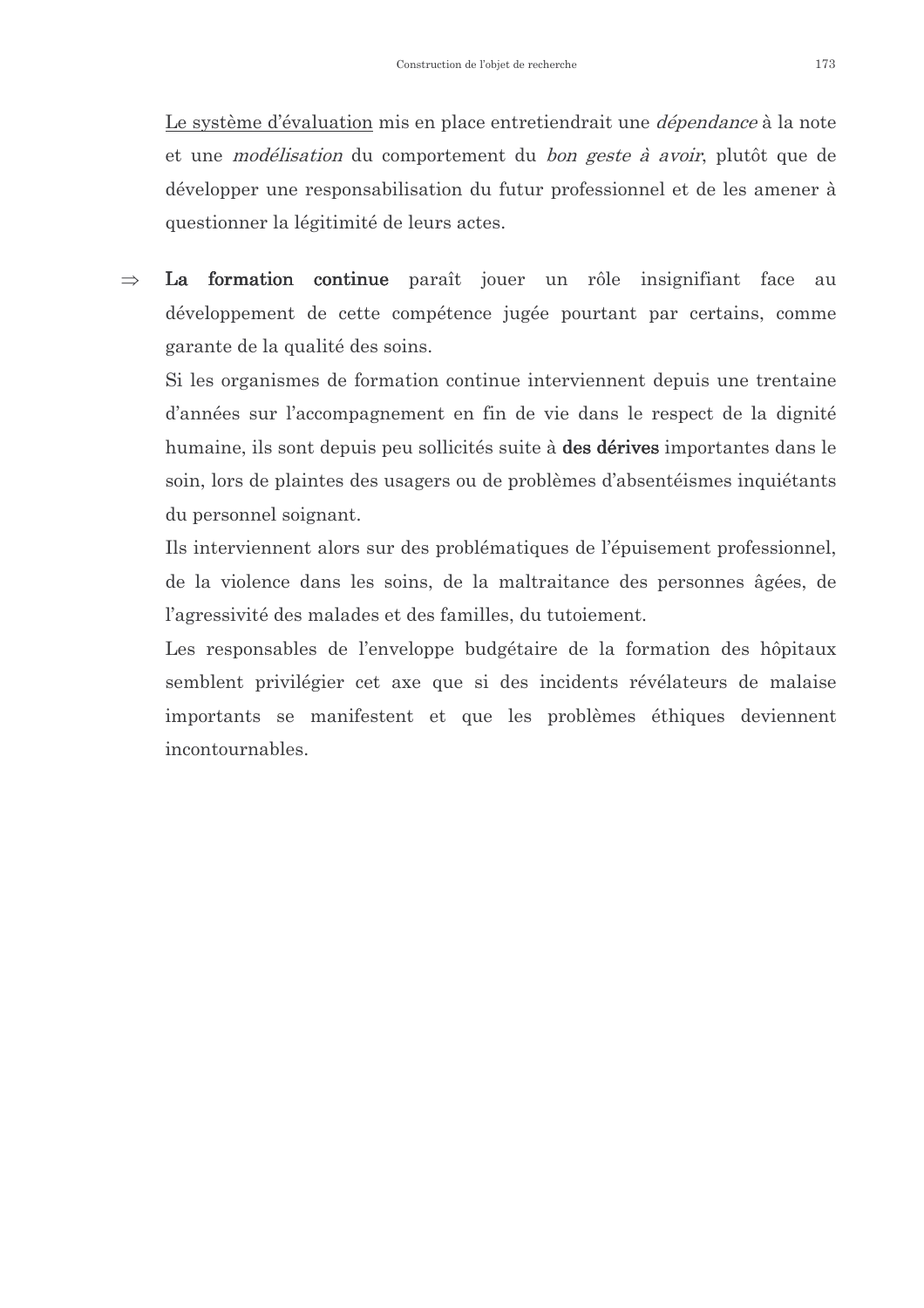<u>Le système d'évaluation</u> mis en place entretiendrait une *dépendance* à la note et une *modélisation* du comportement du *bon geste à avoir*, plutôt que de développer une responsabilisation du futur professionnel et de les amener à questionner la légitimité de leurs actes.

⇒ **La formation continue** paraît jouer un rôle insignifiant face au développement de cette compétence jugée pourtant par certains, comme garante de la qualité des soins.

Si les organismes de formation continue interviennent depuis une trentaine d'années sur l'accompagnement en fin de vie dans le respect de la dignité humaine, ils sont depuis peu sollicités suite à **des dérives** importantes dans le soin, lors de plaintes des usagers ou de problèmes d'absentéismes inquiétants du personnel soignant.

Ils interviennent alors sur des problématiques de l'épuisement professionnel, de la violence dans les soins, de la maltraitance des personnes âgées, de l'agressivité des malades et des familles, du tutoiement.

Les responsables de l'enveloppe budgétaire de la formation des hôpitaux semblent privilégier cet axe que si des incidents révélateurs de malaise importants se manifestent et que les problèmes éthiques deviennent incontournables.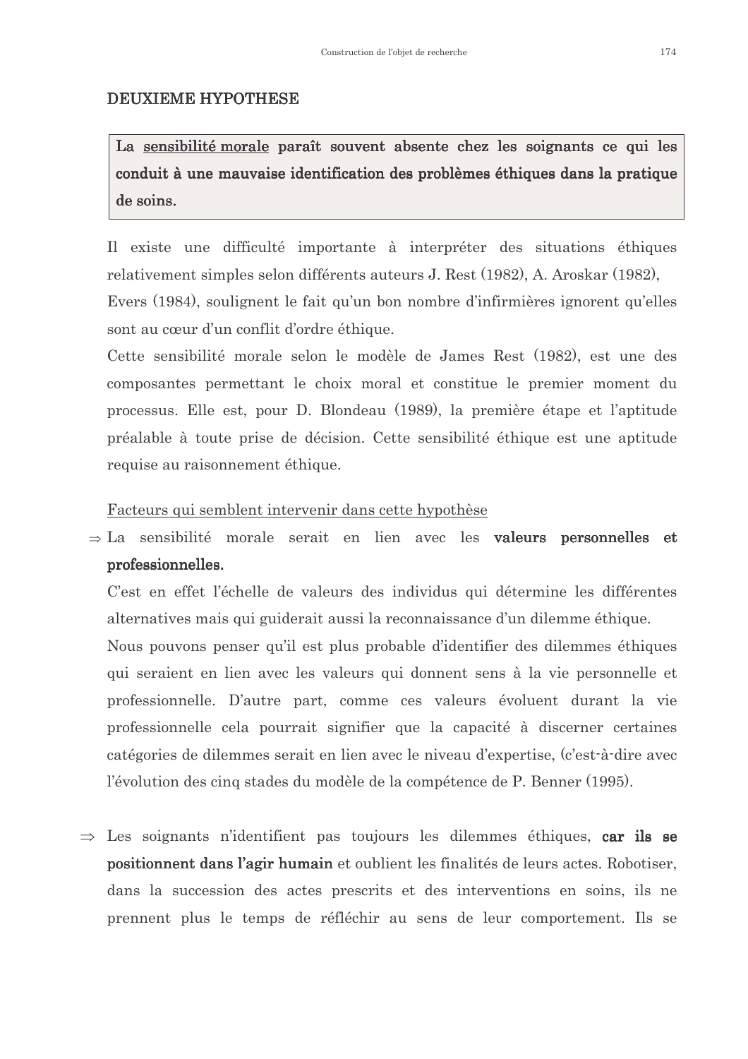## DEUXIEME HYPOTHESE

> **La <u>sensibilité morale</u> paraît souvent absente chez les soignants ce qui les conduit à une mauvaise identification des problèmes éthiques dans la pratique de soins.**

Il existe une difficulté importante à interpréter des situations éthiques relativement simples selon différents auteurs J. Rest (1982), A. Aroskar (1982), Evers (1984), soulignent le fait qu'un bon nombre d'infirmières ignorent qu'elles sont au cœur d'un conflit d'ordre éthique.

Cette sensibilité morale selon le modèle de James Rest (1982), est une des composantes permettant le choix moral et constitue le premier moment du processus. Elle est, pour D. Blondeau (1989), la première étape et l'aptitude préalable à toute prise de décision. Cette sensibilité éthique est une aptitude requise au raisonnement éthique.

<u>Facteurs qui semblent intervenir dans cette hypothèse</u>

⇒ La sensibilité morale serait en lien avec les **valeurs personnelles et professionnelles.**

C'est en effet l'échelle de valeurs des individus qui détermine les différentes alternatives mais qui guiderait aussi la reconnaissance d'un dilemme éthique.

Nous pouvons penser qu'il est plus probable d'identifier des dilemmes éthiques qui seraient en lien avec les valeurs qui donnent sens à la vie personnelle et professionnelle. D'autre part, comme ces valeurs évoluent durant la vie professionnelle cela pourrait signifier que la capacité à discerner certaines catégories de dilemmes serait en lien avec le niveau d'expertise, (c'est-à-dire avec l'évolution des cinq stades du modèle de la compétence de P. Benner (1995).

⇒ Les soignants n'identifient pas toujours les dilemmes éthiques, **car ils se positionnent dans l'agir humain** et oublient les finalités de leurs actes. Robotiser, dans la succession des actes prescrits et des interventions en soins, ils ne prennent plus le temps de réfléchir au sens de leur comportement. Ils se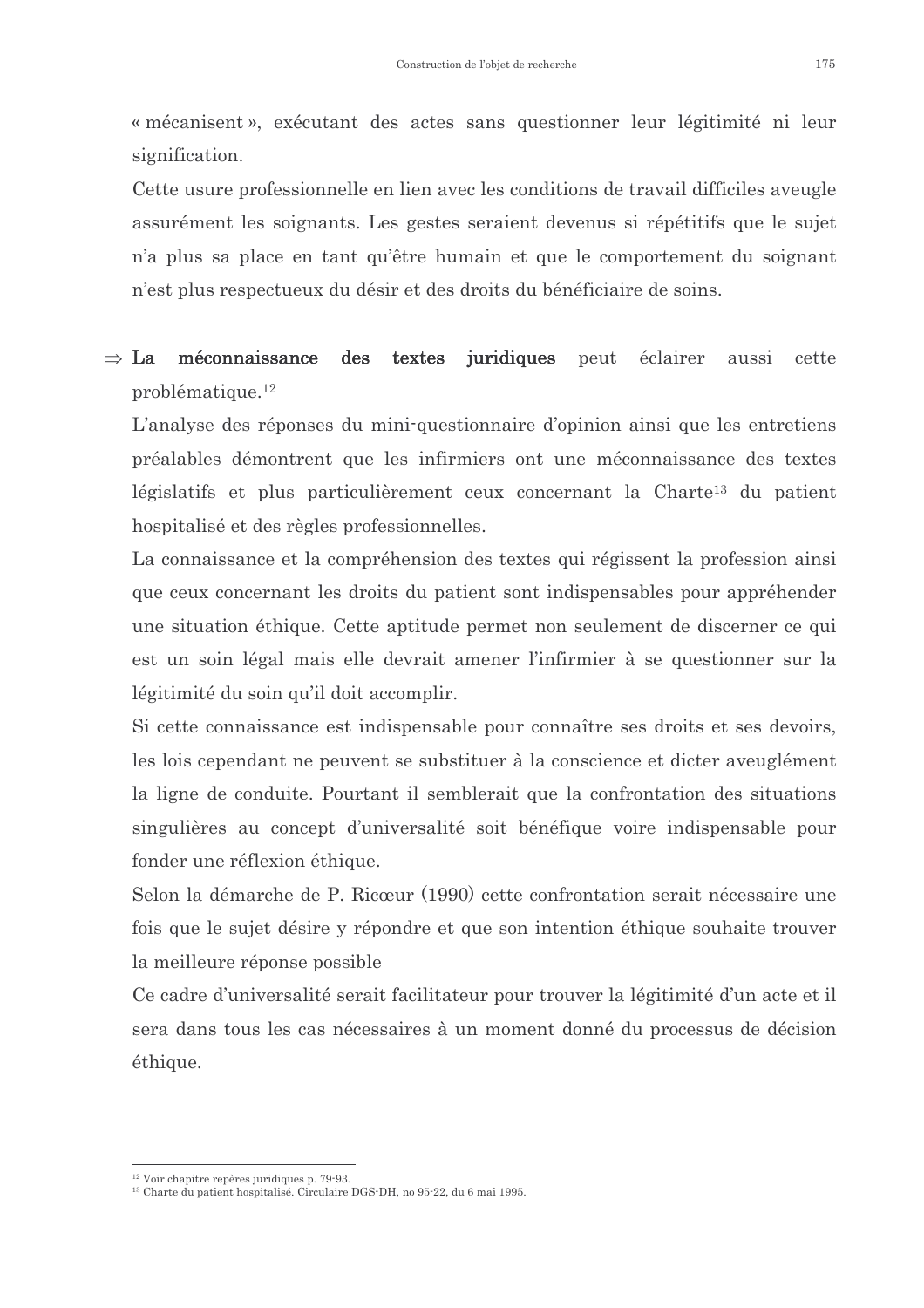« mécanisent », exécutant des actes sans questionner leur légitimité ni leur signification.

Cette usure professionnelle en lien avec les conditions de travail difficiles aveugle assurément les soignants. Les gestes seraient devenus si répétitifs que le sujet n'a plus sa place en tant qu'être humain et que le comportement du soignant n'est plus respectueux du désir et des droits du bénéficiaire de soins.

⇒ **La méconnaissance des textes juridiques** peut éclairer aussi cette problématique.[12]

L'analyse des réponses du mini-questionnaire d'opinion ainsi que les entretiens préalables démontrent que les infirmiers ont une méconnaissance des textes législatifs et plus particulièrement ceux concernant la Charte[13] du patient hospitalisé et des règles professionnelles.

La connaissance et la compréhension des textes qui régissent la profession ainsi que ceux concernant les droits du patient sont indispensables pour appréhender une situation éthique. Cette aptitude permet non seulement de discerner ce qui est un soin légal mais elle devrait amener l'infirmier à se questionner sur la légitimité du soin qu'il doit accomplir.

Si cette connaissance est indispensable pour connaître ses droits et ses devoirs, les lois cependant ne peuvent se substituer à la conscience et dicter aveuglément la ligne de conduite. Pourtant il semblerait que la confrontation des situations singulières au concept d'universalité soit bénéfique voire indispensable pour fonder une réflexion éthique.

Selon la démarche de P. Ricœur (1990) cette confrontation serait nécessaire une fois que le sujet désire y répondre et que son intention éthique souhaite trouver la meilleure réponse possible

Ce cadre d'universalité serait facilitateur pour trouver la légitimité d'un acte et il sera dans tous les cas nécessaires à un moment donné du processus de décision éthique.

---

[12] Voir chapitre repères juridiques p. 79-93.

[13] Charte du patient hospitalisé. Circulaire DGS-DH, no 95-22, du 6 mai 1995.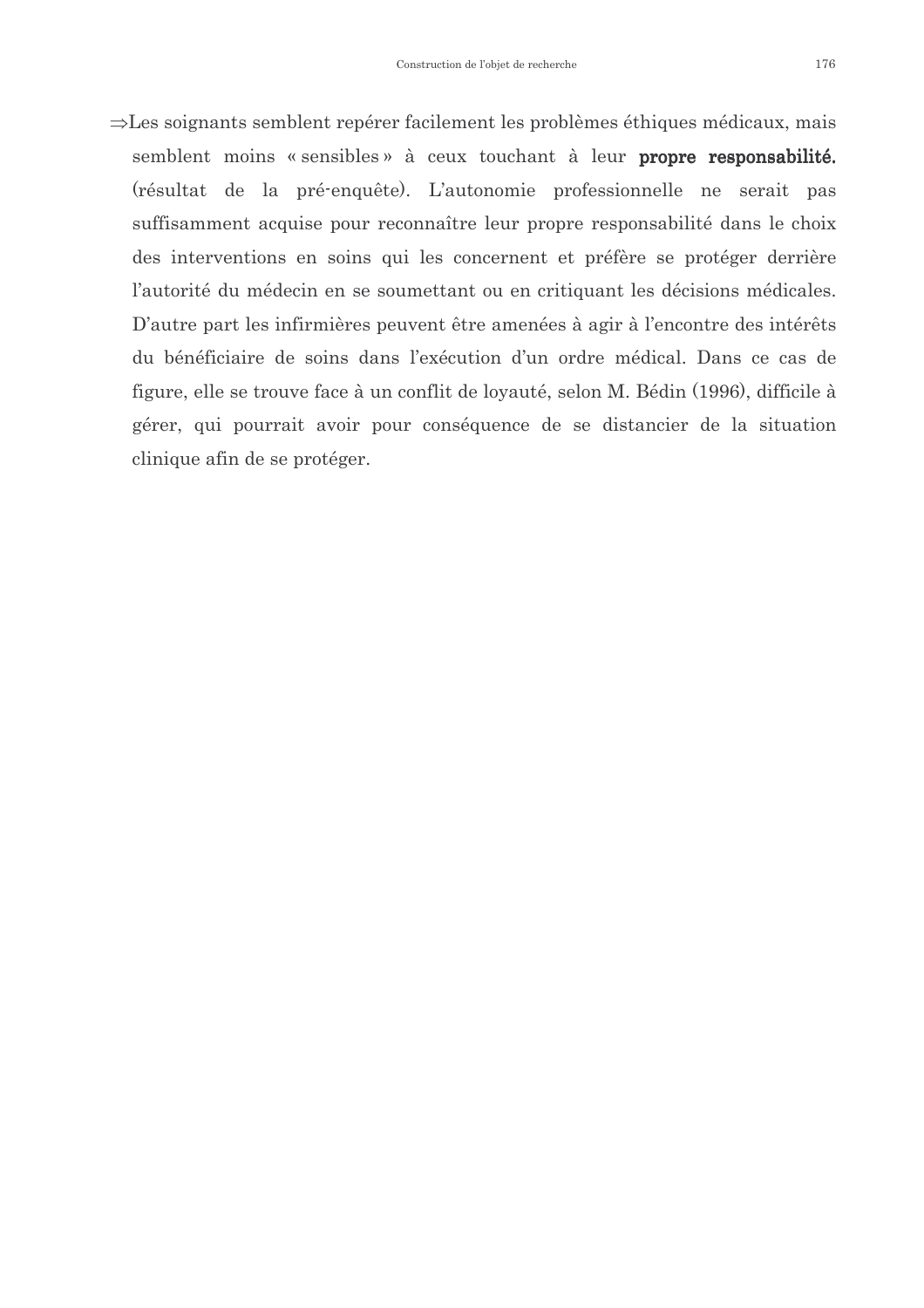⇒Les soignants semblent repérer facilement les problèmes éthiques médicaux, mais semblent moins « sensibles » à ceux touchant à leur **propre responsabilité.** (résultat de la pré-enquête). L'autonomie professionnelle ne serait pas suffisamment acquise pour reconnaître leur propre responsabilité dans le choix des interventions en soins qui les concernent et préfère se protéger derrière l'autorité du médecin en se soumettant ou en critiquant les décisions médicales. D'autre part les infirmières peuvent être amenées à agir à l'encontre des intérêts du bénéficiaire de soins dans l'exécution d'un ordre médical. Dans ce cas de figure, elle se trouve face à un conflit de loyauté, selon M. Bédin (1996), difficile à gérer, qui pourrait avoir pour conséquence de se distancier de la situation clinique afin de se protéger.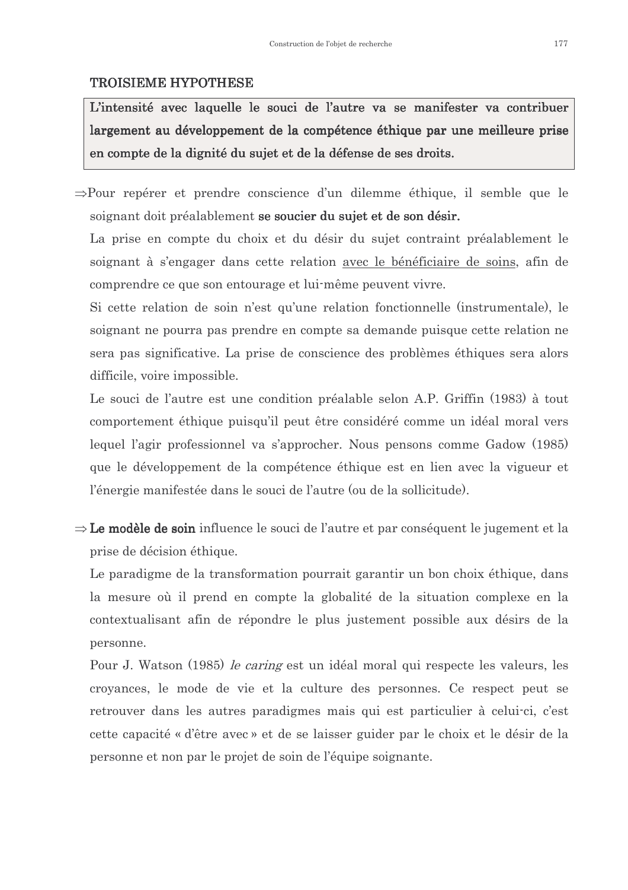### TROISIEME HYPOTHESE

> **L'intensité avec laquelle le souci de l'autre va se manifester va contribuer largement au développement de la compétence éthique par une meilleure prise en compte de la dignité du sujet et de la défense de ses droits.**

⇒Pour repérer et prendre conscience d'un dilemme éthique, il semble que le soignant doit préalablement **se soucier du sujet et de son désir.**

La prise en compte du choix et du désir du sujet contraint préalablement le soignant à s'engager dans cette relation avec le bénéficiaire de soins, afin de comprendre ce que son entourage et lui-même peuvent vivre.

Si cette relation de soin n'est qu'une relation fonctionnelle (instrumentale), le soignant ne pourra pas prendre en compte sa demande puisque cette relation ne sera pas significative. La prise de conscience des problèmes éthiques sera alors difficile, voire impossible.

Le souci de l'autre est une condition préalable selon A.P. Griffin (1983) à tout comportement éthique puisqu'il peut être considéré comme un idéal moral vers lequel l'agir professionnel va s'approcher. Nous pensons comme Gadow (1985) que le développement de la compétence éthique est en lien avec la vigueur et l'énergie manifestée dans le souci de l'autre (ou de la sollicitude).

⇒ **Le modèle de soin** influence le souci de l'autre et par conséquent le jugement et la prise de décision éthique.

Le paradigme de la transformation pourrait garantir un bon choix éthique, dans la mesure où il prend en compte la globalité de la situation complexe en la contextualisant afin de répondre le plus justement possible aux désirs de la personne.

Pour J. Watson (1985) *le caring* est un idéal moral qui respecte les valeurs, les croyances, le mode de vie et la culture des personnes. Ce respect peut se retrouver dans les autres paradigmes mais qui est particulier à celui-ci, c'est cette capacité « d'être avec » et de se laisser guider par le choix et le désir de la personne et non par le projet de soin de l'équipe soignante.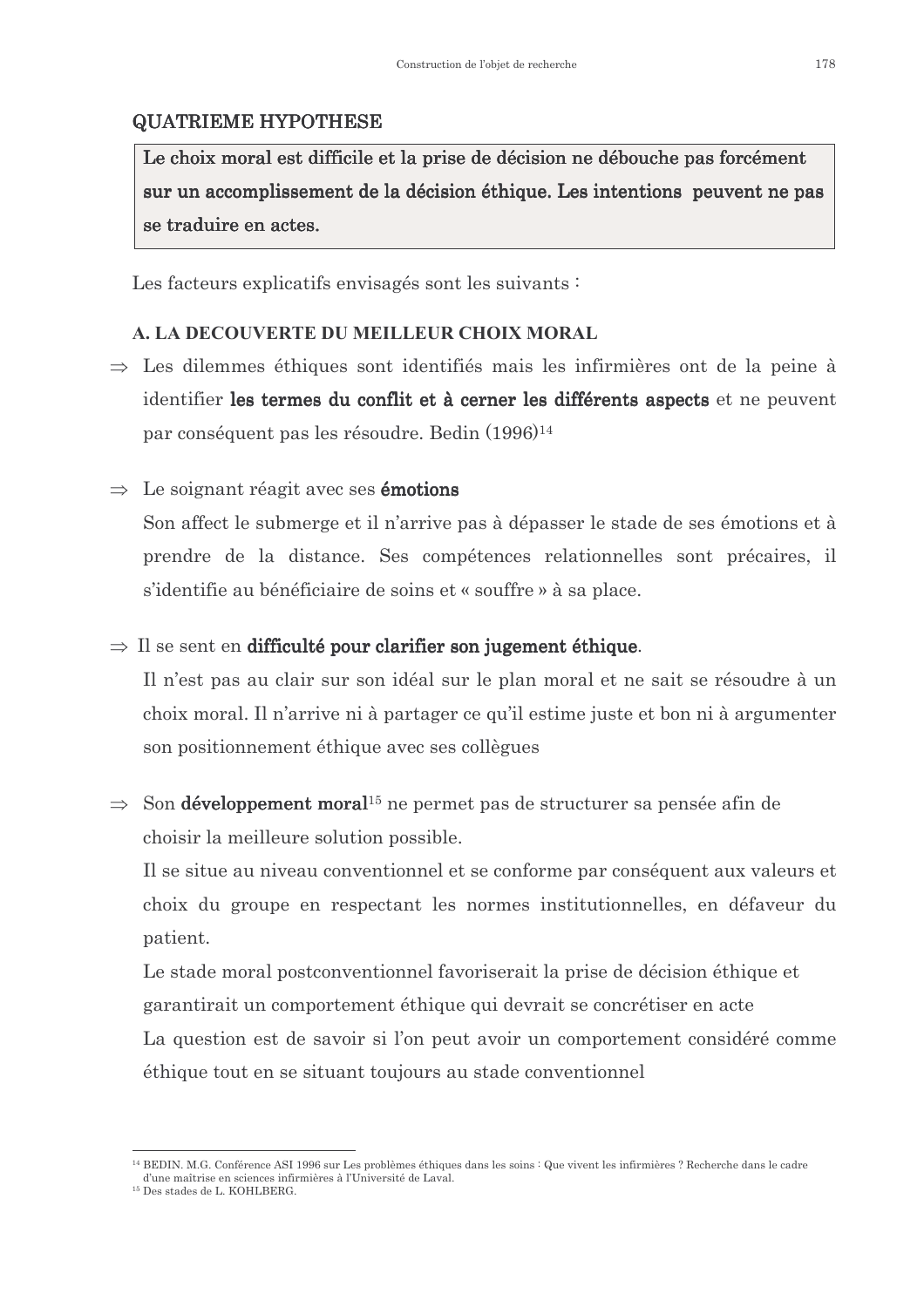## QUATRIEME HYPOTHESE

> **Le choix moral est difficile et la prise de décision ne débouche pas forcément sur un accomplissement de la décision éthique. Les intentions peuvent ne pas se traduire en actes.**

Les facteurs explicatifs envisagés sont les suivants :

### A. LA DECOUVERTE DU MEILLEUR CHOIX MORAL

⇒ Les dilemmes éthiques sont identifiés mais les infirmières ont de la peine à identifier **les termes du conflit et à cerner les différents aspects** et ne peuvent par conséquent pas les résoudre. Bedin (1996)[14]

⇒ Le soignant réagit avec ses **émotions**

Son affect le submerge et il n'arrive pas à dépasser le stade de ses émotions et à prendre de la distance. Ses compétences relationnelles sont précaires, il s'identifie au bénéficiaire de soins et « souffre » à sa place.

⇒ Il se sent en **difficulté pour clarifier son jugement éthique**.

Il n'est pas au clair sur son idéal sur le plan moral et ne sait se résoudre à un choix moral. Il n'arrive ni à partager ce qu'il estime juste et bon ni à argumenter son positionnement éthique avec ses collègues

⇒ Son **développement moral**[15] ne permet pas de structurer sa pensée afin de choisir la meilleure solution possible.

Il se situe au niveau conventionnel et se conforme par conséquent aux valeurs et choix du groupe en respectant les normes institutionnelles, en défaveur du patient.

Le stade moral postconventionnel favoriserait la prise de décision éthique et garantirait un comportement éthique qui devrait se concrétiser en acte

La question est de savoir si l'on peut avoir un comportement considéré comme éthique tout en se situant toujours au stade conventionnel

---

[14] BEDIN. M.G. Conférence ASI 1996 sur Les problèmes éthiques dans les soins : Que vivent les infirmières ? Recherche dans le cadre d'une maîtrise en sciences infirmières à l'Université de Laval.

[15] Des stades de L. KOHLBERG.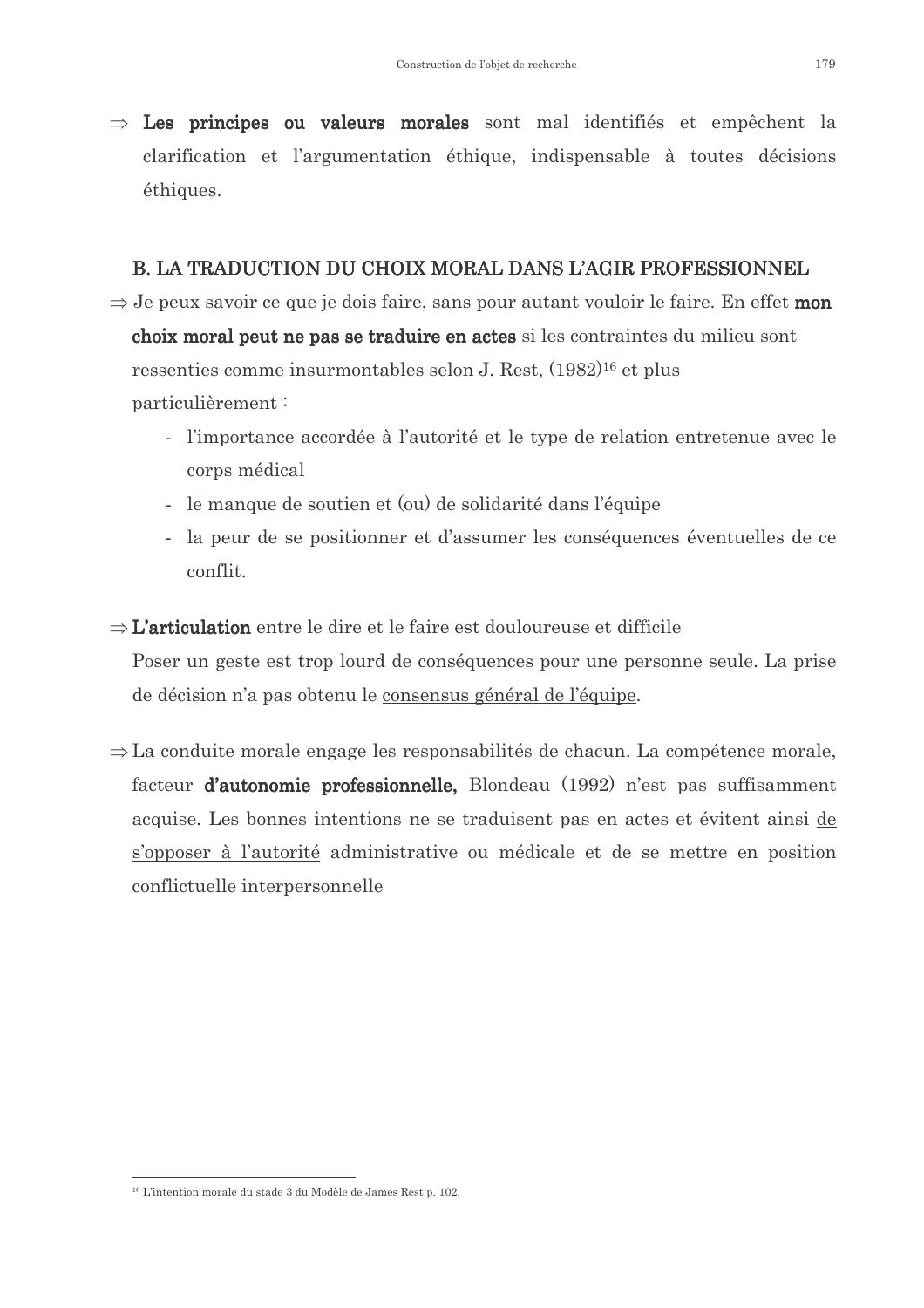⇒ **Les principes ou valeurs morales** sont mal identifiés et empêchent la clarification et l'argumentation éthique, indispensable à toutes décisions éthiques.

## B. LA TRADUCTION DU CHOIX MORAL DANS L'AGIR PROFESSIONNEL

⇒ Je peux savoir ce que je dois faire, sans pour autant vouloir le faire. En effet **mon choix moral peut ne pas se traduire en actes** si les contraintes du milieu sont ressenties comme insurmontables selon J. Rest, (1982)[16] et plus particulièrement :

- l'importance accordée à l'autorité et le type de relation entretenue avec le corps médical
- le manque de soutien et (ou) de solidarité dans l'équipe
- la peur de se positionner et d'assumer les conséquences éventuelles de ce conflit.

⇒ **L'articulation** entre le dire et le faire est douloureuse et difficile
Poser un geste est trop lourd de conséquences pour une personne seule. La prise de décision n'a pas obtenu le <u>consensus général de l'équipe</u>.

⇒ La conduite morale engage les responsabilités de chacun. La compétence morale, facteur **d'autonomie professionnelle,** Blondeau (1992) n'est pas suffisamment acquise. Les bonnes intentions ne se traduisent pas en actes et évitent ainsi <u>de s'opposer à l'autorité</u> administrative ou médicale et de se mettre en position conflictuelle interpersonnelle

---

[16] L'intention morale du stade 3 du Modèle de James Rest p. 102.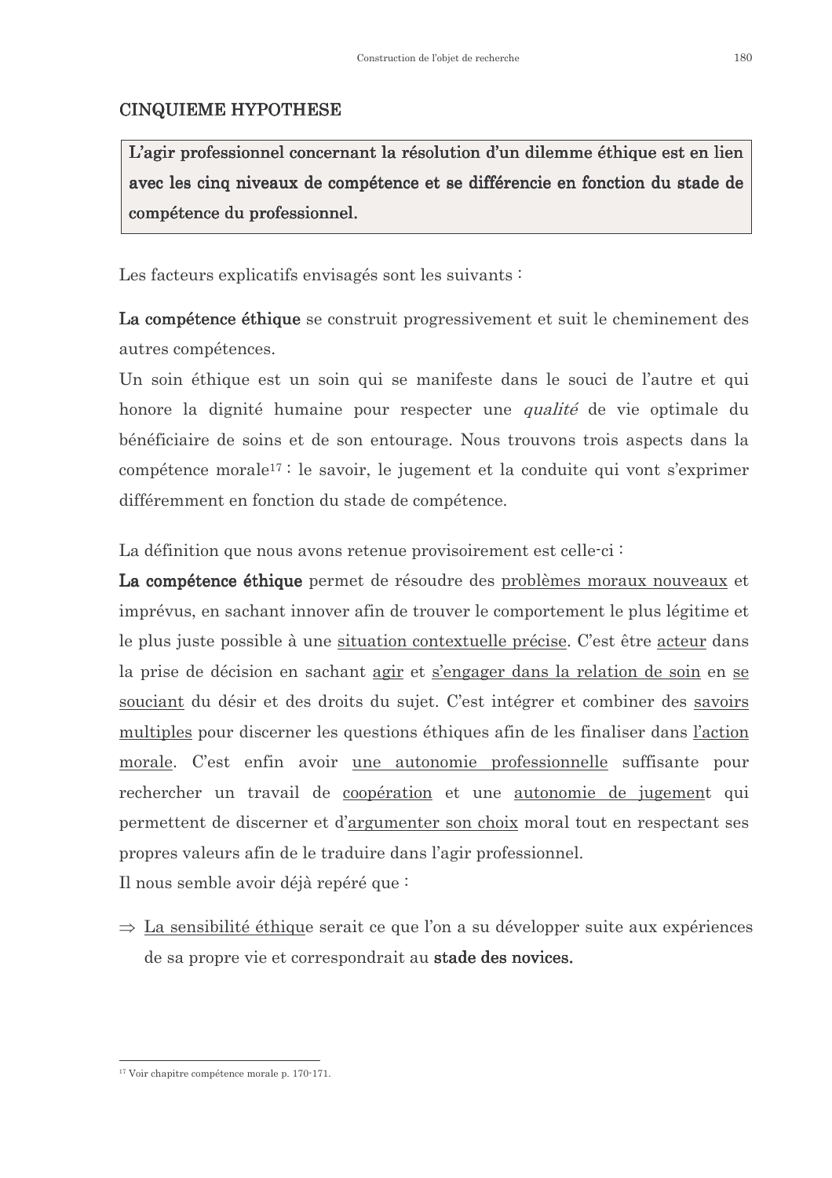## CINQUIEME HYPOTHESE

> **L'agir professionnel concernant la résolution d'un dilemme éthique est en lien avec les cinq niveaux de compétence et se différencie en fonction du stade de compétence du professionnel.**

Les facteurs explicatifs envisagés sont les suivants :

**La compétence éthique** se construit progressivement et suit le cheminement des autres compétences.

Un soin éthique est un soin qui se manifeste dans le souci de l'autre et qui honore la dignité humaine pour respecter une *qualité* de vie optimale du bénéficiaire de soins et de son entourage. Nous trouvons trois aspects dans la compétence morale[17] : le savoir, le jugement et la conduite qui vont s'exprimer différemment en fonction du stade de compétence.

La définition que nous avons retenue provisoirement est celle-ci :

**La compétence éthique** permet de résoudre des problèmes moraux nouveaux et imprévus, en sachant innover afin de trouver le comportement le plus légitime et le plus juste possible à une situation contextuelle précise. C'est être acteur dans la prise de décision en sachant agir et s'engager dans la relation de soin en se souciant du désir et des droits du sujet. C'est intégrer et combiner des savoirs multiples pour discerner les questions éthiques afin de les finaliser dans l'action morale. C'est enfin avoir une autonomie professionnelle suffisante pour rechercher un travail de coopération et une autonomie de jugement qui permettent de discerner et d'argumenter son choix moral tout en respectant ses propres valeurs afin de le traduire dans l'agir professionnel.

Il nous semble avoir déjà repéré que :

⇒ La sensibilité éthique serait ce que l'on a su développer suite aux expériences de sa propre vie et correspondrait au **stade des novices.**

---

[17] Voir chapitre compétence morale p. 170-171.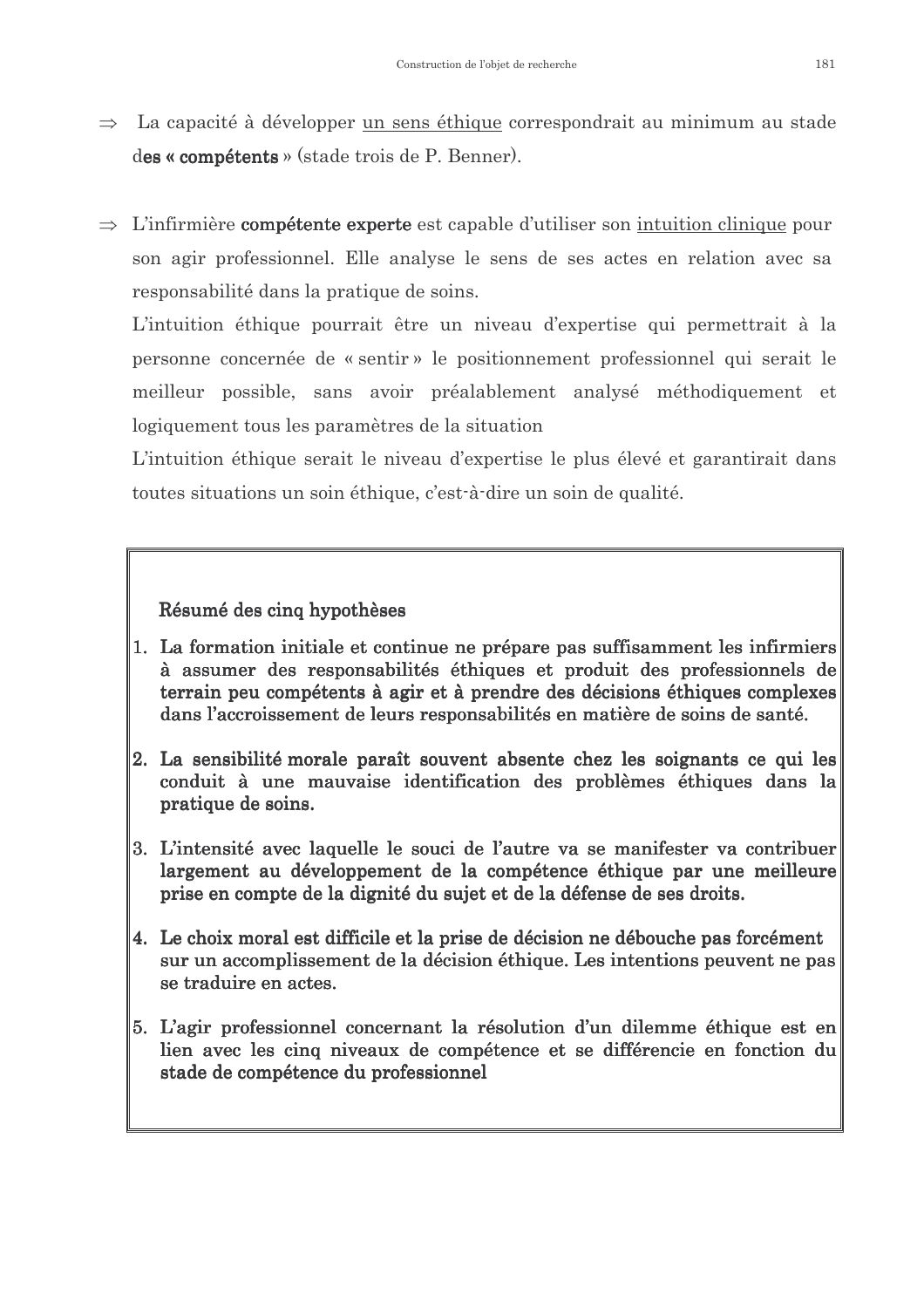⇒ La capacité à développer <u>un sens éthique</u> correspondrait au minimum au stade d**es « compétents** » (stade trois de P. Benner).

⇒ L'infirmière **compétente experte** est capable d'utiliser son <u>intuition clinique</u> pour son agir professionnel. Elle analyse le sens de ses actes en relation avec sa responsabilité dans la pratique de soins.

L'intuition éthique pourrait être un niveau d'expertise qui permettrait à la personne concernée de « sentir » le positionnement professionnel qui serait le meilleur possible, sans avoir préalablement analysé méthodiquement et logiquement tous les paramètres de la situation

L'intuition éthique serait le niveau d'expertise le plus élevé et garantirait dans toutes situations un soin éthique, c'est-à-dire un soin de qualité.

**Résumé des cinq hypothèses**

1. **La formation initiale et continue ne prépare pas suffisamment les infirmiers à assumer des responsabilités éthiques et produit des professionnels de terrain peu compétents à agir et à prendre des décisions éthiques complexes dans l'accroissement de leurs responsabilités en matière de soins de santé.**

2. **La sensibilité morale paraît souvent absente chez les soignants ce qui les conduit à une mauvaise identification des problèmes éthiques dans la pratique de soins.**

3. **L'intensité avec laquelle le souci de l'autre va se manifester va contribuer largement au développement de la compétence éthique par une meilleure prise en compte de la dignité du sujet et de la défense de ses droits.**

4. **Le choix moral est difficile et la prise de décision ne débouche pas forcément sur un accomplissement de la décision éthique. Les intentions peuvent ne pas se traduire en actes.**

5. **L'agir professionnel concernant la résolution d'un dilemme éthique est en lien avec les cinq niveaux de compétence et se différencie en fonction du stade de compétence du professionnel**